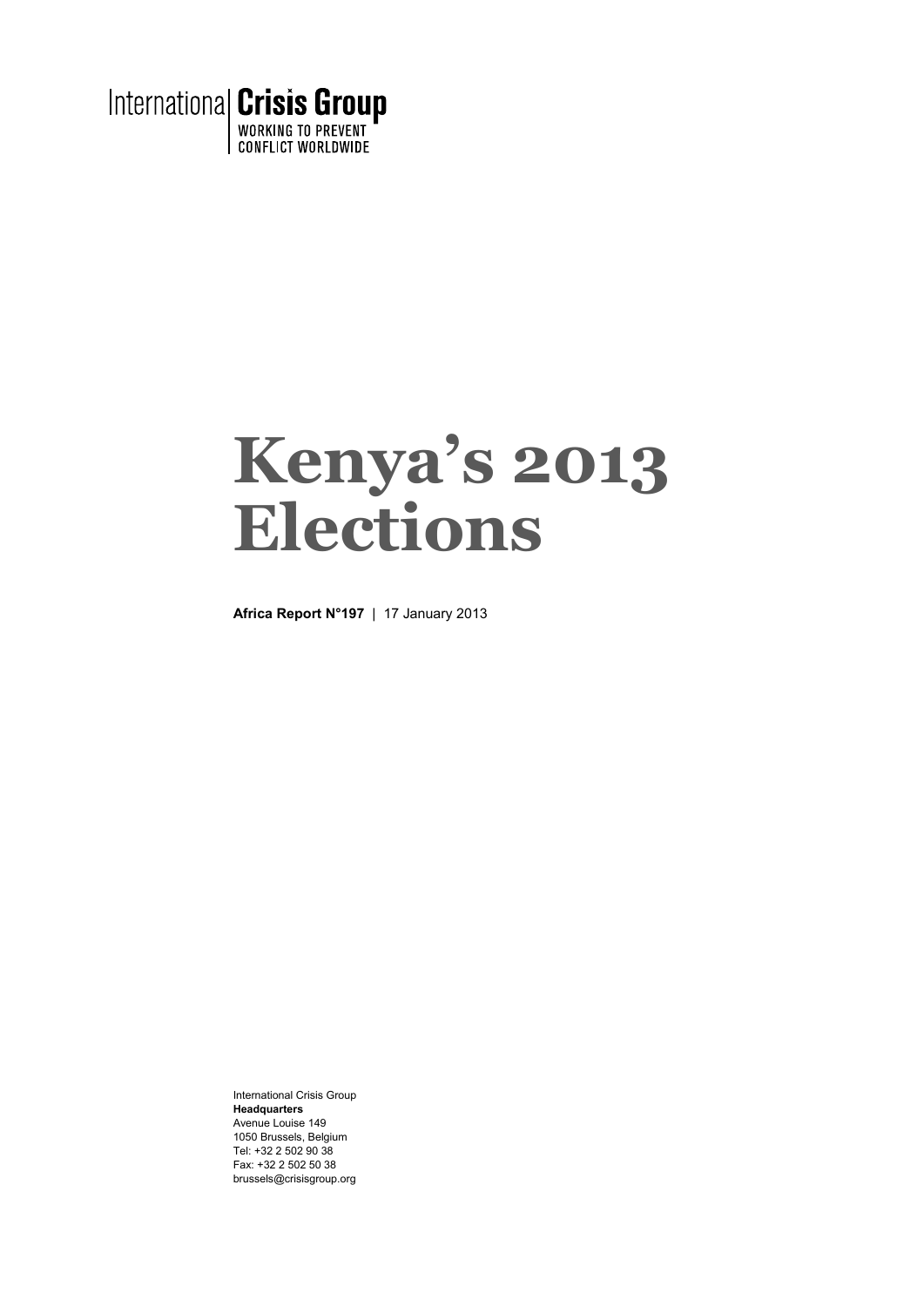International Crisis Group

WORKING TO PREVENT CONFLICT WORLDWIDE

# Kenya's 2013 Elections

**Africa Report N°197** | 17 January 2013

International Crisis Group
**Headquarters**
Avenue Louise 149
1050 Brussels, Belgium
Tel: +32 2 502 90 38
Fax: +32 2 502 50 38
brussels@crisisgroup.org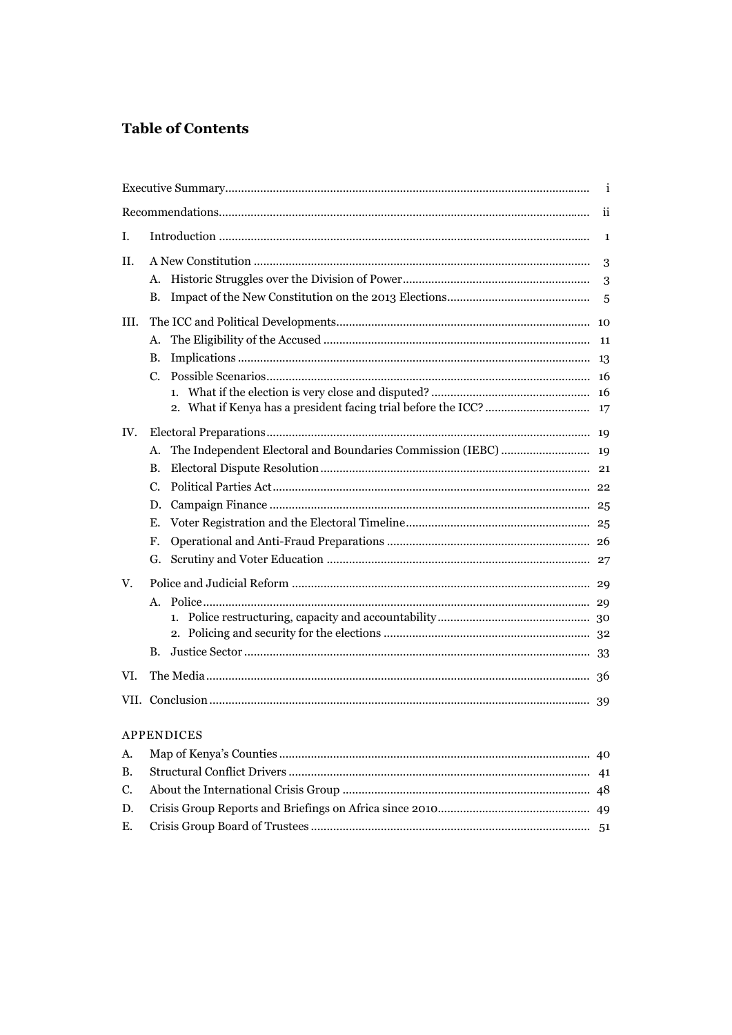## Table of Contents

Executive Summary ........ i

Recommendations ........ ii

I. Introduction ........ 1

II. A New Constitution ........ 3
   - A. Historic Struggles over the Division of Power ........ 3
   - B. Impact of the New Constitution on the 2013 Elections ........ 5

III. The ICC and Political Developments ........ 10
   - A. The Eligibility of the Accused ........ 11
   - B. Implications ........ 13
   - C. Possible Scenarios ........ 16
     1. What if the election is very close and disputed? ........ 16
     2. What if Kenya has a president facing trial before the ICC? ........ 17

IV. Electoral Preparations ........ 19
   - A. The Independent Electoral and Boundaries Commission (IEBC) ........ 19
   - B. Electoral Dispute Resolution ........ 21
   - C. Political Parties Act ........ 22
   - D. Campaign Finance ........ 25
   - E. Voter Registration and the Electoral Timeline ........ 25
   - F. Operational and Anti-Fraud Preparations ........ 26
   - G. Scrutiny and Voter Education ........ 27

V. Police and Judicial Reform ........ 29
   - A. Police ........ 29
     1. Police restructuring, capacity and accountability ........ 30
     2. Policing and security for the elections ........ 32
   - B. Justice Sector ........ 33

VI. The Media ........ 36

VII. Conclusion ........ 39

APPENDICES

A. Map of Kenya's Counties ........ 40

B. Structural Conflict Drivers ........ 41

C. About the International Crisis Group ........ 48

D. Crisis Group Reports and Briefings on Africa since 2010 ........ 49

E. Crisis Group Board of Trustees ........ 51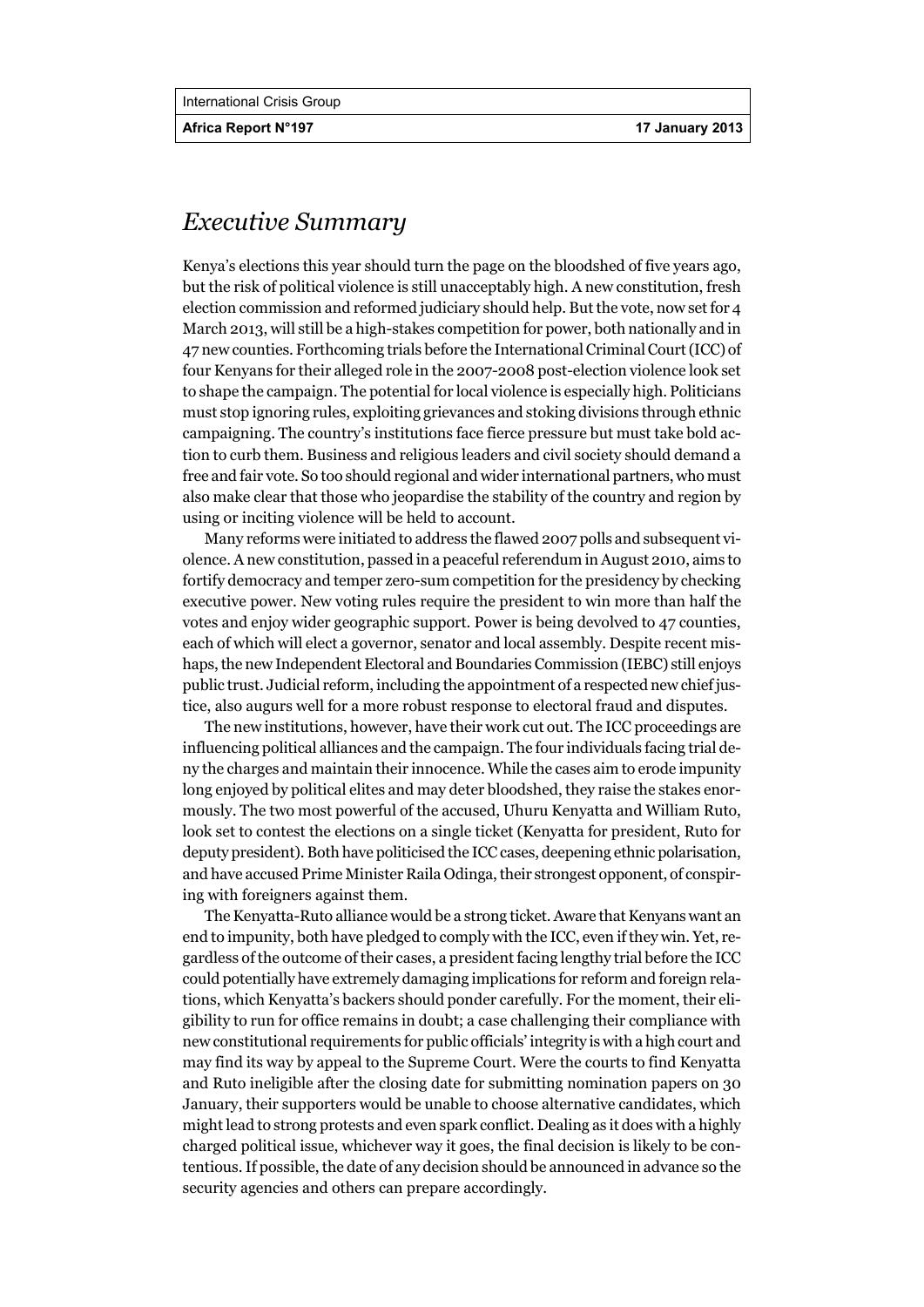# *Executive Summary*

Kenya's elections this year should turn the page on the bloodshed of five years ago, but the risk of political violence is still unacceptably high. A new constitution, fresh election commission and reformed judiciary should help. But the vote, now set for 4 March 2013, will still be a high-stakes competition for power, both nationally and in 47 new counties. Forthcoming trials before the International Criminal Court (ICC) of four Kenyans for their alleged role in the 2007-2008 post-election violence look set to shape the campaign. The potential for local violence is especially high. Politicians must stop ignoring rules, exploiting grievances and stoking divisions through ethnic campaigning. The country's institutions face fierce pressure but must take bold action to curb them. Business and religious leaders and civil society should demand a free and fair vote. So too should regional and wider international partners, who must also make clear that those who jeopardise the stability of the country and region by using or inciting violence will be held to account.

Many reforms were initiated to address the flawed 2007 polls and subsequent violence. A new constitution, passed in a peaceful referendum in August 2010, aims to fortify democracy and temper zero-sum competition for the presidency by checking executive power. New voting rules require the president to win more than half the votes and enjoy wider geographic support. Power is being devolved to 47 counties, each of which will elect a governor, senator and local assembly. Despite recent mishaps, the new Independent Electoral and Boundaries Commission (IEBC) still enjoys public trust. Judicial reform, including the appointment of a respected new chief justice, also augurs well for a more robust response to electoral fraud and disputes.

The new institutions, however, have their work cut out. The ICC proceedings are influencing political alliances and the campaign. The four individuals facing trial deny the charges and maintain their innocence. While the cases aim to erode impunity long enjoyed by political elites and may deter bloodshed, they raise the stakes enormously. The two most powerful of the accused, Uhuru Kenyatta and William Ruto, look set to contest the elections on a single ticket (Kenyatta for president, Ruto for deputy president). Both have politicised the ICC cases, deepening ethnic polarisation, and have accused Prime Minister Raila Odinga, their strongest opponent, of conspiring with foreigners against them.

The Kenyatta-Ruto alliance would be a strong ticket. Aware that Kenyans want an end to impunity, both have pledged to comply with the ICC, even if they win. Yet, regardless of the outcome of their cases, a president facing lengthy trial before the ICC could potentially have extremely damaging implications for reform and foreign relations, which Kenyatta's backers should ponder carefully. For the moment, their eligibility to run for office remains in doubt; a case challenging their compliance with new constitutional requirements for public officials' integrity is with a high court and may find its way by appeal to the Supreme Court. Were the courts to find Kenyatta and Ruto ineligible after the closing date for submitting nomination papers on 30 January, their supporters would be unable to choose alternative candidates, which might lead to strong protests and even spark conflict. Dealing as it does with a highly charged political issue, whichever way it goes, the final decision is likely to be contentious. If possible, the date of any decision should be announced in advance so the security agencies and others can prepare accordingly.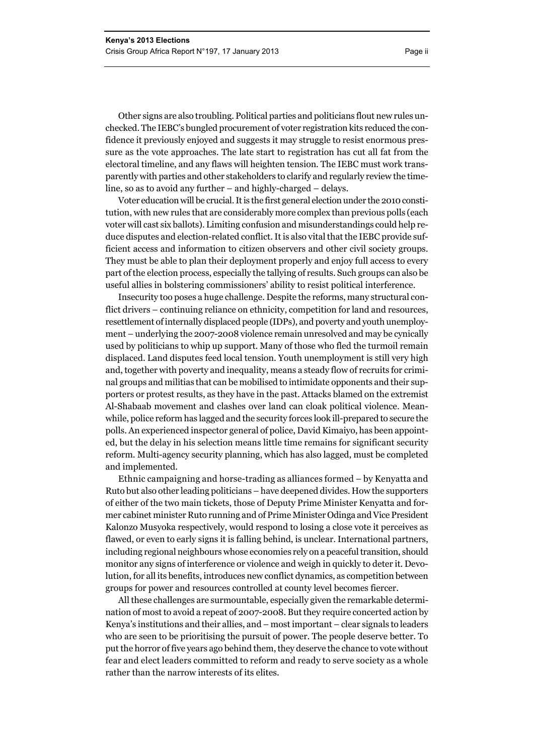Other signs are also troubling. Political parties and politicians flout new rules unchecked. The IEBC's bungled procurement of voter registration kits reduced the confidence it previously enjoyed and suggests it may struggle to resist enormous pressure as the vote approaches. The late start to registration has cut all fat from the electoral timeline, and any flaws will heighten tension. The IEBC must work transparently with parties and other stakeholders to clarify and regularly review the timeline, so as to avoid any further – and highly-charged – delays.

Voter education will be crucial. It is the first general election under the 2010 constitution, with new rules that are considerably more complex than previous polls (each voter will cast six ballots). Limiting confusion and misunderstandings could help reduce disputes and election-related conflict. It is also vital that the IEBC provide sufficient access and information to citizen observers and other civil society groups. They must be able to plan their deployment properly and enjoy full access to every part of the election process, especially the tallying of results. Such groups can also be useful allies in bolstering commissioners' ability to resist political interference.

Insecurity too poses a huge challenge. Despite the reforms, many structural conflict drivers – continuing reliance on ethnicity, competition for land and resources, resettlement of internally displaced people (IDPs), and poverty and youth unemployment – underlying the 2007-2008 violence remain unresolved and may be cynically used by politicians to whip up support. Many of those who fled the turmoil remain displaced. Land disputes feed local tension. Youth unemployment is still very high and, together with poverty and inequality, means a steady flow of recruits for criminal groups and militias that can be mobilised to intimidate opponents and their supporters or protest results, as they have in the past. Attacks blamed on the extremist Al-Shabaab movement and clashes over land can cloak political violence. Meanwhile, police reform has lagged and the security forces look ill-prepared to secure the polls. An experienced inspector general of police, David Kimaiyo, has been appointed, but the delay in his selection means little time remains for significant security reform. Multi-agency security planning, which has also lagged, must be completed and implemented.

Ethnic campaigning and horse-trading as alliances formed – by Kenyatta and Ruto but also other leading politicians – have deepened divides. How the supporters of either of the two main tickets, those of Deputy Prime Minister Kenyatta and former cabinet minister Ruto running and of Prime Minister Odinga and Vice President Kalonzo Musyoka respectively, would respond to losing a close vote it perceives as flawed, or even to early signs it is falling behind, is unclear. International partners, including regional neighbours whose economies rely on a peaceful transition, should monitor any signs of interference or violence and weigh in quickly to deter it. Devolution, for all its benefits, introduces new conflict dynamics, as competition between groups for power and resources controlled at county level becomes fiercer.

All these challenges are surmountable, especially given the remarkable determination of most to avoid a repeat of 2007-2008. But they require concerted action by Kenya's institutions and their allies, and – most important – clear signals to leaders who are seen to be prioritising the pursuit of power. The people deserve better. To put the horror of five years ago behind them, they deserve the chance to vote without fear and elect leaders committed to reform and ready to serve society as a whole rather than the narrow interests of its elites.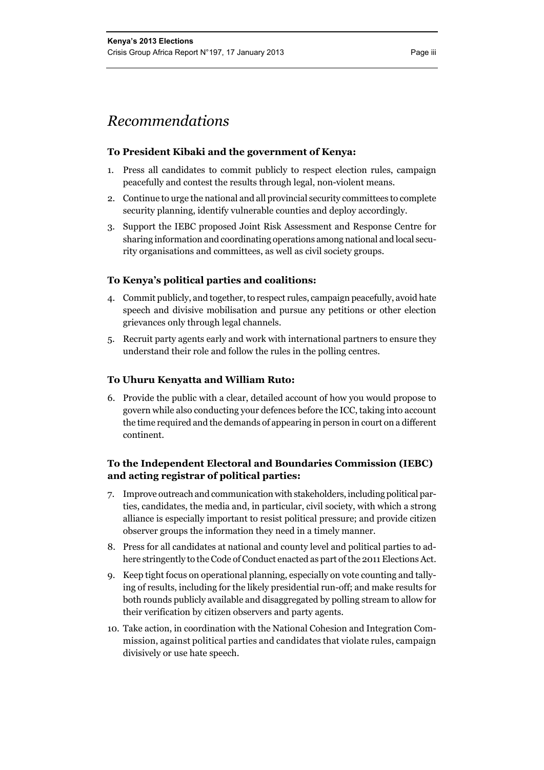# Recommendations

### To President Kibaki and the government of Kenya:

1. Press all candidates to commit publicly to respect election rules, campaign peacefully and contest the results through legal, non-violent means.
2. Continue to urge the national and all provincial security committees to complete security planning, identify vulnerable counties and deploy accordingly.
3. Support the IEBC proposed Joint Risk Assessment and Response Centre for sharing information and coordinating operations among national and local security organisations and committees, as well as civil society groups.

### To Kenya's political parties and coalitions:

4. Commit publicly, and together, to respect rules, campaign peacefully, avoid hate speech and divisive mobilisation and pursue any petitions or other election grievances only through legal channels.
5. Recruit party agents early and work with international partners to ensure they understand their role and follow the rules in the polling centres.

### To Uhuru Kenyatta and William Ruto:

6. Provide the public with a clear, detailed account of how you would propose to govern while also conducting your defences before the ICC, taking into account the time required and the demands of appearing in person in court on a different continent.

### To the Independent Electoral and Boundaries Commission (IEBC) and acting registrar of political parties:

7. Improve outreach and communication with stakeholders, including political parties, candidates, the media and, in particular, civil society, with which a strong alliance is especially important to resist political pressure; and provide citizen observer groups the information they need in a timely manner.
8. Press for all candidates at national and county level and political parties to adhere stringently to the Code of Conduct enacted as part of the 2011 Elections Act.
9. Keep tight focus on operational planning, especially on vote counting and tallying of results, including for the likely presidential run-off; and make results for both rounds publicly available and disaggregated by polling stream to allow for their verification by citizen observers and party agents.
10. Take action, in coordination with the National Cohesion and Integration Commission, against political parties and candidates that violate rules, campaign divisively or use hate speech.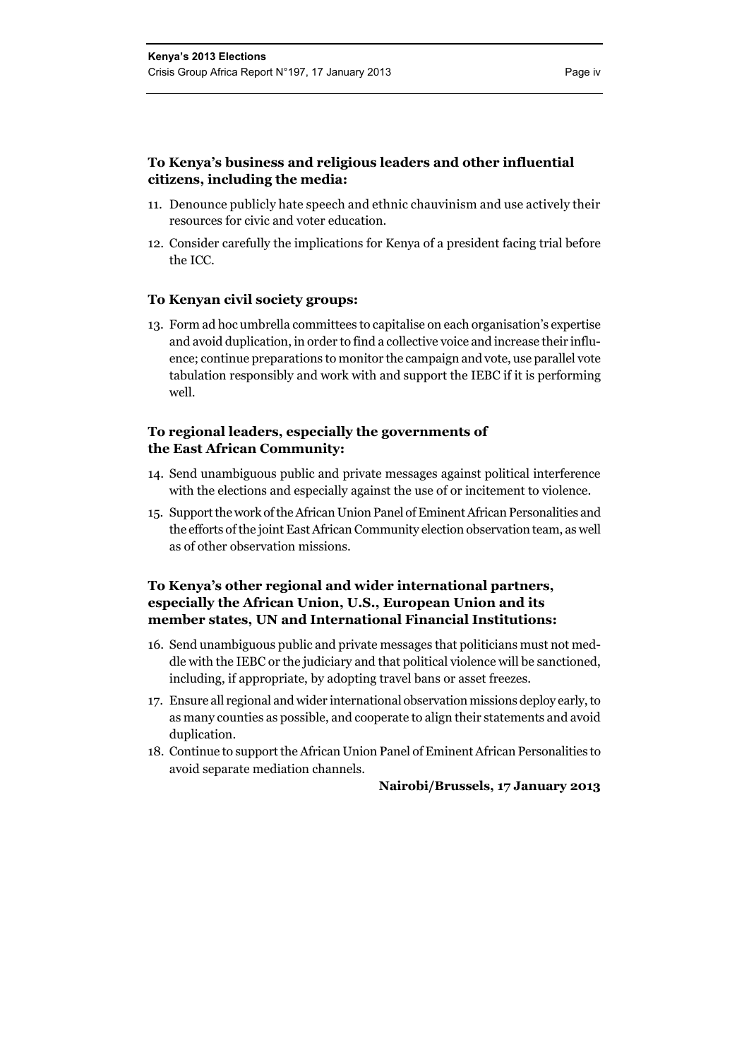**To Kenya's business and religious leaders and other influential citizens, including the media:**

11. Denounce publicly hate speech and ethnic chauvinism and use actively their resources for civic and voter education.
12. Consider carefully the implications for Kenya of a president facing trial before the ICC.

**To Kenyan civil society groups:**

13. Form ad hoc umbrella committees to capitalise on each organisation's expertise and avoid duplication, in order to find a collective voice and increase their influence; continue preparations to monitor the campaign and vote, use parallel vote tabulation responsibly and work with and support the IEBC if it is performing well.

**To regional leaders, especially the governments of the East African Community:**

14. Send unambiguous public and private messages against political interference with the elections and especially against the use of or incitement to violence.
15. Support the work of the African Union Panel of Eminent African Personalities and the efforts of the joint East African Community election observation team, as well as of other observation missions.

**To Kenya's other regional and wider international partners, especially the African Union, U.S., European Union and its member states, UN and International Financial Institutions:**

16. Send unambiguous public and private messages that politicians must not meddle with the IEBC or the judiciary and that political violence will be sanctioned, including, if appropriate, by adopting travel bans or asset freezes.
17. Ensure all regional and wider international observation missions deploy early, to as many counties as possible, and cooperate to align their statements and avoid duplication.
18. Continue to support the African Union Panel of Eminent African Personalities to avoid separate mediation channels.

**Nairobi/Brussels, 17 January 2013**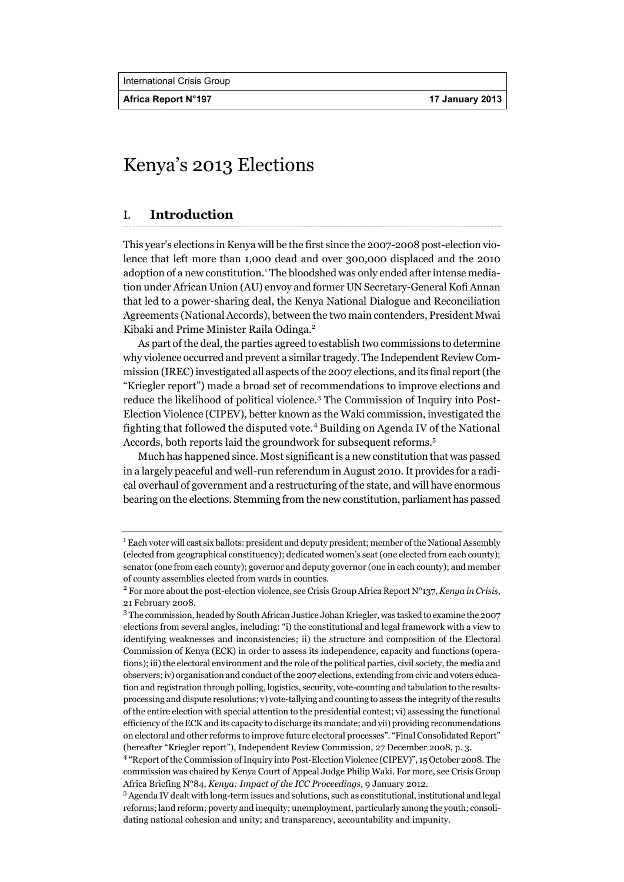# Kenya's 2013 Elections

## I. Introduction

This year's elections in Kenya will be the first since the 2007-2008 post-election violence that left more than 1,000 dead and over 300,000 displaced and the 2010 adoption of a new constitution.[1] The bloodshed was only ended after intense mediation under African Union (AU) envoy and former UN Secretary-General Kofi Annan that led to a power-sharing deal, the Kenya National Dialogue and Reconciliation Agreements (National Accords), between the two main contenders, President Mwai Kibaki and Prime Minister Raila Odinga.[2]

As part of the deal, the parties agreed to establish two commissions to determine why violence occurred and prevent a similar tragedy. The Independent Review Commission (IREC) investigated all aspects of the 2007 elections, and its final report (the "Kriegler report") made a broad set of recommendations to improve elections and reduce the likelihood of political violence.[3] The Commission of Inquiry into Post-Election Violence (CIPEV), better known as the Waki commission, investigated the fighting that followed the disputed vote.[4] Building on Agenda IV of the National Accords, both reports laid the groundwork for subsequent reforms.[5]

Much has happened since. Most significant is a new constitution that was passed in a largely peaceful and well-run referendum in August 2010. It provides for a radical overhaul of government and a restructuring of the state, and will have enormous bearing on the elections. Stemming from the new constitution, parliament has passed

---

[1] Each voter will cast six ballots: president and deputy president; member of the National Assembly (elected from geographical constituency); dedicated women's seat (one elected from each county); senator (one from each county); governor and deputy governor (one in each county); and member of county assemblies elected from wards in counties.

[2] For more about the post-election violence, see Crisis Group Africa Report N°137, *Kenya in Crisis*, 21 February 2008.

[3] The commission, headed by South African Justice Johan Kriegler, was tasked to examine the 2007 elections from several angles, including: "i) the constitutional and legal framework with a view to identifying weaknesses and inconsistencies; ii) the structure and composition of the Electoral Commission of Kenya (ECK) in order to assess its independence, capacity and functions (operations); iii) the electoral environment and the role of the political parties, civil society, the media and observers; iv) organisation and conduct of the 2007 elections, extending from civic and voters education and registration through polling, logistics, security, vote-counting and tabulation to the results-processing and dispute resolutions; v) vote-tallying and counting to assess the integrity of the results of the entire election with special attention to the presidential contest; vi) assessing the functional efficiency of the ECK and its capacity to discharge its mandate; and vii) providing recommendations on electoral and other reforms to improve future electoral processes". "Final Consolidated Report" (hereafter "Kriegler report"), Independent Review Commission, 27 December 2008, p. 3.

[4] "Report of the Commission of Inquiry into Post-Election Violence (CIPEV)", 15 October 2008. The commission was chaired by Kenya Court of Appeal Judge Philip Waki. For more, see Crisis Group Africa Briefing N°84, *Kenya: Impact of the ICC Proceedings*, 9 January 2012.

[5] Agenda IV dealt with long-term issues and solutions, such as constitutional, institutional and legal reforms; land reform; poverty and inequity; unemployment, particularly among the youth; consolidating national cohesion and unity; and transparency, accountability and impunity.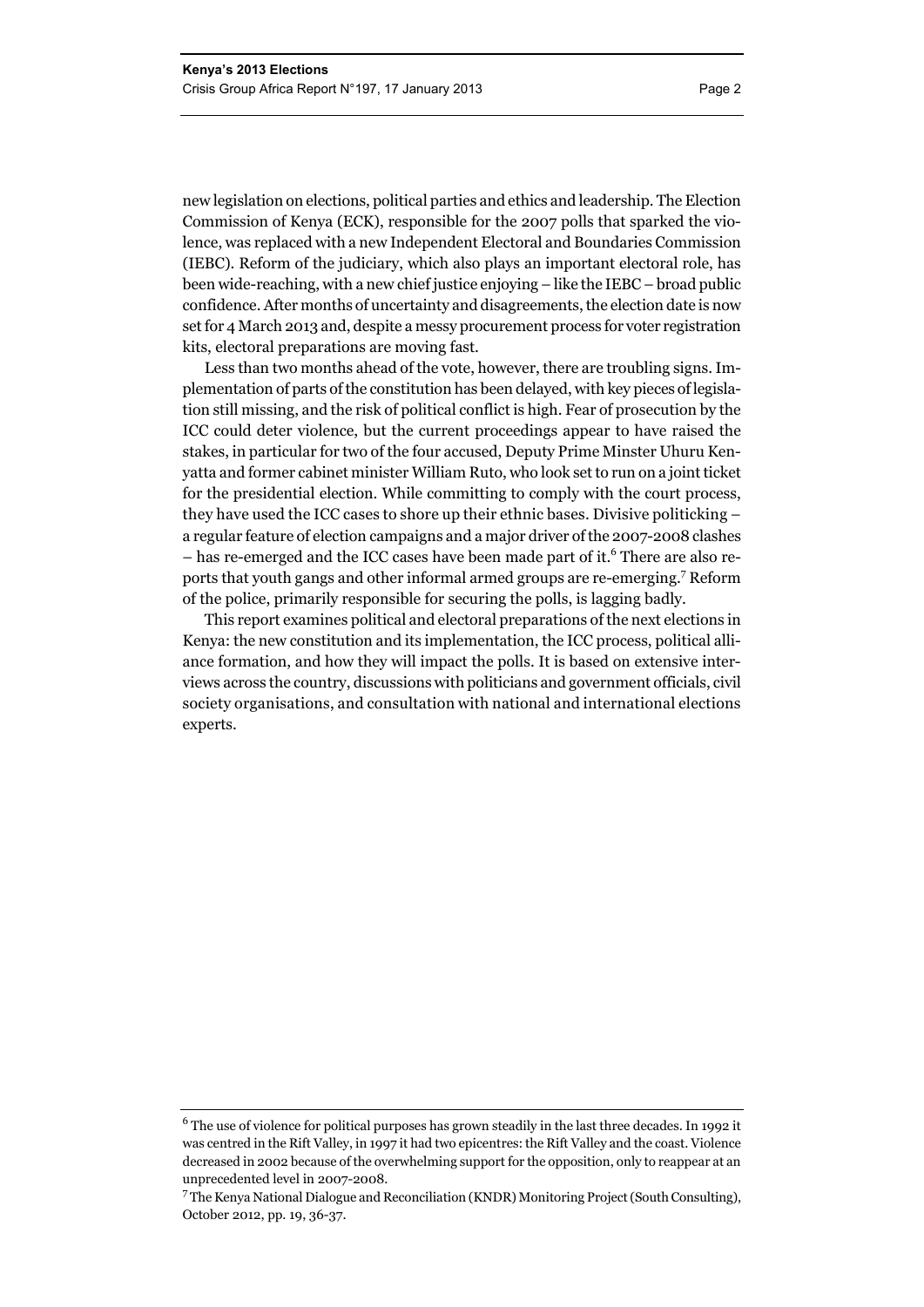new legislation on elections, political parties and ethics and leadership. The Election Commission of Kenya (ECK), responsible for the 2007 polls that sparked the violence, was replaced with a new Independent Electoral and Boundaries Commission (IEBC). Reform of the judiciary, which also plays an important electoral role, has been wide-reaching, with a new chief justice enjoying – like the IEBC – broad public confidence. After months of uncertainty and disagreements, the election date is now set for 4 March 2013 and, despite a messy procurement process for voter registration kits, electoral preparations are moving fast.

Less than two months ahead of the vote, however, there are troubling signs. Implementation of parts of the constitution has been delayed, with key pieces of legislation still missing, and the risk of political conflict is high. Fear of prosecution by the ICC could deter violence, but the current proceedings appear to have raised the stakes, in particular for two of the four accused, Deputy Prime Minster Uhuru Kenyatta and former cabinet minister William Ruto, who look set to run on a joint ticket for the presidential election. While committing to comply with the court process, they have used the ICC cases to shore up their ethnic bases. Divisive politicking – a regular feature of election campaigns and a major driver of the 2007-2008 clashes – has re-emerged and the ICC cases have been made part of it.[6] There are also reports that youth gangs and other informal armed groups are re-emerging.[7] Reform of the police, primarily responsible for securing the polls, is lagging badly.

This report examines political and electoral preparations of the next elections in Kenya: the new constitution and its implementation, the ICC process, political alliance formation, and how they will impact the polls. It is based on extensive interviews across the country, discussions with politicians and government officials, civil society organisations, and consultation with national and international elections experts.

---

[6] The use of violence for political purposes has grown steadily in the last three decades. In 1992 it was centred in the Rift Valley, in 1997 it had two epicentres: the Rift Valley and the coast. Violence decreased in 2002 because of the overwhelming support for the opposition, only to reappear at an unprecedented level in 2007-2008.

[7] The Kenya National Dialogue and Reconciliation (KNDR) Monitoring Project (South Consulting), October 2012, pp. 19, 36-37.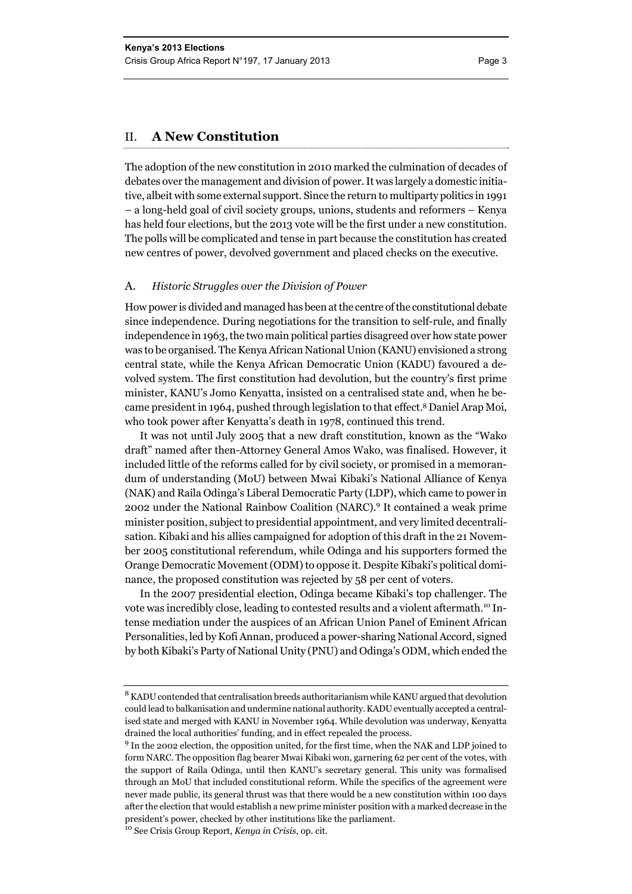## II. A New Constitution

The adoption of the new constitution in 2010 marked the culmination of decades of debates over the management and division of power. It was largely a domestic initiative, albeit with some external support. Since the return to multiparty politics in 1991 – a long-held goal of civil society groups, unions, students and reformers – Kenya has held four elections, but the 2013 vote will be the first under a new constitution. The polls will be complicated and tense in part because the constitution has created new centres of power, devolved government and placed checks on the executive.

### A. *Historic Struggles over the Division of Power*

How power is divided and managed has been at the centre of the constitutional debate since independence. During negotiations for the transition to self-rule, and finally independence in 1963, the two main political parties disagreed over how state power was to be organised. The Kenya African National Union (KANU) envisioned a strong central state, while the Kenya African Democratic Union (KADU) favoured a devolved system. The first constitution had devolution, but the country's first prime minister, KANU's Jomo Kenyatta, insisted on a centralised state and, when he became president in 1964, pushed through legislation to that effect.[8] Daniel Arap Moi, who took power after Kenyatta's death in 1978, continued this trend.

It was not until July 2005 that a new draft constitution, known as the "Wako draft" named after then-Attorney General Amos Wako, was finalised. However, it included little of the reforms called for by civil society, or promised in a memorandum of understanding (MoU) between Mwai Kibaki's National Alliance of Kenya (NAK) and Raila Odinga's Liberal Democratic Party (LDP), which came to power in 2002 under the National Rainbow Coalition (NARC).[9] It contained a weak prime minister position, subject to presidential appointment, and very limited decentralisation. Kibaki and his allies campaigned for adoption of this draft in the 21 November 2005 constitutional referendum, while Odinga and his supporters formed the Orange Democratic Movement (ODM) to oppose it. Despite Kibaki's political dominance, the proposed constitution was rejected by 58 per cent of voters.

In the 2007 presidential election, Odinga became Kibaki's top challenger. The vote was incredibly close, leading to contested results and a violent aftermath.[10] Intense mediation under the auspices of an African Union Panel of Eminent African Personalities, led by Kofi Annan, produced a power-sharing National Accord, signed by both Kibaki's Party of National Unity (PNU) and Odinga's ODM, which ended the

---

[8] KADU contended that centralisation breeds authoritarianism while KANU argued that devolution could lead to balkanisation and undermine national authority. KADU eventually accepted a centralised state and merged with KANU in November 1964. While devolution was underway, Kenyatta drained the local authorities' funding, and in effect repealed the process.

[9] In the 2002 election, the opposition united, for the first time, when the NAK and LDP joined to form NARC. The opposition flag bearer Mwai Kibaki won, garnering 62 per cent of the votes, with the support of Raila Odinga, until then KANU's secretary general. This unity was formalised through an MoU that included constitutional reform. While the specifics of the agreement were never made public, its general thrust was that there would be a new constitution within 100 days after the election that would establish a new prime minister position with a marked decrease in the president's power, checked by other institutions like the parliament.

[10] See Crisis Group Report, *Kenya in Crisis*, op. cit.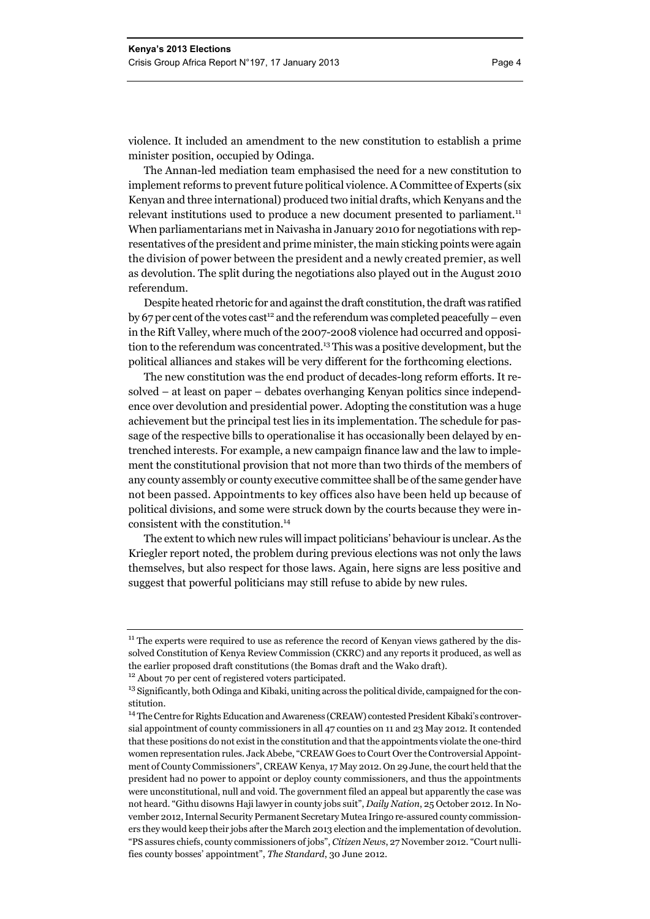violence. It included an amendment to the new constitution to establish a prime minister position, occupied by Odinga.

The Annan-led mediation team emphasised the need for a new constitution to implement reforms to prevent future political violence. A Committee of Experts (six Kenyan and three international) produced two initial drafts, which Kenyans and the relevant institutions used to produce a new document presented to parliament.[11] When parliamentarians met in Naivasha in January 2010 for negotiations with representatives of the president and prime minister, the main sticking points were again the division of power between the president and a newly created premier, as well as devolution. The split during the negotiations also played out in the August 2010 referendum.

Despite heated rhetoric for and against the draft constitution, the draft was ratified by 67 per cent of the votes cast[12] and the referendum was completed peacefully – even in the Rift Valley, where much of the 2007-2008 violence had occurred and opposition to the referendum was concentrated.[13] This was a positive development, but the political alliances and stakes will be very different for the forthcoming elections.

The new constitution was the end product of decades-long reform efforts. It resolved – at least on paper – debates overhanging Kenyan politics since independence over devolution and presidential power. Adopting the constitution was a huge achievement but the principal test lies in its implementation. The schedule for passage of the respective bills to operationalise it has occasionally been delayed by entrenched interests. For example, a new campaign finance law and the law to implement the constitutional provision that not more than two thirds of the members of any county assembly or county executive committee shall be of the same gender have not been passed. Appointments to key offices also have been held up because of political divisions, and some were struck down by the courts because they were inconsistent with the constitution.[14]

The extent to which new rules will impact politicians' behaviour is unclear. As the Kriegler report noted, the problem during previous elections was not only the laws themselves, but also respect for those laws. Again, here signs are less positive and suggest that powerful politicians may still refuse to abide by new rules.

---

[11] The experts were required to use as reference the record of Kenyan views gathered by the dissolved Constitution of Kenya Review Commission (CKRC) and any reports it produced, as well as the earlier proposed draft constitutions (the Bomas draft and the Wako draft).

[12] About 70 per cent of registered voters participated.

[13] Significantly, both Odinga and Kibaki, uniting across the political divide, campaigned for the constitution.

[14] The Centre for Rights Education and Awareness (CREAW) contested President Kibaki's controversial appointment of county commissioners in all 47 counties on 11 and 23 May 2012. It contended that these positions do not exist in the constitution and that the appointments violate the one-third women representation rules. Jack Abebe, "CREAW Goes to Court Over the Controversial Appointment of County Commissioners", CREAW Kenya, 17 May 2012. On 29 June, the court held that the president had no power to appoint or deploy county commissioners, and thus the appointments were unconstitutional, null and void. The government filed an appeal but apparently the case was not heard. "Githu disowns Haji lawyer in county jobs suit", *Daily Nation*, 25 October 2012. In November 2012, Internal Security Permanent Secretary Mutea Iringo re-assured county commissioners they would keep their jobs after the March 2013 election and the implementation of devolution. "PS assures chiefs, county commissioners of jobs", *Citizen News*, 27 November 2012. "Court nullifies county bosses' appointment", *The Standard*, 30 June 2012.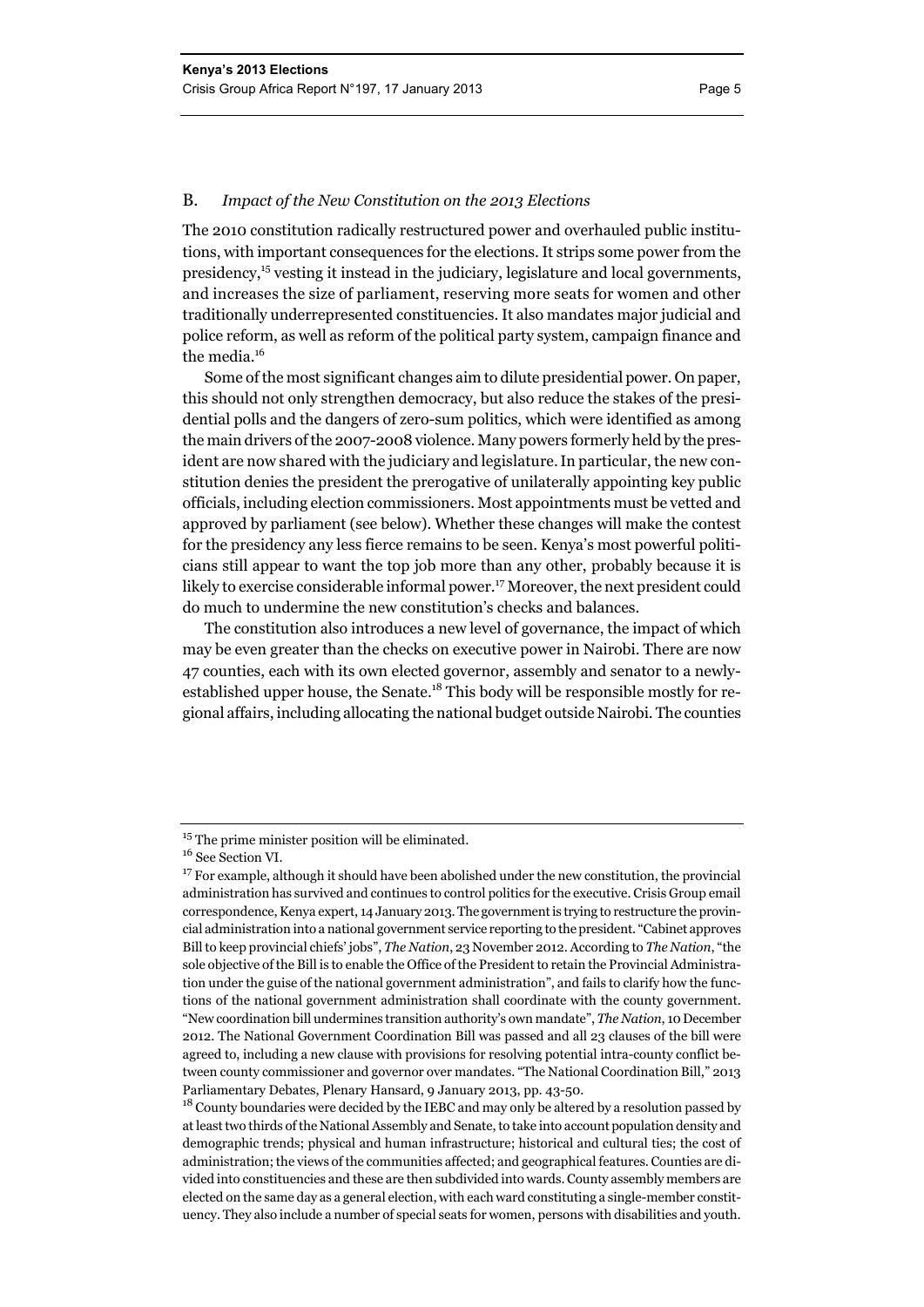## B. *Impact of the New Constitution on the 2013 Elections*

The 2010 constitution radically restructured power and overhauled public institutions, with important consequences for the elections. It strips some power from the presidency,[15] vesting it instead in the judiciary, legislature and local governments, and increases the size of parliament, reserving more seats for women and other traditionally underrepresented constituencies. It also mandates major judicial and police reform, as well as reform of the political party system, campaign finance and the media.[16]

Some of the most significant changes aim to dilute presidential power. On paper, this should not only strengthen democracy, but also reduce the stakes of the presidential polls and the dangers of zero-sum politics, which were identified as among the main drivers of the 2007-2008 violence. Many powers formerly held by the president are now shared with the judiciary and legislature. In particular, the new constitution denies the president the prerogative of unilaterally appointing key public officials, including election commissioners. Most appointments must be vetted and approved by parliament (see below). Whether these changes will make the contest for the presidency any less fierce remains to be seen. Kenya's most powerful politicians still appear to want the top job more than any other, probably because it is likely to exercise considerable informal power.[17] Moreover, the next president could do much to undermine the new constitution's checks and balances.

The constitution also introduces a new level of governance, the impact of which may be even greater than the checks on executive power in Nairobi. There are now 47 counties, each with its own elected governor, assembly and senator to a newly-established upper house, the Senate.[18] This body will be responsible mostly for regional affairs, including allocating the national budget outside Nairobi. The counties

---

[15] The prime minister position will be eliminated.

[16] See Section VI.

[17] For example, although it should have been abolished under the new constitution, the provincial administration has survived and continues to control politics for the executive. Crisis Group email correspondence, Kenya expert, 14 January 2013. The government is trying to restructure the provincial administration into a national government service reporting to the president. "Cabinet approves Bill to keep provincial chiefs' jobs", *The Nation*, 23 November 2012. According to *The Nation*, "the sole objective of the Bill is to enable the Office of the President to retain the Provincial Administration under the guise of the national government administration", and fails to clarify how the functions of the national government administration shall coordinate with the county government. "New coordination bill undermines transition authority's own mandate", *The Nation*, 10 December 2012. The National Government Coordination Bill was passed and all 23 clauses of the bill were agreed to, including a new clause with provisions for resolving potential intra-county conflict between county commissioner and governor over mandates. "The National Coordination Bill," 2013 Parliamentary Debates, Plenary Hansard, 9 January 2013, pp. 43-50.

[18] County boundaries were decided by the IEBC and may only be altered by a resolution passed by at least two thirds of the National Assembly and Senate, to take into account population density and demographic trends; physical and human infrastructure; historical and cultural ties; the cost of administration; the views of the communities affected; and geographical features. Counties are divided into constituencies and these are then subdivided into wards. County assembly members are elected on the same day as a general election, with each ward constituting a single-member constituency. They also include a number of special seats for women, persons with disabilities and youth.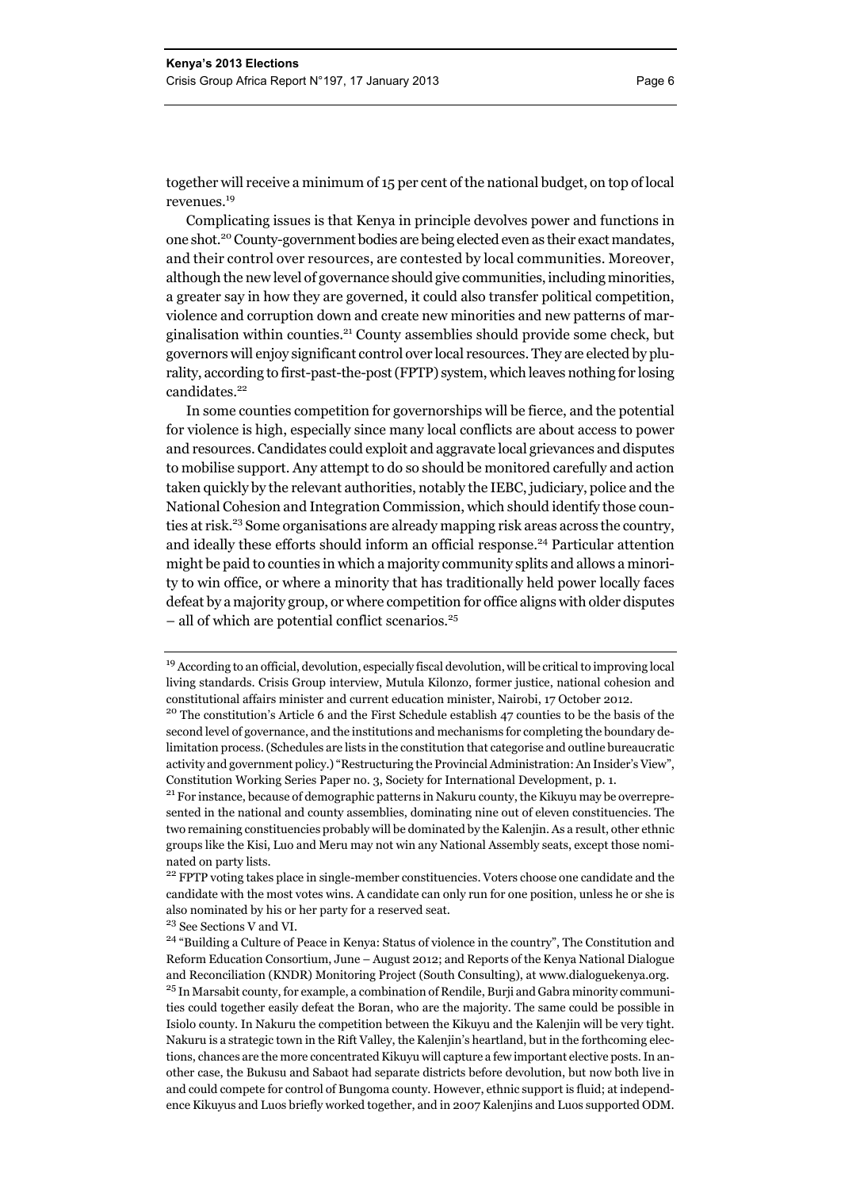together will receive a minimum of 15 per cent of the national budget, on top of local revenues.[19]

Complicating issues is that Kenya in principle devolves power and functions in one shot.[20] County-government bodies are being elected even as their exact mandates, and their control over resources, are contested by local communities. Moreover, although the new level of governance should give communities, including minorities, a greater say in how they are governed, it could also transfer political competition, violence and corruption down and create new minorities and new patterns of marginalisation within counties.[21] County assemblies should provide some check, but governors will enjoy significant control over local resources. They are elected by plurality, according to first-past-the-post (FPTP) system, which leaves nothing for losing candidates.[22]

In some counties competition for governorships will be fierce, and the potential for violence is high, especially since many local conflicts are about access to power and resources. Candidates could exploit and aggravate local grievances and disputes to mobilise support. Any attempt to do so should be monitored carefully and action taken quickly by the relevant authorities, notably the IEBC, judiciary, police and the National Cohesion and Integration Commission, which should identify those counties at risk.[23] Some organisations are already mapping risk areas across the country, and ideally these efforts should inform an official response.[24] Particular attention might be paid to counties in which a majority community splits and allows a minority to win office, or where a minority that has traditionally held power locally faces defeat by a majority group, or where competition for office aligns with older disputes – all of which are potential conflict scenarios.[25]

---

[19] According to an official, devolution, especially fiscal devolution, will be critical to improving local living standards. Crisis Group interview, Mutula Kilonzo, former justice, national cohesion and constitutional affairs minister and current education minister, Nairobi, 17 October 2012.

[20] The constitution's Article 6 and the First Schedule establish 47 counties to be the basis of the second level of governance, and the institutions and mechanisms for completing the boundary delimitation process. (Schedules are lists in the constitution that categorise and outline bureaucratic activity and government policy.) "Restructuring the Provincial Administration: An Insider's View", Constitution Working Series Paper no. 3, Society for International Development, p. 1.

[21] For instance, because of demographic patterns in Nakuru county, the Kikuyu may be overrepresented in the national and county assemblies, dominating nine out of eleven constituencies. The two remaining constituencies probably will be dominated by the Kalenjin. As a result, other ethnic groups like the Kisi, Luo and Meru may not win any National Assembly seats, except those nominated on party lists.

[22] FPTP voting takes place in single-member constituencies. Voters choose one candidate and the candidate with the most votes wins. A candidate can only run for one position, unless he or she is also nominated by his or her party for a reserved seat.

[23] See Sections V and VI.

[24] "Building a Culture of Peace in Kenya: Status of violence in the country", The Constitution and Reform Education Consortium, June – August 2012; and Reports of the Kenya National Dialogue and Reconciliation (KNDR) Monitoring Project (South Consulting), at www.dialoguekenya.org.

[25] In Marsabit county, for example, a combination of Rendile, Burji and Gabra minority communities could together easily defeat the Boran, who are the majority. The same could be possible in Isiolo county. In Nakuru the competition between the Kikuyu and the Kalenjin will be very tight. Nakuru is a strategic town in the Rift Valley, the Kalenjin's heartland, but in the forthcoming elections, chances are the more concentrated Kikuyu will capture a few important elective posts. In another case, the Bukusu and Sabaot had separate districts before devolution, but now both live in and could compete for control of Bungoma county. However, ethnic support is fluid; at independence Kikuyus and Luos briefly worked together, and in 2007 Kalenjins and Luos supported ODM.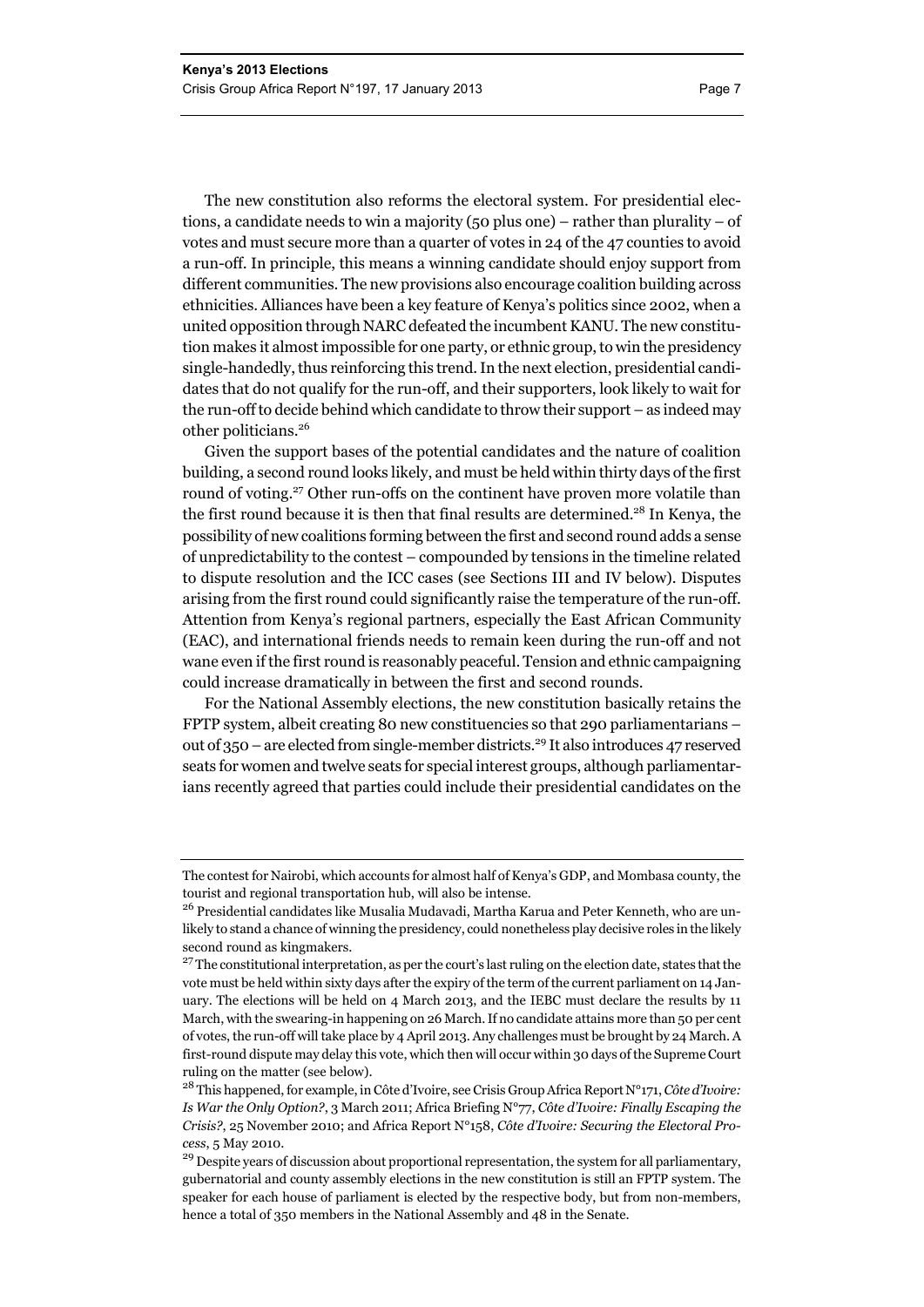The new constitution also reforms the electoral system. For presidential elections, a candidate needs to win a majority (50 plus one) – rather than plurality – of votes and must secure more than a quarter of votes in 24 of the 47 counties to avoid a run-off. In principle, this means a winning candidate should enjoy support from different communities. The new provisions also encourage coalition building across ethnicities. Alliances have been a key feature of Kenya's politics since 2002, when a united opposition through NARC defeated the incumbent KANU. The new constitution makes it almost impossible for one party, or ethnic group, to win the presidency single-handedly, thus reinforcing this trend. In the next election, presidential candidates that do not qualify for the run-off, and their supporters, look likely to wait for the run-off to decide behind which candidate to throw their support – as indeed may other politicians.[26]

Given the support bases of the potential candidates and the nature of coalition building, a second round looks likely, and must be held within thirty days of the first round of voting.[27] Other run-offs on the continent have proven more volatile than the first round because it is then that final results are determined.[28] In Kenya, the possibility of new coalitions forming between the first and second round adds a sense of unpredictability to the contest – compounded by tensions in the timeline related to dispute resolution and the ICC cases (see Sections III and IV below). Disputes arising from the first round could significantly raise the temperature of the run-off. Attention from Kenya's regional partners, especially the East African Community (EAC), and international friends needs to remain keen during the run-off and not wane even if the first round is reasonably peaceful. Tension and ethnic campaigning could increase dramatically in between the first and second rounds.

For the National Assembly elections, the new constitution basically retains the FPTP system, albeit creating 80 new constituencies so that 290 parliamentarians – out of 350 – are elected from single-member districts.[29] It also introduces 47 reserved seats for women and twelve seats for special interest groups, although parliamentarians recently agreed that parties could include their presidential candidates on the

---

The contest for Nairobi, which accounts for almost half of Kenya's GDP, and Mombasa county, the tourist and regional transportation hub, will also be intense.

[26] Presidential candidates like Musalia Mudavadi, Martha Karua and Peter Kenneth, who are unlikely to stand a chance of winning the presidency, could nonetheless play decisive roles in the likely second round as kingmakers.

[27] The constitutional interpretation, as per the court's last ruling on the election date, states that the vote must be held within sixty days after the expiry of the term of the current parliament on 14 January. The elections will be held on 4 March 2013, and the IEBC must declare the results by 11 March, with the swearing-in happening on 26 March. If no candidate attains more than 50 per cent of votes, the run-off will take place by 4 April 2013. Any challenges must be brought by 24 March. A first-round dispute may delay this vote, which then will occur within 30 days of the Supreme Court ruling on the matter (see below).

[28] This happened, for example, in Côte d'Ivoire, see Crisis Group Africa Report N°171, *Côte d'Ivoire: Is War the Only Option?*, 3 March 2011; Africa Briefing N°77, *Côte d'Ivoire: Finally Escaping the Crisis?*, 25 November 2010; and Africa Report N°158, *Côte d'Ivoire: Securing the Electoral Process*, 5 May 2010.

[29] Despite years of discussion about proportional representation, the system for all parliamentary, gubernatorial and county assembly elections in the new constitution is still an FPTP system. The speaker for each house of parliament is elected by the respective body, but from non-members, hence a total of 350 members in the National Assembly and 48 in the Senate.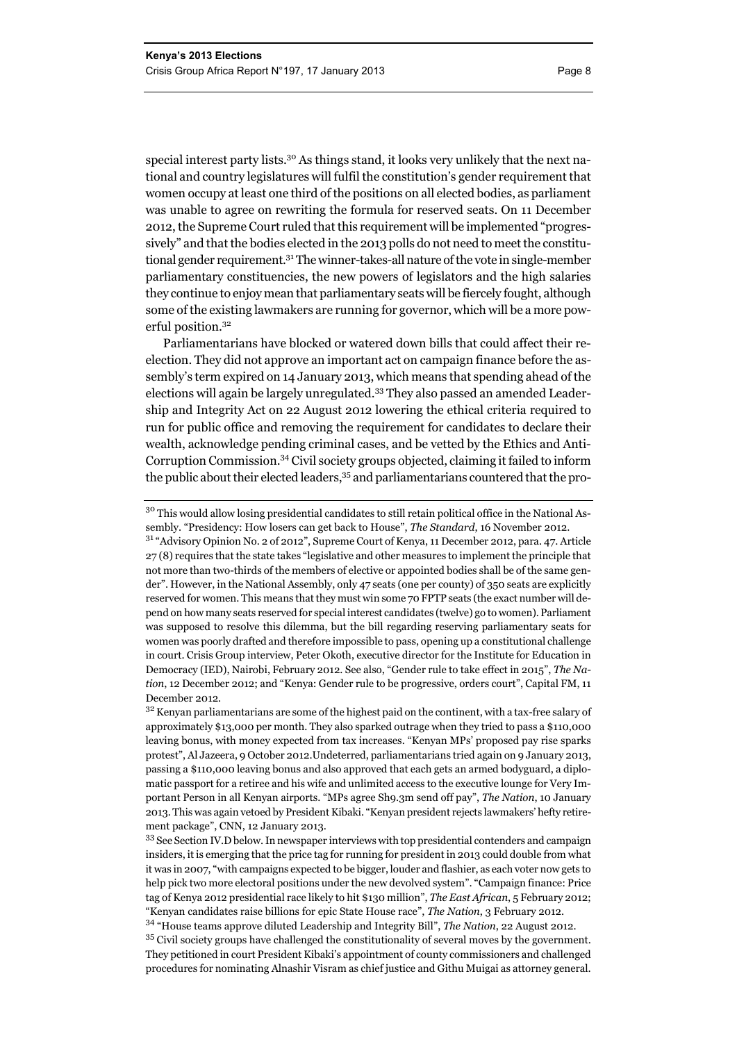special interest party lists.[30] As things stand, it looks very unlikely that the next national and country legislatures will fulfil the constitution's gender requirement that women occupy at least one third of the positions on all elected bodies, as parliament was unable to agree on rewriting the formula for reserved seats. On 11 December 2012, the Supreme Court ruled that this requirement will be implemented "progressively" and that the bodies elected in the 2013 polls do not need to meet the constitutional gender requirement.[31] The winner-takes-all nature of the vote in single-member parliamentary constituencies, the new powers of legislators and the high salaries they continue to enjoy mean that parliamentary seats will be fiercely fought, although some of the existing lawmakers are running for governor, which will be a more powerful position.[32]

Parliamentarians have blocked or watered down bills that could affect their reelection. They did not approve an important act on campaign finance before the assembly's term expired on 14 January 2013, which means that spending ahead of the elections will again be largely unregulated.[33] They also passed an amended Leadership and Integrity Act on 22 August 2012 lowering the ethical criteria required to run for public office and removing the requirement for candidates to declare their wealth, acknowledge pending criminal cases, and be vetted by the Ethics and Anti-Corruption Commission.[34] Civil society groups objected, claiming it failed to inform the public about their elected leaders,[35] and parliamentarians countered that the pro-

---

[30] This would allow losing presidential candidates to still retain political office in the National Assembly. "Presidency: How losers can get back to House", *The Standard*, 16 November 2012.

[31] "Advisory Opinion No. 2 of 2012", Supreme Court of Kenya, 11 December 2012, para. 47. Article 27 (8) requires that the state takes "legislative and other measures to implement the principle that not more than two-thirds of the members of elective or appointed bodies shall be of the same gender". However, in the National Assembly, only 47 seats (one per county) of 350 seats are explicitly reserved for women. This means that they must win some 70 FPTP seats (the exact number will depend on how many seats reserved for special interest candidates (twelve) go to women). Parliament was supposed to resolve this dilemma, but the bill regarding reserving parliamentary seats for women was poorly drafted and therefore impossible to pass, opening up a constitutional challenge in court. Crisis Group interview, Peter Okoth, executive director for the Institute for Education in Democracy (IED), Nairobi, February 2012. See also, "Gender rule to take effect in 2015", *The Nation*, 12 December 2012; and "Kenya: Gender rule to be progressive, orders court", Capital FM, 11 December 2012.

[32] Kenyan parliamentarians are some of the highest paid on the continent, with a tax-free salary of approximately $13,000 per month. They also sparked outrage when they tried to pass a $110,000 leaving bonus, with money expected from tax increases. "Kenyan MPs' proposed pay rise sparks protest", Al Jazeera, 9 October 2012.Undeterred, parliamentarians tried again on 9 January 2013, passing a $110,000 leaving bonus and also approved that each gets an armed bodyguard, a diplomatic passport for a retiree and his wife and unlimited access to the executive lounge for Very Important Person in all Kenyan airports. "MPs agree Sh9.3m send off pay", *The Nation*, 10 January 2013. This was again vetoed by President Kibaki. "Kenyan president rejects lawmakers' hefty retirement package", CNN, 12 January 2013.

[33] See Section IV.D below. In newspaper interviews with top presidential contenders and campaign insiders, it is emerging that the price tag for running for president in 2013 could double from what it was in 2007, "with campaigns expected to be bigger, louder and flashier, as each voter now gets to help pick two more electoral positions under the new devolved system". "Campaign finance: Price tag of Kenya 2012 presidential race likely to hit $130 million", *The East African*, 5 February 2012; "Kenyan candidates raise billions for epic State House race", *The Nation*, 3 February 2012.

[34] "House teams approve diluted Leadership and Integrity Bill", *The Nation*, 22 August 2012.

[35] Civil society groups have challenged the constitutionality of several moves by the government. They petitioned in court President Kibaki's appointment of county commissioners and challenged procedures for nominating Alnashir Visram as chief justice and Githu Muigai as attorney general.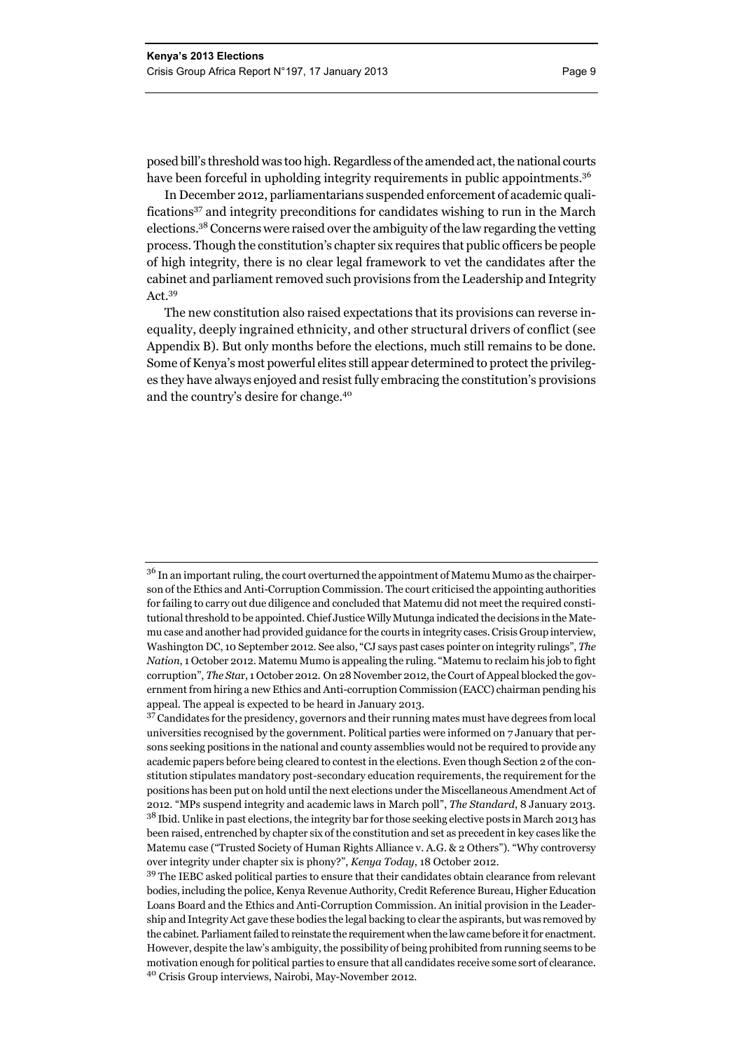posed bill's threshold was too high. Regardless of the amended act, the national courts have been forceful in upholding integrity requirements in public appointments.[36]

In December 2012, parliamentarians suspended enforcement of academic qualifications[37] and integrity preconditions for candidates wishing to run in the March elections.[38] Concerns were raised over the ambiguity of the law regarding the vetting process. Though the constitution's chapter six requires that public officers be people of high integrity, there is no clear legal framework to vet the candidates after the cabinet and parliament removed such provisions from the Leadership and Integrity Act.[39]

The new constitution also raised expectations that its provisions can reverse inequality, deeply ingrained ethnicity, and other structural drivers of conflict (see Appendix B). But only months before the elections, much still remains to be done. Some of Kenya's most powerful elites still appear determined to protect the privileges they have always enjoyed and resist fully embracing the constitution's provisions and the country's desire for change.[40]

---

[36] In an important ruling, the court overturned the appointment of Matemu Mumo as the chairperson of the Ethics and Anti-Corruption Commission. The court criticised the appointing authorities for failing to carry out due diligence and concluded that Matemu did not meet the required constitutional threshold to be appointed. Chief Justice Willy Mutunga indicated the decisions in the Matemu case and another had provided guidance for the courts in integrity cases. Crisis Group interview, Washington DC, 10 September 2012. See also, "CJ says past cases pointer on integrity rulings", *The Nation*, 1 October 2012. Matemu Mumo is appealing the ruling. "Matemu to reclaim his job to fight corruption", *The Star*, 1 October 2012. On 28 November 2012, the Court of Appeal blocked the government from hiring a new Ethics and Anti-corruption Commission (EACC) chairman pending his appeal. The appeal is expected to be heard in January 2013.

[37] Candidates for the presidency, governors and their running mates must have degrees from local universities recognised by the government. Political parties were informed on 7 January that persons seeking positions in the national and county assemblies would not be required to provide any academic papers before being cleared to contest in the elections. Even though Section 2 of the constitution stipulates mandatory post-secondary education requirements, the requirement for the positions has been put on hold until the next elections under the Miscellaneous Amendment Act of 2012. "MPs suspend integrity and academic laws in March poll", *The Standard*, 8 January 2013.

[38] Ibid. Unlike in past elections, the integrity bar for those seeking elective posts in March 2013 has been raised, entrenched by chapter six of the constitution and set as precedent in key cases like the Matemu case ("Trusted Society of Human Rights Alliance v. A.G. & 2 Others"). "Why controversy over integrity under chapter six is phony?", *Kenya Today*, 18 October 2012.

[39] The IEBC asked political parties to ensure that their candidates obtain clearance from relevant bodies, including the police, Kenya Revenue Authority, Credit Reference Bureau, Higher Education Loans Board and the Ethics and Anti-Corruption Commission. An initial provision in the Leadership and Integrity Act gave these bodies the legal backing to clear the aspirants, but was removed by the cabinet. Parliament failed to reinstate the requirement when the law came before it for enactment. However, despite the law's ambiguity, the possibility of being prohibited from running seems to be motivation enough for political parties to ensure that all candidates receive some sort of clearance.

[40] Crisis Group interviews, Nairobi, May-November 2012.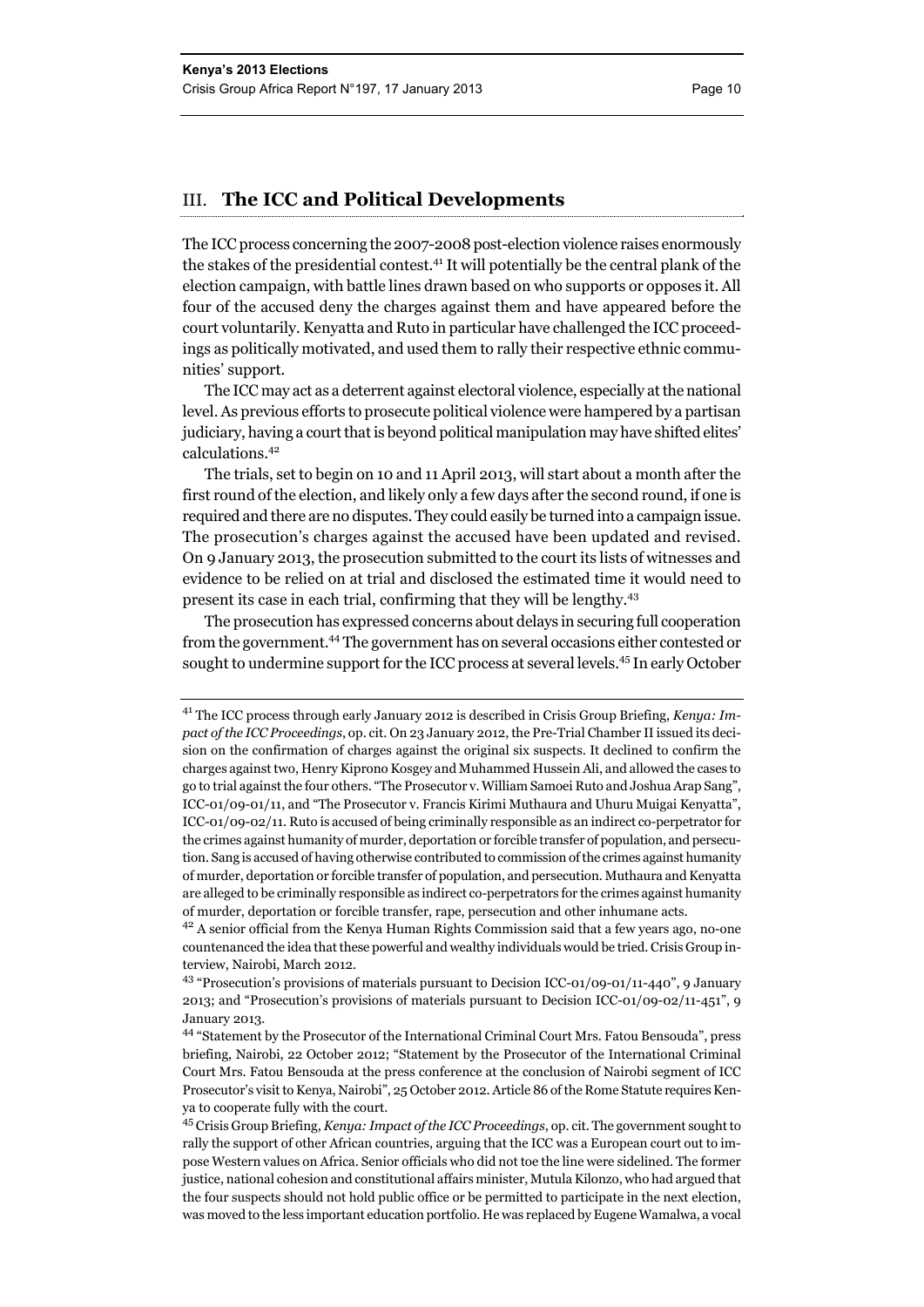## III. The ICC and Political Developments

The ICC process concerning the 2007-2008 post-election violence raises enormously the stakes of the presidential contest.[41] It will potentially be the central plank of the election campaign, with battle lines drawn based on who supports or opposes it. All four of the accused deny the charges against them and have appeared before the court voluntarily. Kenyatta and Ruto in particular have challenged the ICC proceedings as politically motivated, and used them to rally their respective ethnic communities' support.

The ICC may act as a deterrent against electoral violence, especially at the national level. As previous efforts to prosecute political violence were hampered by a partisan judiciary, having a court that is beyond political manipulation may have shifted elites' calculations.[42]

The trials, set to begin on 10 and 11 April 2013, will start about a month after the first round of the election, and likely only a few days after the second round, if one is required and there are no disputes. They could easily be turned into a campaign issue. The prosecution's charges against the accused have been updated and revised. On 9 January 2013, the prosecution submitted to the court its lists of witnesses and evidence to be relied on at trial and disclosed the estimated time it would need to present its case in each trial, confirming that they will be lengthy.[43]

The prosecution has expressed concerns about delays in securing full cooperation from the government.[44] The government has on several occasions either contested or sought to undermine support for the ICC process at several levels.[45] In early October

---

[41] The ICC process through early January 2012 is described in Crisis Group Briefing, *Kenya: Impact of the ICC Proceedings*, op. cit. On 23 January 2012, the Pre-Trial Chamber II issued its decision on the confirmation of charges against the original six suspects. It declined to confirm the charges against two, Henry Kiprono Kosgey and Muhammed Hussein Ali, and allowed the cases to go to trial against the four others. "The Prosecutor v. William Samoei Ruto and Joshua Arap Sang", ICC-01/09-01/11, and "The Prosecutor v. Francis Kirimi Muthaura and Uhuru Muigai Kenyatta", ICC-01/09-02/11. Ruto is accused of being criminally responsible as an indirect co-perpetrator for the crimes against humanity of murder, deportation or forcible transfer of population, and persecution. Sang is accused of having otherwise contributed to commission of the crimes against humanity of murder, deportation or forcible transfer of population, and persecution. Muthaura and Kenyatta are alleged to be criminally responsible as indirect co-perpetrators for the crimes against humanity of murder, deportation or forcible transfer, rape, persecution and other inhumane acts.

[42] A senior official from the Kenya Human Rights Commission said that a few years ago, no-one countenanced the idea that these powerful and wealthy individuals would be tried. Crisis Group interview, Nairobi, March 2012.

[43] "Prosecution's provisions of materials pursuant to Decision ICC-01/09-01/11-440", 9 January 2013; and "Prosecution's provisions of materials pursuant to Decision ICC-01/09-02/11-451", 9 January 2013.

[44] "Statement by the Prosecutor of the International Criminal Court Mrs. Fatou Bensouda", press briefing, Nairobi, 22 October 2012; "Statement by the Prosecutor of the International Criminal Court Mrs. Fatou Bensouda at the press conference at the conclusion of Nairobi segment of ICC Prosecutor's visit to Kenya, Nairobi", 25 October 2012. Article 86 of the Rome Statute requires Kenya to cooperate fully with the court.

[45] Crisis Group Briefing, *Kenya: Impact of the ICC Proceedings*, op. cit. The government sought to rally the support of other African countries, arguing that the ICC was a European court out to impose Western values on Africa. Senior officials who did not toe the line were sidelined. The former justice, national cohesion and constitutional affairs minister, Mutula Kilonzo, who had argued that the four suspects should not hold public office or be permitted to participate in the next election, was moved to the less important education portfolio. He was replaced by Eugene Wamalwa, a vocal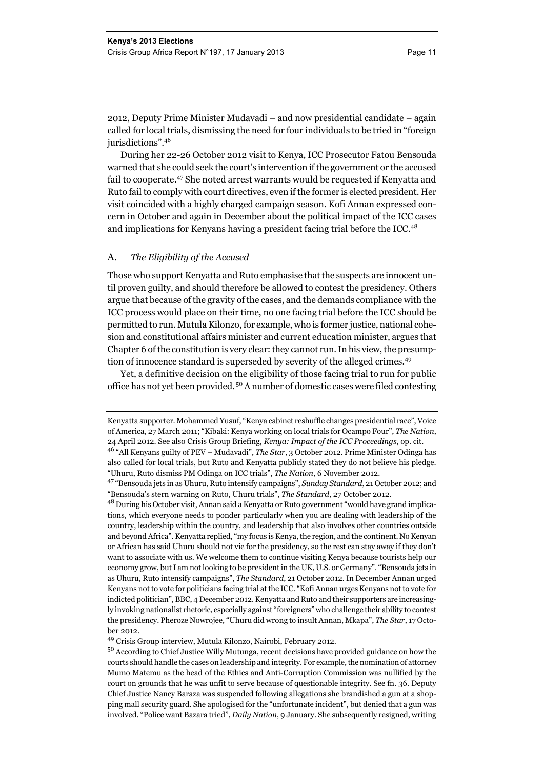2012, Deputy Prime Minister Mudavadi – and now presidential candidate – again called for local trials, dismissing the need for four individuals to be tried in "foreign jurisdictions".[46]

During her 22-26 October 2012 visit to Kenya, ICC Prosecutor Fatou Bensouda warned that she could seek the court's intervention if the government or the accused fail to cooperate.[47] She noted arrest warrants would be requested if Kenyatta and Ruto fail to comply with court directives, even if the former is elected president. Her visit coincided with a highly charged campaign season. Kofi Annan expressed concern in October and again in December about the political impact of the ICC cases and implications for Kenyans having a president facing trial before the ICC.[48]

### A. *The Eligibility of the Accused*

Those who support Kenyatta and Ruto emphasise that the suspects are innocent until proven guilty, and should therefore be allowed to contest the presidency. Others argue that because of the gravity of the cases, and the demands compliance with the ICC process would place on their time, no one facing trial before the ICC should be permitted to run. Mutula Kilonzo, for example, who is former justice, national cohesion and constitutional affairs minister and current education minister, argues that Chapter 6 of the constitution is very clear: they cannot run. In his view, the presumption of innocence standard is superseded by severity of the alleged crimes.[49]

Yet, a definitive decision on the eligibility of those facing trial to run for public office has not yet been provided.[50] A number of domestic cases were filed contesting

---

Kenyatta supporter. Mohammed Yusuf, "Kenya cabinet reshuffle changes presidential race", Voice of America, 27 March 2011; "Kibaki: Kenya working on local trials for Ocampo Four", *The Nation*, 24 April 2012. See also Crisis Group Briefing, *Kenya: Impact of the ICC Proceedings*, op. cit.

[46] "All Kenyans guilty of PEV – Mudavadi", *The Star*, 3 October 2012. Prime Minister Odinga has also called for local trials, but Ruto and Kenyatta publicly stated they do not believe his pledge. "Uhuru, Ruto dismiss PM Odinga on ICC trials", *The Nation*, 6 November 2012.

[47] "Bensouda jets in as Uhuru, Ruto intensify campaigns", *Sunday Standard*, 21 October 2012; and "Bensouda's stern warning on Ruto, Uhuru trials", *The Standard*, 27 October 2012.

[48] During his October visit, Annan said a Kenyatta or Ruto government "would have grand implications, which everyone needs to ponder particularly when you are dealing with leadership of the country, leadership within the country, and leadership that also involves other countries outside and beyond Africa". Kenyatta replied, "my focus is Kenya, the region, and the continent. No Kenyan or African has said Uhuru should not vie for the presidency, so the rest can stay away if they don't want to associate with us. We welcome them to continue visiting Kenya because tourists help our economy grow, but I am not looking to be president in the UK, U.S. or Germany". "Bensouda jets in as Uhuru, Ruto intensify campaigns", *The Standard*, 21 October 2012. In December Annan urged Kenyans not to vote for politicians facing trial at the ICC. "Kofi Annan urges Kenyans not to vote for indicted politician", BBC, 4 December 2012. Kenyatta and Ruto and their supporters are increasingly invoking nationalist rhetoric, especially against "foreigners" who challenge their ability to contest the presidency. Pheroze Nowrojee, "Uhuru did wrong to insult Annan, Mkapa", *The Star*, 17 October 2012.

[49] Crisis Group interview, Mutula Kilonzo, Nairobi, February 2012.

[50] According to Chief Justice Willy Mutunga, recent decisions have provided guidance on how the courts should handle the cases on leadership and integrity. For example, the nomination of attorney Mumo Matemu as the head of the Ethics and Anti-Corruption Commission was nullified by the court on grounds that he was unfit to serve because of questionable integrity. See fn. 36. Deputy Chief Justice Nancy Baraza was suspended following allegations she brandished a gun at a shopping mall security guard. She apologised for the "unfortunate incident", but denied that a gun was involved. "Police want Bazara tried", *Daily Nation*, 9 January. She subsequently resigned, writing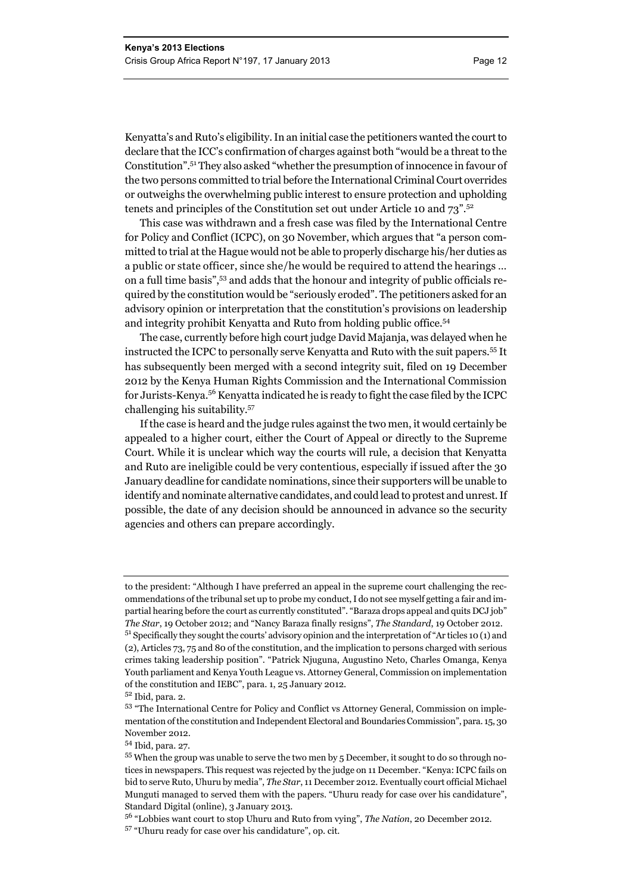Kenyatta's and Ruto's eligibility. In an initial case the petitioners wanted the court to declare that the ICC's confirmation of charges against both "would be a threat to the Constitution".[51] They also asked "whether the presumption of innocence in favour of the two persons committed to trial before the International Criminal Court overrides or outweighs the overwhelming public interest to ensure protection and upholding tenets and principles of the Constitution set out under Article 10 and 73".[52]

This case was withdrawn and a fresh case was filed by the International Centre for Policy and Conflict (ICPC), on 30 November, which argues that "a person committed to trial at the Hague would not be able to properly discharge his/her duties as a public or state officer, since she/he would be required to attend the hearings ... on a full time basis",[53] and adds that the honour and integrity of public officials required by the constitution would be "seriously eroded". The petitioners asked for an advisory opinion or interpretation that the constitution's provisions on leadership and integrity prohibit Kenyatta and Ruto from holding public office.[54]

The case, currently before high court judge David Majanja, was delayed when he instructed the ICPC to personally serve Kenyatta and Ruto with the suit papers.[55] It has subsequently been merged with a second integrity suit, filed on 19 December 2012 by the Kenya Human Rights Commission and the International Commission for Jurists-Kenya.[56] Kenyatta indicated he is ready to fight the case filed by the ICPC challenging his suitability.[57]

If the case is heard and the judge rules against the two men, it would certainly be appealed to a higher court, either the Court of Appeal or directly to the Supreme Court. While it is unclear which way the courts will rule, a decision that Kenyatta and Ruto are ineligible could be very contentious, especially if issued after the 30 January deadline for candidate nominations, since their supporters will be unable to identify and nominate alternative candidates, and could lead to protest and unrest. If possible, the date of any decision should be announced in advance so the security agencies and others can prepare accordingly.

---

to the president: "Although I have preferred an appeal in the supreme court challenging the recommendations of the tribunal set up to probe my conduct, I do not see myself getting a fair and impartial hearing before the court as currently constituted". "Baraza drops appeal and quits DCJ job" *The Star*, 19 October 2012; and "Nancy Baraza finally resigns", *The Standard*, 19 October 2012.

[51] Specifically they sought the courts' advisory opinion and the interpretation of "Ar ticles 10 (1) and (2), Articles 73, 75 and 80 of the constitution, and the implication to persons charged with serious crimes taking leadership position". "Patrick Njuguna, Augustino Neto, Charles Omanga, Kenya Youth parliament and Kenya Youth League vs. Attorney General, Commission on implementation of the constitution and IEBC", para. 1, 25 January 2012.

[52] Ibid, para. 2.

[53] "The International Centre for Policy and Conflict vs Attorney General, Commission on implementation of the constitution and Independent Electoral and Boundaries Commission", para. 15, 30 November 2012.

[54] Ibid, para. 27.

[55] When the group was unable to serve the two men by 5 December, it sought to do so through notices in newspapers. This request was rejected by the judge on 11 December. "Kenya: ICPC fails on bid to serve Ruto, Uhuru by media", *The Star*, 11 December 2012. Eventually court official Michael Munguti managed to served them with the papers. "Uhuru ready for case over his candidature", Standard Digital (online), 3 January 2013.

[56] "Lobbies want court to stop Uhuru and Ruto from vying", *The Nation*, 20 December 2012.

[57] "Uhuru ready for case over his candidature", op. cit.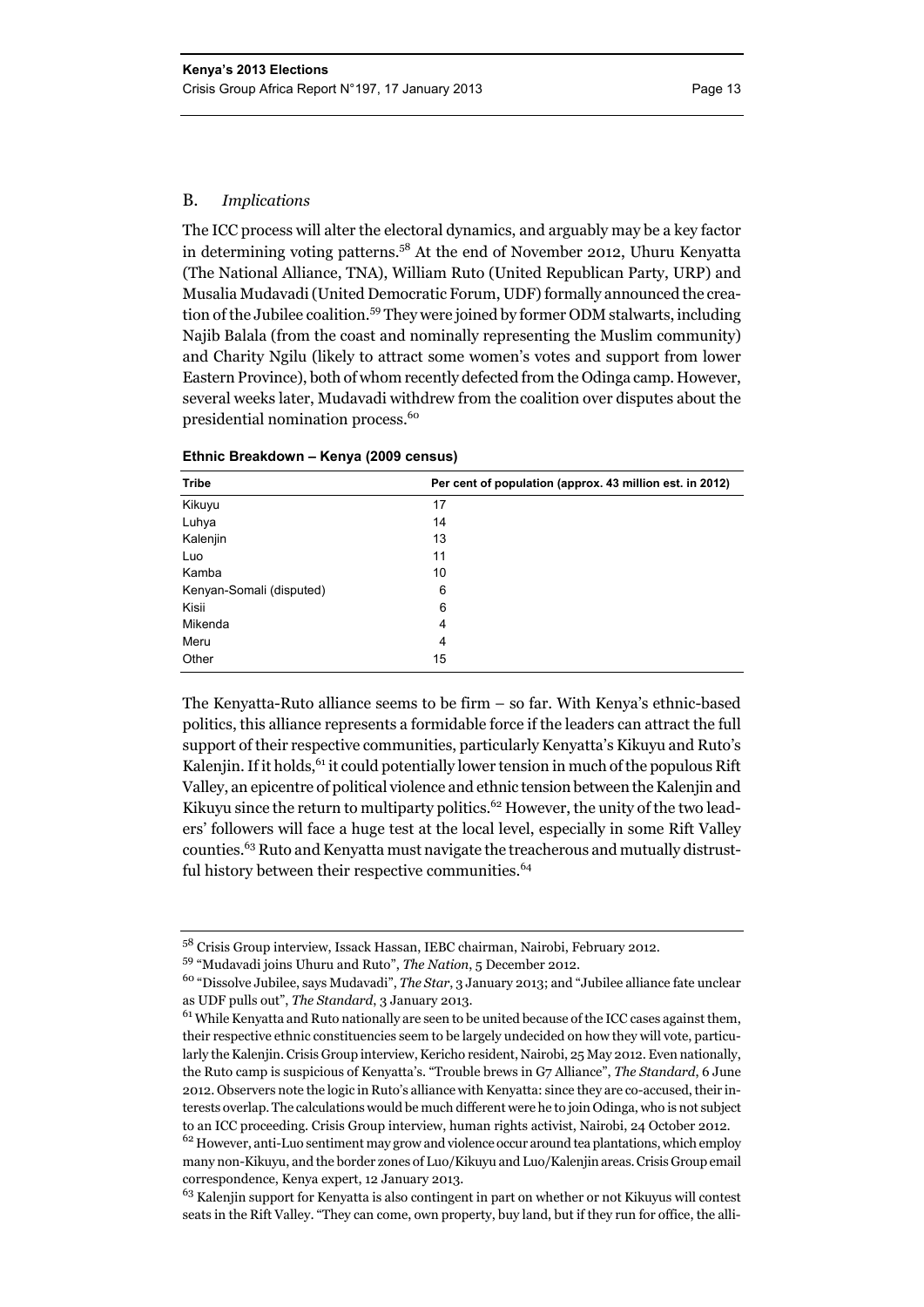## B. *Implications*

The ICC process will alter the electoral dynamics, and arguably may be a key factor in determining voting patterns.[58] At the end of November 2012, Uhuru Kenyatta (The National Alliance, TNA), William Ruto (United Republican Party, URP) and Musalia Mudavadi (United Democratic Forum, UDF) formally announced the creation of the Jubilee coalition.[59] They were joined by former ODM stalwarts, including Najib Balala (from the coast and nominally representing the Muslim community) and Charity Ngilu (likely to attract some women's votes and support from lower Eastern Province), both of whom recently defected from the Odinga camp. However, several weeks later, Mudavadi withdrew from the coalition over disputes about the presidential nomination process.[60]

**Ethnic Breakdown – Kenya (2009 census)**

| Tribe | Per cent of population (approx. 43 million est. in 2012) |
|---|---|
| Kikuyu | 17 |
| Luhya | 14 |
| Kalenjin | 13 |
| Luo | 11 |
| Kamba | 10 |
| Kenyan-Somali (disputed) | 6 |
| Kisii | 6 |
| Mikenda | 4 |
| Meru | 4 |
| Other | 15 |

The Kenyatta-Ruto alliance seems to be firm – so far. With Kenya's ethnic-based politics, this alliance represents a formidable force if the leaders can attract the full support of their respective communities, particularly Kenyatta's Kikuyu and Ruto's Kalenjin. If it holds,[61] it could potentially lower tension in much of the populous Rift Valley, an epicentre of political violence and ethnic tension between the Kalenjin and Kikuyu since the return to multiparty politics.[62] However, the unity of the two leaders' followers will face a huge test at the local level, especially in some Rift Valley counties.[63] Ruto and Kenyatta must navigate the treacherous and mutually distrustful history between their respective communities.[64]

---

[58] Crisis Group interview, Issack Hassan, IEBC chairman, Nairobi, February 2012.

[59] "Mudavadi joins Uhuru and Ruto", *The Nation*, 5 December 2012.

[60] "Dissolve Jubilee, says Mudavadi", *The Star*, 3 January 2013; and "Jubilee alliance fate unclear as UDF pulls out", *The Standard*, 3 January 2013.

[61] While Kenyatta and Ruto nationally are seen to be united because of the ICC cases against them, their respective ethnic constituencies seem to be largely undecided on how they will vote, particularly the Kalenjin. Crisis Group interview, Kericho resident, Nairobi, 25 May 2012. Even nationally, the Ruto camp is suspicious of Kenyatta's. "Trouble brews in G7 Alliance", *The Standard*, 6 June 2012. Observers note the logic in Ruto's alliance with Kenyatta: since they are co-accused, their interests overlap. The calculations would be much different were he to join Odinga, who is not subject to an ICC proceeding. Crisis Group interview, human rights activist, Nairobi, 24 October 2012.

[62] However, anti-Luo sentiment may grow and violence occur around tea plantations, which employ many non-Kikuyu, and the border zones of Luo/Kikuyu and Luo/Kalenjin areas. Crisis Group email correspondence, Kenya expert, 12 January 2013.

[63] Kalenjin support for Kenyatta is also contingent in part on whether or not Kikuyus will contest seats in the Rift Valley. "They can come, own property, buy land, but if they run for office, the alli-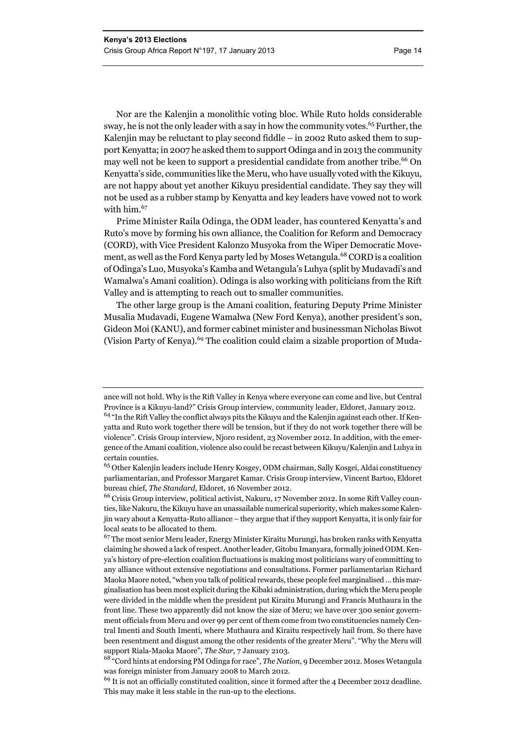Nor are the Kalenjin a monolithic voting bloc. While Ruto holds considerable sway, he is not the only leader with a say in how the community votes.[65] Further, the Kalenjin may be reluctant to play second fiddle – in 2002 Ruto asked them to support Kenyatta; in 2007 he asked them to support Odinga and in 2013 the community may well not be keen to support a presidential candidate from another tribe.[66] On Kenyatta's side, communities like the Meru, who have usually voted with the Kikuyu, are not happy about yet another Kikuyu presidential candidate. They say they will not be used as a rubber stamp by Kenyatta and key leaders have vowed not to work with him.[67]

Prime Minister Raila Odinga, the ODM leader, has countered Kenyatta's and Ruto's move by forming his own alliance, the Coalition for Reform and Democracy (CORD), with Vice President Kalonzo Musyoka from the Wiper Democratic Movement, as well as the Ford Kenya party led by Moses Wetangula.[68] CORD is a coalition of Odinga's Luo, Musyoka's Kamba and Wetangula's Luhya (split by Mudavadi's and Wamalwa's Amani coalition). Odinga is also working with politicians from the Rift Valley and is attempting to reach out to smaller communities.

The other large group is the Amani coalition, featuring Deputy Prime Minister Musalia Mudavadi, Eugene Wamalwa (New Ford Kenya), another president's son, Gideon Moi (KANU), and former cabinet minister and businessman Nicholas Biwot (Vision Party of Kenya).[69] The coalition could claim a sizable proportion of Muda-

---

ance will not hold. Why is the Rift Valley in Kenya where everyone can come and live, but Central Province is a Kikuyu-land?" Crisis Group interview, community leader, Eldoret, January 2012.

[64] "In the Rift Valley the conflict always pits the Kikuyu and the Kalenjin against each other. If Kenyatta and Ruto work together there will be tension, but if they do not work together there will be violence". Crisis Group interview, Njoro resident, 23 November 2012. In addition, with the emergence of the Amani coalition, violence also could be recast between Kikuyu/Kalenjin and Luhya in certain counties.

[65] Other Kalenjin leaders include Henry Kosgey, ODM chairman, Sally Kosgei, Aldai constituency parliamentarian, and Professor Margaret Kamar. Crisis Group interview, Vincent Bartoo, Eldoret bureau chief, *The Standard*, Eldoret, 16 November 2012.

[66] Crisis Group interview, political activist, Nakuru, 17 November 2012. In some Rift Valley counties, like Nakuru, the Kikuyu have an unassailable numerical superiority, which makes some Kalenjin wary about a Kenyatta-Ruto alliance – they argue that if they support Kenyatta, it is only fair for local seats to be allocated to them.

[67] The most senior Meru leader, Energy Minister Kiraitu Murungi, has broken ranks with Kenyatta claiming he showed a lack of respect. Another leader, Gitobu Imanyara, formally joined ODM. Kenya's history of pre-election coalition fluctuations is making most politicians wary of committing to any alliance without extensive negotiations and consultations. Former parliamentarian Richard Maoka Maore noted, "when you talk of political rewards, these people feel marginalised … this marginalisation has been most explicit during the Kibaki administration, during which the Meru people were divided in the middle when the president put Kiraitu Murungi and Francis Muthaura in the front line. These two apparently did not know the size of Meru; we have over 300 senior government officials from Meru and over 99 per cent of them come from two constituencies namely Central Imenti and South Imenti, where Muthaura and Kiraitu respectively hail from. So there have been resentment and disgust among the other residents of the greater Meru". "Why the Meru will support Riala-Maoka Maore", *The Star*, 7 January 2103.

[68] "Cord hints at endorsing PM Odinga for race", *The Nation*, 9 December 2012. Moses Wetangula was foreign minister from January 2008 to March 2012.

[69] It is not an officially constituted coalition, since it formed after the 4 December 2012 deadline. This may make it less stable in the run-up to the elections.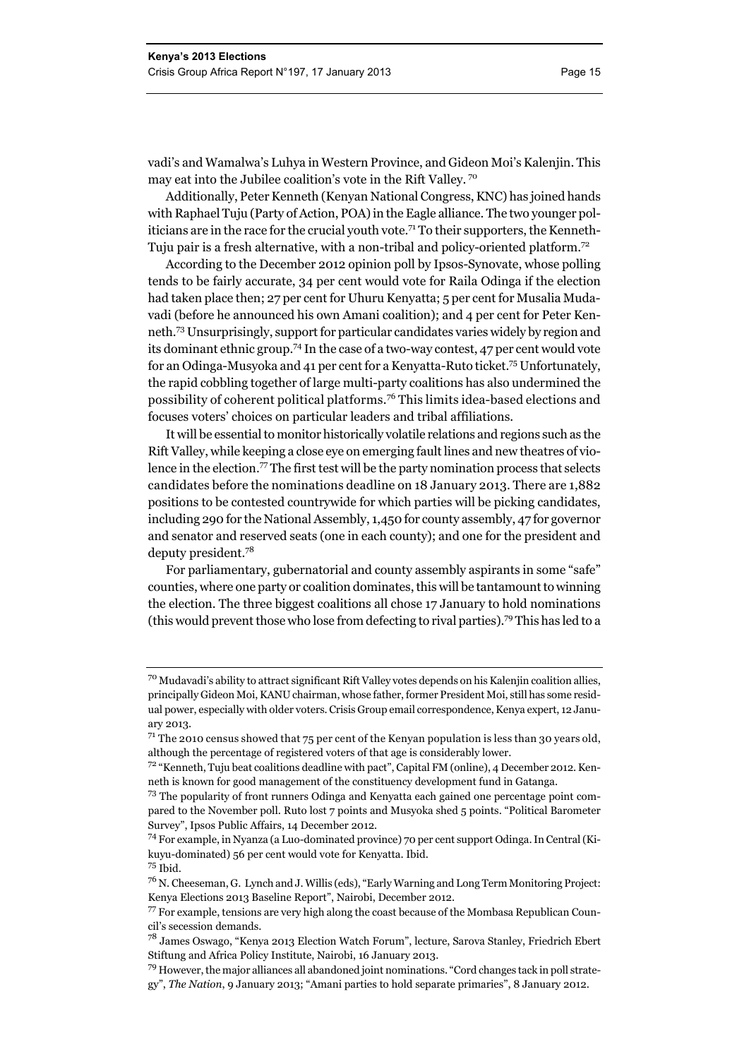vadi's and Wamalwa's Luhya in Western Province, and Gideon Moi's Kalenjin. This may eat into the Jubilee coalition's vote in the Rift Valley. [70]

Additionally, Peter Kenneth (Kenyan National Congress, KNC) has joined hands with Raphael Tuju (Party of Action, POA) in the Eagle alliance. The two younger politicians are in the race for the crucial youth vote.[71] To their supporters, the Kenneth-Tuju pair is a fresh alternative, with a non-tribal and policy-oriented platform.[72]

According to the December 2012 opinion poll by Ipsos-Synovate, whose polling tends to be fairly accurate, 34 per cent would vote for Raila Odinga if the election had taken place then; 27 per cent for Uhuru Kenyatta; 5 per cent for Musalia Mudavadi (before he announced his own Amani coalition); and 4 per cent for Peter Kenneth.[73] Unsurprisingly, support for particular candidates varies widely by region and its dominant ethnic group.[74] In the case of a two-way contest, 47 per cent would vote for an Odinga-Musyoka and 41 per cent for a Kenyatta-Ruto ticket.[75] Unfortunately, the rapid cobbling together of large multi-party coalitions has also undermined the possibility of coherent political platforms.[76] This limits idea-based elections and focuses voters' choices on particular leaders and tribal affiliations.

It will be essential to monitor historically volatile relations and regions such as the Rift Valley, while keeping a close eye on emerging fault lines and new theatres of violence in the election.[77] The first test will be the party nomination process that selects candidates before the nominations deadline on 18 January 2013. There are 1,882 positions to be contested countrywide for which parties will be picking candidates, including 290 for the National Assembly, 1,450 for county assembly, 47 for governor and senator and reserved seats (one in each county); and one for the president and deputy president.[78]

For parliamentary, gubernatorial and county assembly aspirants in some "safe" counties, where one party or coalition dominates, this will be tantamount to winning the election. The three biggest coalitions all chose 17 January to hold nominations (this would prevent those who lose from defecting to rival parties).[79] This has led to a

---

[70] Mudavadi's ability to attract significant Rift Valley votes depends on his Kalenjin coalition allies, principally Gideon Moi, KANU chairman, whose father, former President Moi, still has some residual power, especially with older voters. Crisis Group email correspondence, Kenya expert, 12 January 2013.

[71] The 2010 census showed that 75 per cent of the Kenyan population is less than 30 years old, although the percentage of registered voters of that age is considerably lower.

[72] "Kenneth, Tuju beat coalitions deadline with pact", Capital FM (online), 4 December 2012. Kenneth is known for good management of the constituency development fund in Gatanga.

[73] The popularity of front runners Odinga and Kenyatta each gained one percentage point compared to the November poll. Ruto lost 7 points and Musyoka shed 5 points. "Political Barometer Survey", Ipsos Public Affairs, 14 December 2012.

[74] For example, in Nyanza (a Luo-dominated province) 70 per cent support Odinga. In Central (Kikuyu-dominated) 56 per cent would vote for Kenyatta. Ibid.

[75] Ibid.

[76] N. Cheeseman, G. Lynch and J. Willis (eds), "Early Warning and Long Term Monitoring Project: Kenya Elections 2013 Baseline Report", Nairobi, December 2012.

[77] For example, tensions are very high along the coast because of the Mombasa Republican Council's secession demands.

[78] James Oswago, "Kenya 2013 Election Watch Forum", lecture, Sarova Stanley, Friedrich Ebert Stiftung and Africa Policy Institute, Nairobi, 16 January 2013.

[79] However, the major alliances all abandoned joint nominations. "Cord changes tack in poll strategy", *The Nation*, 9 January 2013; "Amani parties to hold separate primaries", 8 January 2012.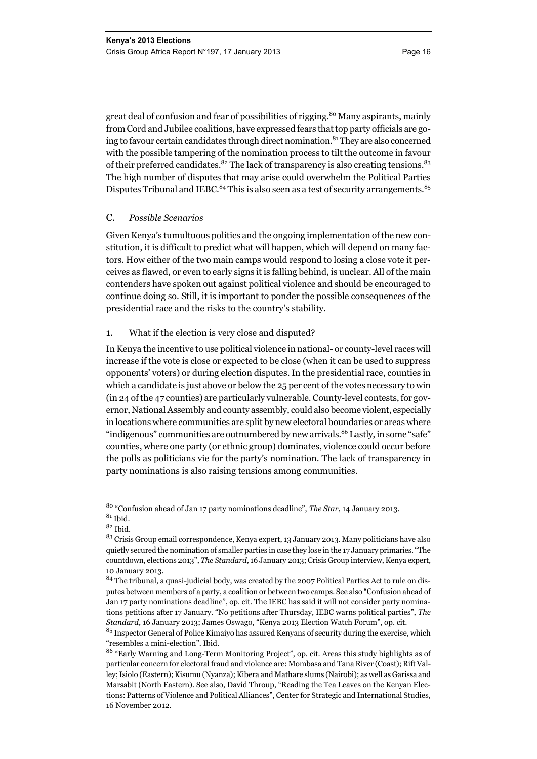great deal of confusion and fear of possibilities of rigging.[80] Many aspirants, mainly from Cord and Jubilee coalitions, have expressed fears that top party officials are going to favour certain candidates through direct nomination.[81] They are also concerned with the possible tampering of the nomination process to tilt the outcome in favour of their preferred candidates.[82] The lack of transparency is also creating tensions.[83] The high number of disputes that may arise could overwhelm the Political Parties Disputes Tribunal and IEBC.[84] This is also seen as a test of security arrangements.[85]

### C. *Possible Scenarios*

Given Kenya's tumultuous politics and the ongoing implementation of the new constitution, it is difficult to predict what will happen, which will depend on many factors. How either of the two main camps would respond to losing a close vote it perceives as flawed, or even to early signs it is falling behind, is unclear. All of the main contenders have spoken out against political violence and should be encouraged to continue doing so. Still, it is important to ponder the possible consequences of the presidential race and the risks to the country's stability.

#### 1. What if the election is very close and disputed?

In Kenya the incentive to use political violence in national- or county-level races will increase if the vote is close or expected to be close (when it can be used to suppress opponents' voters) or during election disputes. In the presidential race, counties in which a candidate is just above or below the 25 per cent of the votes necessary to win (in 24 of the 47 counties) are particularly vulnerable. County-level contests, for governor, National Assembly and county assembly, could also become violent, especially in locations where communities are split by new electoral boundaries or areas where "indigenous" communities are outnumbered by new arrivals.[86] Lastly, in some "safe" counties, where one party (or ethnic group) dominates, violence could occur before the polls as politicians vie for the party's nomination. The lack of transparency in party nominations is also raising tensions among communities.

---

[80] "Confusion ahead of Jan 17 party nominations deadline", *The Star*, 14 January 2013.

[81] Ibid.

[82] Ibid.

[83] Crisis Group email correspondence, Kenya expert, 13 January 2013. Many politicians have also quietly secured the nomination of smaller parties in case they lose in the 17 January primaries. "The countdown, elections 2013", *The Standard*, 16 January 2013; Crisis Group interview, Kenya expert, 10 January 2013.

[84] The tribunal, a quasi-judicial body, was created by the 2007 Political Parties Act to rule on disputes between members of a party, a coalition or between two camps. See also "Confusion ahead of Jan 17 party nominations deadline", op. cit. The IEBC has said it will not consider party nominations petitions after 17 January. "No petitions after Thursday, IEBC warns political parties", *The Standard*, 16 January 2013; James Oswago, "Kenya 2013 Election Watch Forum", op. cit.

[85] Inspector General of Police Kimaiyo has assured Kenyans of security during the exercise, which "resembles a mini-election". Ibid.

[86] "Early Warning and Long-Term Monitoring Project", op. cit. Areas this study highlights as of particular concern for electoral fraud and violence are: Mombasa and Tana River (Coast); Rift Valley; Isiolo (Eastern); Kisumu (Nyanza); Kibera and Mathare slums (Nairobi); as well as Garissa and Marsabit (North Eastern). See also, David Throup, "Reading the Tea Leaves on the Kenyan Elections: Patterns of Violence and Political Alliances", Center for Strategic and International Studies, 16 November 2012.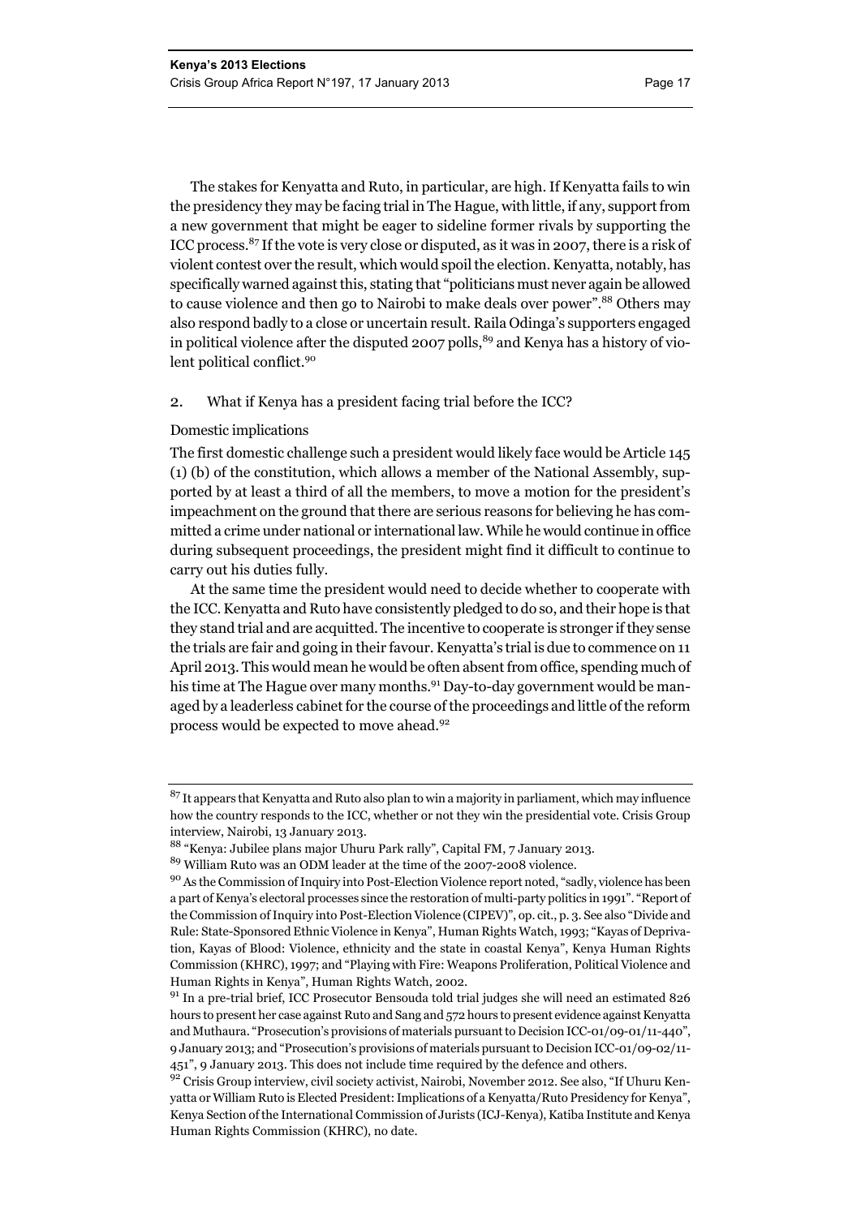The stakes for Kenyatta and Ruto, in particular, are high. If Kenyatta fails to win the presidency they may be facing trial in The Hague, with little, if any, support from a new government that might be eager to sideline former rivals by supporting the ICC process.[87] If the vote is very close or disputed, as it was in 2007, there is a risk of violent contest over the result, which would spoil the election. Kenyatta, notably, has specifically warned against this, stating that "politicians must never again be allowed to cause violence and then go to Nairobi to make deals over power".[88] Others may also respond badly to a close or uncertain result. Raila Odinga's supporters engaged in political violence after the disputed 2007 polls,[89] and Kenya has a history of violent political conflict.[90]

### 2. What if Kenya has a president facing trial before the ICC?

#### Domestic implications

The first domestic challenge such a president would likely face would be Article 145 (1) (b) of the constitution, which allows a member of the National Assembly, supported by at least a third of all the members, to move a motion for the president's impeachment on the ground that there are serious reasons for believing he has committed a crime under national or international law. While he would continue in office during subsequent proceedings, the president might find it difficult to continue to carry out his duties fully.

At the same time the president would need to decide whether to cooperate with the ICC. Kenyatta and Ruto have consistently pledged to do so, and their hope is that they stand trial and are acquitted. The incentive to cooperate is stronger if they sense the trials are fair and going in their favour. Kenyatta's trial is due to commence on 11 April 2013. This would mean he would be often absent from office, spending much of his time at The Hague over many months.[91] Day-to-day government would be managed by a leaderless cabinet for the course of the proceedings and little of the reform process would be expected to move ahead.[92]

---

[87] It appears that Kenyatta and Ruto also plan to win a majority in parliament, which may influence how the country responds to the ICC, whether or not they win the presidential vote. Crisis Group interview, Nairobi, 13 January 2013.

[88] "Kenya: Jubilee plans major Uhuru Park rally", Capital FM, 7 January 2013.

[89] William Ruto was an ODM leader at the time of the 2007-2008 violence.

[90] As the Commission of Inquiry into Post-Election Violence report noted, "sadly, violence has been a part of Kenya's electoral processes since the restoration of multi-party politics in 1991". "Report of the Commission of Inquiry into Post-Election Violence (CIPEV)", op. cit., p. 3. See also "Divide and Rule: State-Sponsored Ethnic Violence in Kenya", Human Rights Watch, 1993; "Kayas of Deprivation, Kayas of Blood: Violence, ethnicity and the state in coastal Kenya", Kenya Human Rights Commission (KHRC), 1997; and "Playing with Fire: Weapons Proliferation, Political Violence and Human Rights in Kenya", Human Rights Watch, 2002.

[91] In a pre-trial brief, ICC Prosecutor Bensouda told trial judges she will need an estimated 826 hours to present her case against Ruto and Sang and 572 hours to present evidence against Kenyatta and Muthaura. "Prosecution's provisions of materials pursuant to Decision ICC-01/09-01/11-440", 9 January 2013; and "Prosecution's provisions of materials pursuant to Decision ICC-01/09-02/11-451", 9 January 2013. This does not include time required by the defence and others.

[92] Crisis Group interview, civil society activist, Nairobi, November 2012. See also, "If Uhuru Kenyatta or William Ruto is Elected President: Implications of a Kenyatta/Ruto Presidency for Kenya", Kenya Section of the International Commission of Jurists (ICJ-Kenya), Katiba Institute and Kenya Human Rights Commission (KHRC), no date.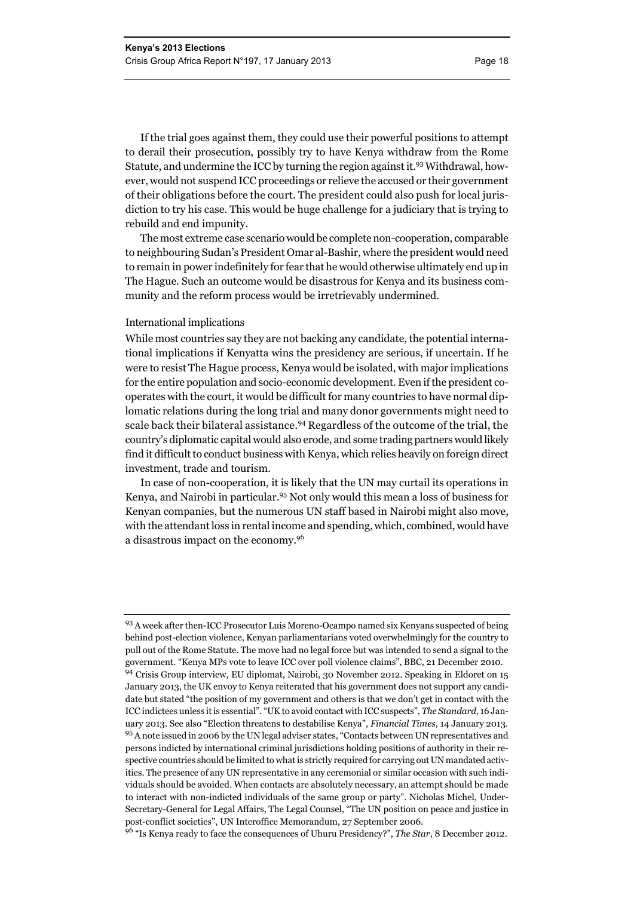If the trial goes against them, they could use their powerful positions to attempt to derail their prosecution, possibly try to have Kenya withdraw from the Rome Statute, and undermine the ICC by turning the region against it.[93] Withdrawal, however, would not suspend ICC proceedings or relieve the accused or their government of their obligations before the court. The president could also push for local jurisdiction to try his case. This would be huge challenge for a judiciary that is trying to rebuild and end impunity.

The most extreme case scenario would be complete non-cooperation, comparable to neighbouring Sudan's President Omar al-Bashir, where the president would need to remain in power indefinitely for fear that he would otherwise ultimately end up in The Hague. Such an outcome would be disastrous for Kenya and its business community and the reform process would be irretrievably undermined.

International implications

While most countries say they are not backing any candidate, the potential international implications if Kenyatta wins the presidency are serious, if uncertain. If he were to resist The Hague process, Kenya would be isolated, with major implications for the entire population and socio-economic development. Even if the president cooperates with the court, it would be difficult for many countries to have normal diplomatic relations during the long trial and many donor governments might need to scale back their bilateral assistance.[94] Regardless of the outcome of the trial, the country's diplomatic capital would also erode, and some trading partners would likely find it difficult to conduct business with Kenya, which relies heavily on foreign direct investment, trade and tourism.

In case of non-cooperation, it is likely that the UN may curtail its operations in Kenya, and Nairobi in particular.[95] Not only would this mean a loss of business for Kenyan companies, but the numerous UN staff based in Nairobi might also move, with the attendant loss in rental income and spending, which, combined, would have a disastrous impact on the economy.[96]

---

[93] A week after then-ICC Prosecutor Luis Moreno-Ocampo named six Kenyans suspected of being behind post-election violence, Kenyan parliamentarians voted overwhelmingly for the country to pull out of the Rome Statute. The move had no legal force but was intended to send a signal to the government. "Kenya MPs vote to leave ICC over poll violence claims", BBC, 21 December 2010.

[94] Crisis Group interview, EU diplomat, Nairobi, 30 November 2012. Speaking in Eldoret on 15 January 2013, the UK envoy to Kenya reiterated that his government does not support any candidate but stated "the position of my government and others is that we don't get in contact with the ICC indictees unless it is essential". "UK to avoid contact with ICC suspects", *The Standard*, 16 January 2013. See also "Election threatens to destabilise Kenya", *Financial Times*, 14 January 2013.

[95] A note issued in 2006 by the UN legal adviser states, "Contacts between UN representatives and persons indicted by international criminal jurisdictions holding positions of authority in their respective countries should be limited to what is strictly required for carrying out UN mandated activities. The presence of any UN representative in any ceremonial or similar occasion with such individuals should be avoided. When contacts are absolutely necessary, an attempt should be made to interact with non-indicted individuals of the same group or party". Nicholas Michel, Under-Secretary-General for Legal Affairs, The Legal Counsel, "The UN position on peace and justice in post-conflict societies", UN Interoffice Memorandum, 27 September 2006.

[96] "Is Kenya ready to face the consequences of Uhuru Presidency?", *The Star*, 8 December 2012.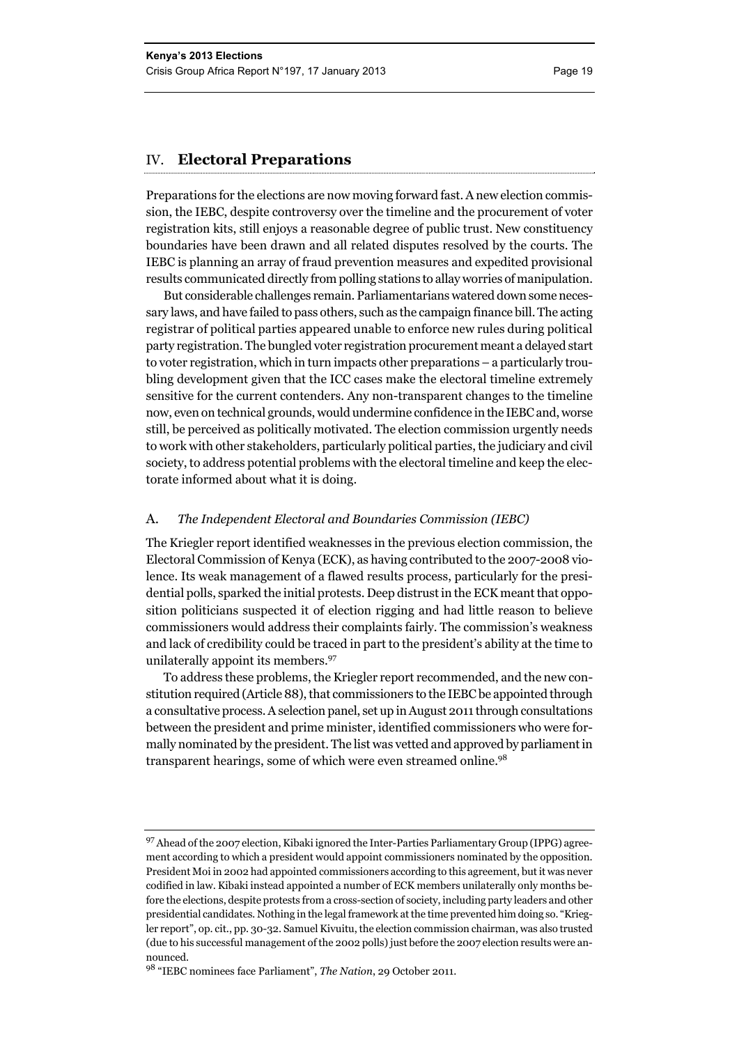## IV. Electoral Preparations

Preparations for the elections are now moving forward fast. A new election commission, the IEBC, despite controversy over the timeline and the procurement of voter registration kits, still enjoys a reasonable degree of public trust. New constituency boundaries have been drawn and all related disputes resolved by the courts. The IEBC is planning an array of fraud prevention measures and expedited provisional results communicated directly from polling stations to allay worries of manipulation.

But considerable challenges remain. Parliamentarians watered down some necessary laws, and have failed to pass others, such as the campaign finance bill. The acting registrar of political parties appeared unable to enforce new rules during political party registration. The bungled voter registration procurement meant a delayed start to voter registration, which in turn impacts other preparations – a particularly troubling development given that the ICC cases make the electoral timeline extremely sensitive for the current contenders. Any non-transparent changes to the timeline now, even on technical grounds, would undermine confidence in the IEBC and, worse still, be perceived as politically motivated. The election commission urgently needs to work with other stakeholders, particularly political parties, the judiciary and civil society, to address potential problems with the electoral timeline and keep the electorate informed about what it is doing.

### A. *The Independent Electoral and Boundaries Commission (IEBC)*

The Kriegler report identified weaknesses in the previous election commission, the Electoral Commission of Kenya (ECK), as having contributed to the 2007-2008 violence. Its weak management of a flawed results process, particularly for the presidential polls, sparked the initial protests. Deep distrust in the ECK meant that opposition politicians suspected it of election rigging and had little reason to believe commissioners would address their complaints fairly. The commission's weakness and lack of credibility could be traced in part to the president's ability at the time to unilaterally appoint its members.[97]

To address these problems, the Kriegler report recommended, and the new constitution required (Article 88), that commissioners to the IEBC be appointed through a consultative process. A selection panel, set up in August 2011 through consultations between the president and prime minister, identified commissioners who were formally nominated by the president. The list was vetted and approved by parliament in transparent hearings, some of which were even streamed online.[98]

---

[97] Ahead of the 2007 election, Kibaki ignored the Inter-Parties Parliamentary Group (IPPG) agreement according to which a president would appoint commissioners nominated by the opposition. President Moi in 2002 had appointed commissioners according to this agreement, but it was never codified in law. Kibaki instead appointed a number of ECK members unilaterally only months before the elections, despite protests from a cross-section of society, including party leaders and other presidential candidates. Nothing in the legal framework at the time prevented him doing so. "Kriegler report", op. cit., pp. 30-32. Samuel Kivuitu, the election commission chairman, was also trusted (due to his successful management of the 2002 polls) just before the 2007 election results were announced.

[98] "IEBC nominees face Parliament", *The Nation*, 29 October 2011.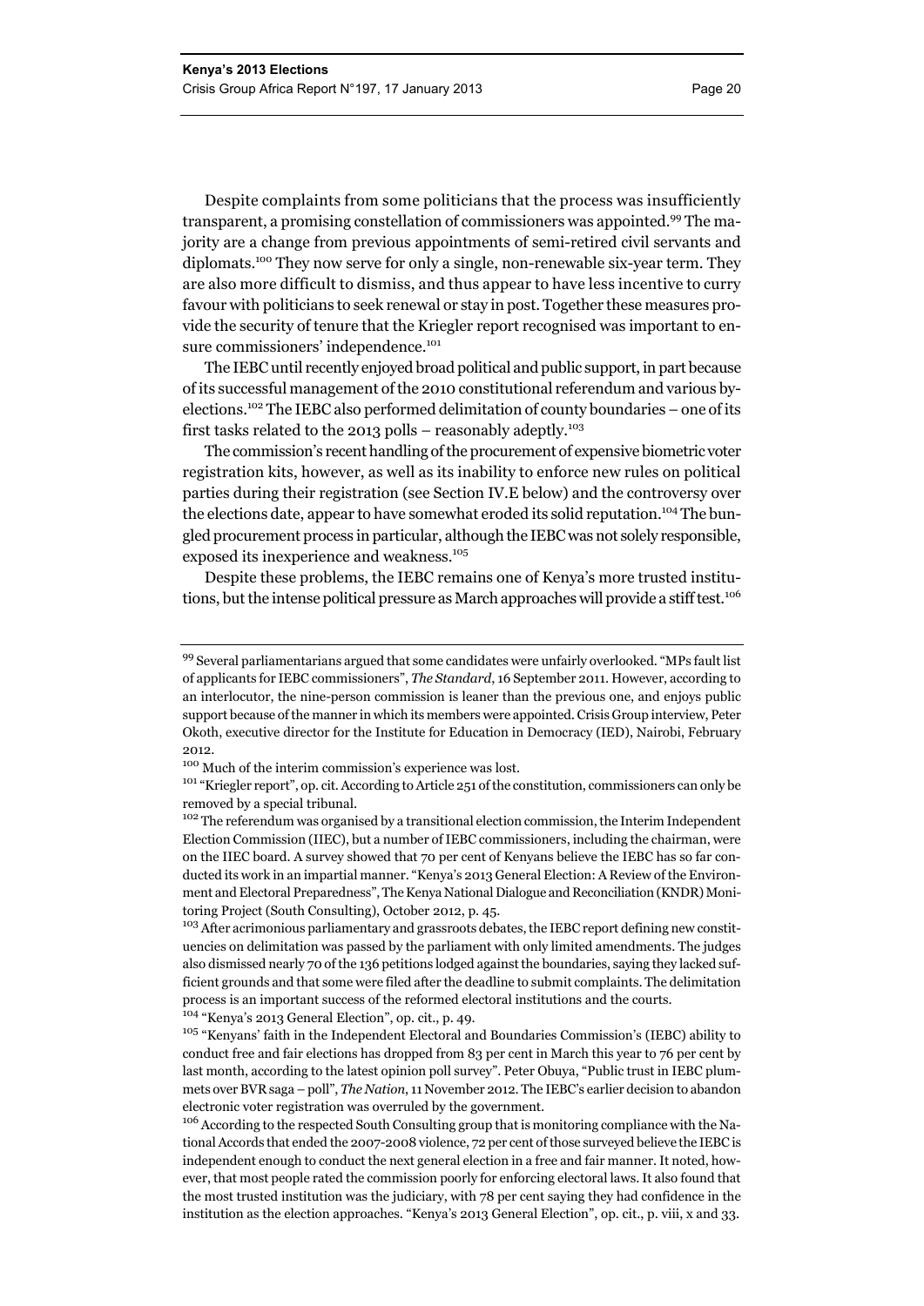Despite complaints from some politicians that the process was insufficiently transparent, a promising constellation of commissioners was appointed.[99] The majority are a change from previous appointments of semi-retired civil servants and diplomats.[100] They now serve for only a single, non-renewable six-year term. They are also more difficult to dismiss, and thus appear to have less incentive to curry favour with politicians to seek renewal or stay in post. Together these measures provide the security of tenure that the Kriegler report recognised was important to ensure commissioners' independence.[101]

The IEBC until recently enjoyed broad political and public support, in part because of its successful management of the 2010 constitutional referendum and various by-elections.[102] The IEBC also performed delimitation of county boundaries – one of its first tasks related to the 2013 polls – reasonably adeptly.[103]

The commission's recent handling of the procurement of expensive biometric voter registration kits, however, as well as its inability to enforce new rules on political parties during their registration (see Section IV.E below) and the controversy over the elections date, appear to have somewhat eroded its solid reputation.[104] The bungled procurement process in particular, although the IEBC was not solely responsible, exposed its inexperience and weakness.[105]

Despite these problems, the IEBC remains one of Kenya's more trusted institutions, but the intense political pressure as March approaches will provide a stiff test.[106]

---

[99] Several parliamentarians argued that some candidates were unfairly overlooked. "MPs fault list of applicants for IEBC commissioners", *The Standard*, 16 September 2011. However, according to an interlocutor, the nine-person commission is leaner than the previous one, and enjoys public support because of the manner in which its members were appointed. Crisis Group interview, Peter Okoth, executive director for the Institute for Education in Democracy (IED), Nairobi, February 2012.

[100] Much of the interim commission's experience was lost.

[101] "Kriegler report", op. cit. According to Article 251 of the constitution, commissioners can only be removed by a special tribunal.

[102] The referendum was organised by a transitional election commission, the Interim Independent Election Commission (IIEC), but a number of IEBC commissioners, including the chairman, were on the IIEC board. A survey showed that 70 per cent of Kenyans believe the IEBC has so far conducted its work in an impartial manner. "Kenya's 2013 General Election: A Review of the Environment and Electoral Preparedness", The Kenya National Dialogue and Reconciliation (KNDR) Monitoring Project (South Consulting), October 2012, p. 45.

[103] After acrimonious parliamentary and grassroots debates, the IEBC report defining new constituencies on delimitation was passed by the parliament with only limited amendments. The judges also dismissed nearly 70 of the 136 petitions lodged against the boundaries, saying they lacked sufficient grounds and that some were filed after the deadline to submit complaints. The delimitation process is an important success of the reformed electoral institutions and the courts.

[104] "Kenya's 2013 General Election", op. cit., p. 49.

[105] "Kenyans' faith in the Independent Electoral and Boundaries Commission's (IEBC) ability to conduct free and fair elections has dropped from 83 per cent in March this year to 76 per cent by last month, according to the latest opinion poll survey". Peter Obuya, "Public trust in IEBC plummets over BVR saga – poll", *The Nation*, 11 November 2012. The IEBC's earlier decision to abandon electronic voter registration was overruled by the government.

[106] According to the respected South Consulting group that is monitoring compliance with the National Accords that ended the 2007-2008 violence, 72 per cent of those surveyed believe the IEBC is independent enough to conduct the next general election in a free and fair manner. It noted, however, that most people rated the commission poorly for enforcing electoral laws. It also found that the most trusted institution was the judiciary, with 78 per cent saying they had confidence in the institution as the election approaches. "Kenya's 2013 General Election", op. cit., p. viii, x and 33.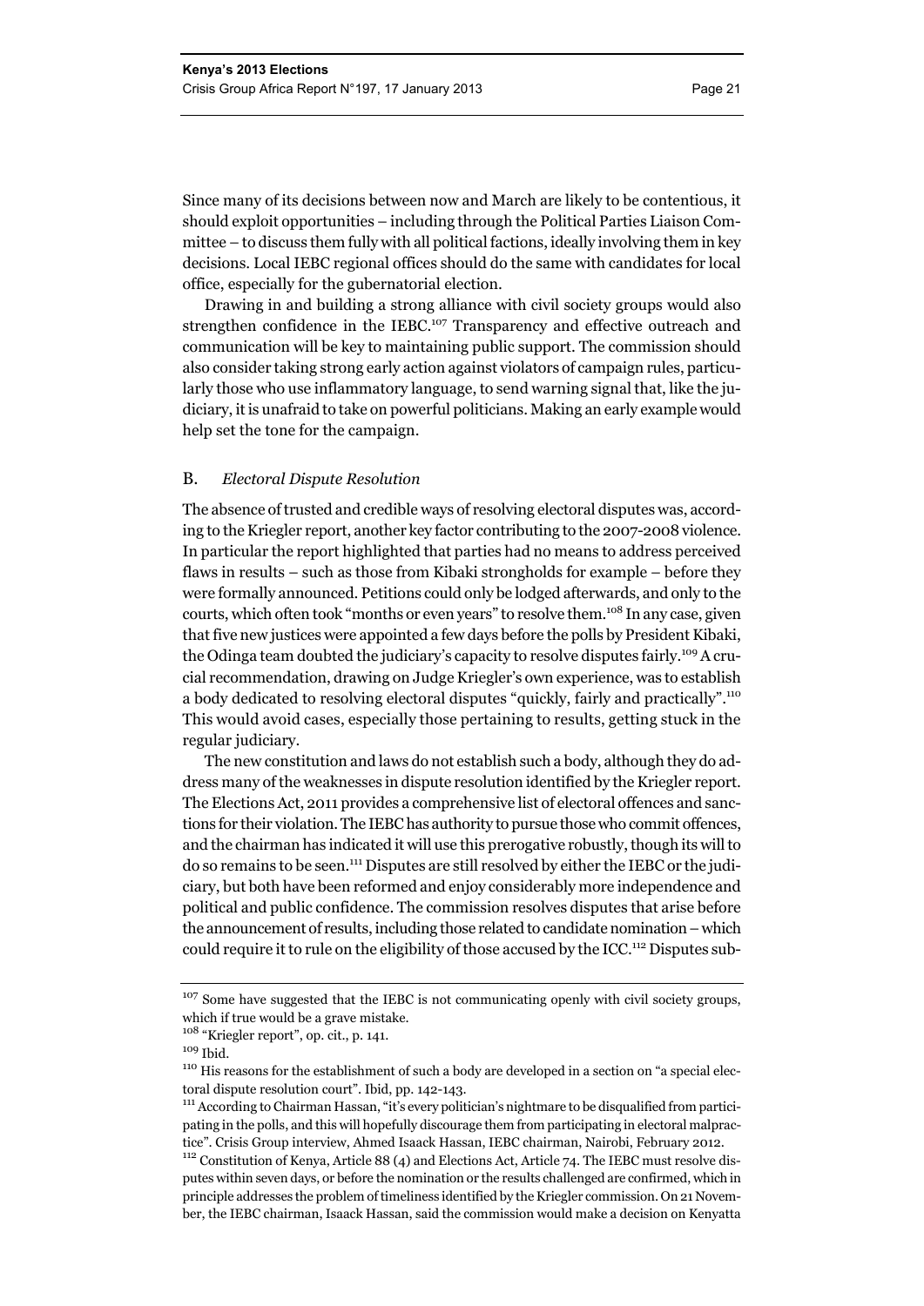Since many of its decisions between now and March are likely to be contentious, it should exploit opportunities – including through the Political Parties Liaison Committee – to discuss them fully with all political factions, ideally involving them in key decisions. Local IEBC regional offices should do the same with candidates for local office, especially for the gubernatorial election.

Drawing in and building a strong alliance with civil society groups would also strengthen confidence in the IEBC.[107] Transparency and effective outreach and communication will be key to maintaining public support. The commission should also consider taking strong early action against violators of campaign rules, particularly those who use inflammatory language, to send warning signal that, like the judiciary, it is unafraid to take on powerful politicians. Making an early example would help set the tone for the campaign.

## B. *Electoral Dispute Resolution*

The absence of trusted and credible ways of resolving electoral disputes was, according to the Kriegler report, another key factor contributing to the 2007-2008 violence. In particular the report highlighted that parties had no means to address perceived flaws in results – such as those from Kibaki strongholds for example – before they were formally announced. Petitions could only be lodged afterwards, and only to the courts, which often took "months or even years" to resolve them.[108] In any case, given that five new justices were appointed a few days before the polls by President Kibaki, the Odinga team doubted the judiciary's capacity to resolve disputes fairly.[109] A crucial recommendation, drawing on Judge Kriegler's own experience, was to establish a body dedicated to resolving electoral disputes "quickly, fairly and practically".[110] This would avoid cases, especially those pertaining to results, getting stuck in the regular judiciary.

The new constitution and laws do not establish such a body, although they do address many of the weaknesses in dispute resolution identified by the Kriegler report. The Elections Act, 2011 provides a comprehensive list of electoral offences and sanctions for their violation. The IEBC has authority to pursue those who commit offences, and the chairman has indicated it will use this prerogative robustly, though its will to do so remains to be seen.[111] Disputes are still resolved by either the IEBC or the judiciary, but both have been reformed and enjoy considerably more independence and political and public confidence. The commission resolves disputes that arise before the announcement of results, including those related to candidate nomination – which could require it to rule on the eligibility of those accused by the ICC.[112] Disputes sub-

---

[107] Some have suggested that the IEBC is not communicating openly with civil society groups, which if true would be a grave mistake.

[108] "Kriegler report", op. cit., p. 141.

[109] Ibid.

[110] His reasons for the establishment of such a body are developed in a section on "a special electoral dispute resolution court". Ibid, pp. 142-143.

[111] According to Chairman Hassan, "it's every politician's nightmare to be disqualified from participating in the polls, and this will hopefully discourage them from participating in electoral malpractice". Crisis Group interview, Ahmed Isaack Hassan, IEBC chairman, Nairobi, February 2012.

[112] Constitution of Kenya, Article 88 (4) and Elections Act, Article 74. The IEBC must resolve disputes within seven days, or before the nomination or the results challenged are confirmed, which in principle addresses the problem of timeliness identified by the Kriegler commission. On 21 November, the IEBC chairman, Isaack Hassan, said the commission would make a decision on Kenyatta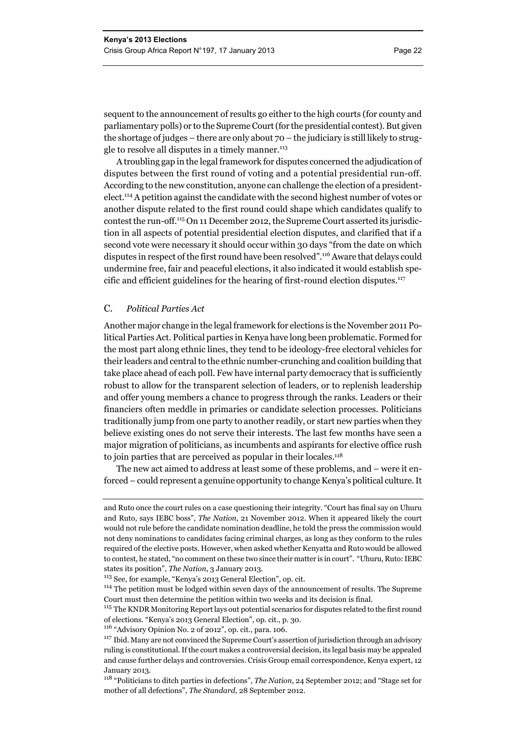sequent to the announcement of results go either to the high courts (for county and parliamentary polls) or to the Supreme Court (for the presidential contest). But given the shortage of judges – there are only about 70 – the judiciary is still likely to struggle to resolve all disputes in a timely manner.[113]

A troubling gap in the legal framework for disputes concerned the adjudication of disputes between the first round of voting and a potential presidential run-off. According to the new constitution, anyone can challenge the election of a president-elect.[114] A petition against the candidate with the second highest number of votes or another dispute related to the first round could shape which candidates qualify to contest the run-off.[115] On 11 December 2012, the Supreme Court asserted its jurisdiction in all aspects of potential presidential election disputes, and clarified that if a second vote were necessary it should occur within 30 days "from the date on which disputes in respect of the first round have been resolved".[116] Aware that delays could undermine free, fair and peaceful elections, it also indicated it would establish specific and efficient guidelines for the hearing of first-round election disputes.[117]

### C. *Political Parties Act*

Another major change in the legal framework for elections is the November 2011 Political Parties Act. Political parties in Kenya have long been problematic. Formed for the most part along ethnic lines, they tend to be ideology-free electoral vehicles for their leaders and central to the ethnic number-crunching and coalition building that take place ahead of each poll. Few have internal party democracy that is sufficiently robust to allow for the transparent selection of leaders, or to replenish leadership and offer young members a chance to progress through the ranks. Leaders or their financiers often meddle in primaries or candidate selection processes. Politicians traditionally jump from one party to another readily, or start new parties when they believe existing ones do not serve their interests. The last few months have seen a major migration of politicians, as incumbents and aspirants for elective office rush to join parties that are perceived as popular in their locales.[118]

The new act aimed to address at least some of these problems, and – were it enforced – could represent a genuine opportunity to change Kenya's political culture. It

---

and Ruto once the court rules on a case questioning their integrity. "Court has final say on Uhuru and Ruto, says IEBC boss", *The Nation*, 21 November 2012. When it appeared likely the court would not rule before the candidate nomination deadline, he told the press the commission would not deny nominations to candidates facing criminal charges, as long as they conform to the rules required of the elective posts. However, when asked whether Kenyatta and Ruto would be allowed to contest, he stated, "no comment on these two since their matter is in court". "Uhuru, Ruto: IEBC states its position", *The Nation*, 3 January 2013.

[113] See, for example, "Kenya's 2013 General Election", op. cit.

[114] The petition must be lodged within seven days of the announcement of results. The Supreme Court must then determine the petition within two weeks and its decision is final.

[115] The KNDR Monitoring Report lays out potential scenarios for disputes related to the first round of elections. "Kenya's 2013 General Election", op. cit., p. 30.

[116] "Advisory Opinion No. 2 of 2012", op. cit., para. 106.

[117] Ibid. Many are not convinced the Supreme Court's assertion of jurisdiction through an advisory ruling is constitutional. If the court makes a controversial decision, its legal basis may be appealed and cause further delays and controversies. Crisis Group email correspondence, Kenya expert, 12 January 2013.

[118] "Politicians to ditch parties in defections", *The Nation*, 24 September 2012; and "Stage set for mother of all defections", *The Standard*, 28 September 2012.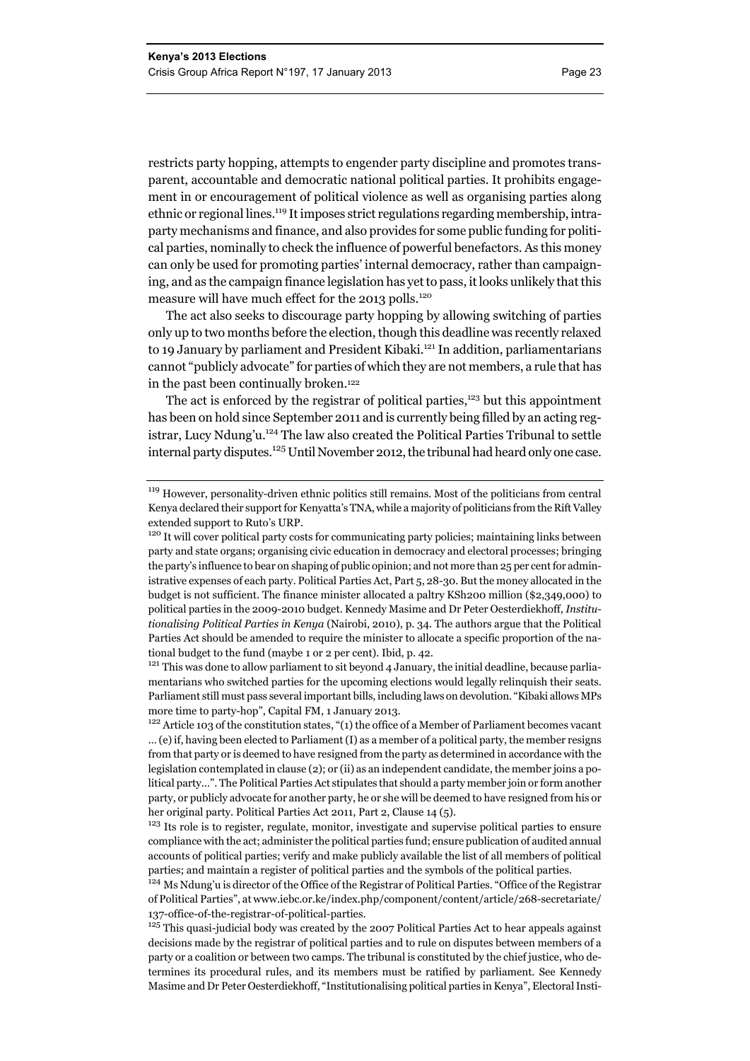restricts party hopping, attempts to engender party discipline and promotes transparent, accountable and democratic national political parties. It prohibits engagement in or encouragement of political violence as well as organising parties along ethnic or regional lines.[119] It imposes strict regulations regarding membership, intraparty mechanisms and finance, and also provides for some public funding for political parties, nominally to check the influence of powerful benefactors. As this money can only be used for promoting parties' internal democracy, rather than campaigning, and as the campaign finance legislation has yet to pass, it looks unlikely that this measure will have much effect for the 2013 polls.[120]

The act also seeks to discourage party hopping by allowing switching of parties only up to two months before the election, though this deadline was recently relaxed to 19 January by parliament and President Kibaki.[121] In addition, parliamentarians cannot "publicly advocate" for parties of which they are not members, a rule that has in the past been continually broken.[122]

The act is enforced by the registrar of political parties,[123] but this appointment has been on hold since September 2011 and is currently being filled by an acting registrar, Lucy Ndung'u.[124] The law also created the Political Parties Tribunal to settle internal party disputes.[125] Until November 2012, the tribunal had heard only one case.

---

[119] However, personality-driven ethnic politics still remains. Most of the politicians from central Kenya declared their support for Kenyatta's TNA, while a majority of politicians from the Rift Valley extended support to Ruto's URP.

[120] It will cover political party costs for communicating party policies; maintaining links between party and state organs; organising civic education in democracy and electoral processes; bringing the party's influence to bear on shaping of public opinion; and not more than 25 per cent for administrative expenses of each party. Political Parties Act, Part 5, 28-30. But the money allocated in the budget is not sufficient. The finance minister allocated a paltry KSh200 million ($2,349,000) to political parties in the 2009-2010 budget. Kennedy Masime and Dr Peter Oesterdiekhoff, *Institutionalising Political Parties in Kenya* (Nairobi, 2010), p. 34. The authors argue that the Political Parties Act should be amended to require the minister to allocate a specific proportion of the national budget to the fund (maybe 1 or 2 per cent). Ibid, p. 42.

[121] This was done to allow parliament to sit beyond 4 January, the initial deadline, because parliamentarians who switched parties for the upcoming elections would legally relinquish their seats. Parliament still must pass several important bills, including laws on devolution. "Kibaki allows MPs more time to party-hop", Capital FM, 1 January 2013.

[122] Article 103 of the constitution states, "(1) the office of a Member of Parliament becomes vacant … (e) if, having been elected to Parliament (I) as a member of a political party, the member resigns from that party or is deemed to have resigned from the party as determined in accordance with the legislation contemplated in clause (2); or (ii) as an independent candidate, the member joins a political party…". The Political Parties Act stipulates that should a party member join or form another party, or publicly advocate for another party, he or she will be deemed to have resigned from his or her original party. Political Parties Act 2011, Part 2, Clause 14 (5).

[123] Its role is to register, regulate, monitor, investigate and supervise political parties to ensure compliance with the act; administer the political parties fund; ensure publication of audited annual accounts of political parties; verify and make publicly available the list of all members of political parties; and maintain a register of political parties and the symbols of the political parties.

[124] Ms Ndung'u is director of the Office of the Registrar of Political Parties. "Office of the Registrar of Political Parties", at www.iebc.or.ke/index.php/component/content/article/268-secretariate/137-office-of-the-registrar-of-political-parties.

[125] This quasi-judicial body was created by the 2007 Political Parties Act to hear appeals against decisions made by the registrar of political parties and to rule on disputes between members of a party or a coalition or between two camps. The tribunal is constituted by the chief justice, who determines its procedural rules, and its members must be ratified by parliament. See Kennedy Masime and Dr Peter Oesterdiekhoff, "Institutionalising political parties in Kenya", Electoral Insti-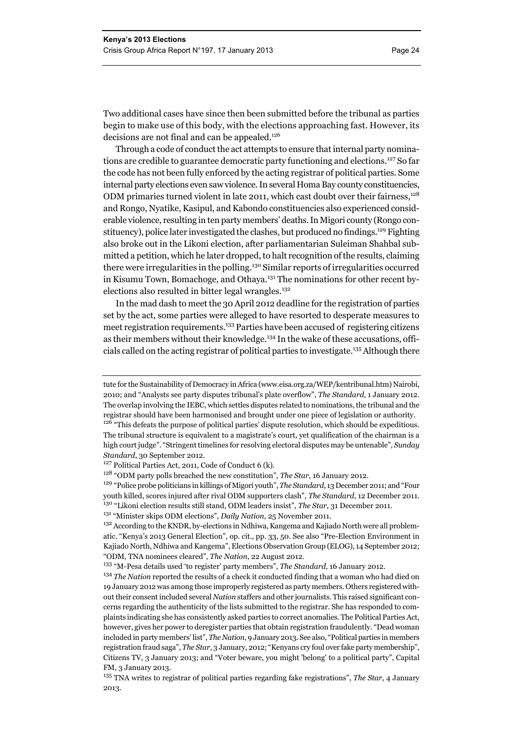Two additional cases have since then been submitted before the tribunal as parties begin to make use of this body, with the elections approaching fast. However, its decisions are not final and can be appealed.[126]

Through a code of conduct the act attempts to ensure that internal party nominations are credible to guarantee democratic party functioning and elections.[127] So far the code has not been fully enforced by the acting registrar of political parties. Some internal party elections even saw violence. In several Homa Bay county constituencies, ODM primaries turned violent in late 2011, which cast doubt over their fairness,[128] and Rongo, Nyatike, Kasipul, and Kabondo constituencies also experienced considerable violence, resulting in ten party members' deaths. In Migori county (Rongo constituency), police later investigated the clashes, but produced no findings.[129] Fighting also broke out in the Likoni election, after parliamentarian Suleiman Shahbal submitted a petition, which he later dropped, to halt recognition of the results, claiming there were irregularities in the polling.[130] Similar reports of irregularities occurred in Kisumu Town, Bomachoge, and Othaya.[131] The nominations for other recent by-elections also resulted in bitter legal wrangles.[132]

In the mad dash to meet the 30 April 2012 deadline for the registration of parties set by the act, some parties were alleged to have resorted to desperate measures to meet registration requirements.[133] Parties have been accused of registering citizens as their members without their knowledge.[134] In the wake of these accusations, officials called on the acting registrar of political parties to investigate.[135] Although there

---

tute for the Sustainability of Democracy in Africa (www.eisa.org.za/WEP/kentribunal.htm) Nairobi, 2010; and "Analysts see party disputes tribunal's plate overflow", *The Standard*, 1 January 2012. The overlap involving the IEBC, which settles disputes related to nominations, the tribunal and the registrar should have been harmonised and brought under one piece of legislation or authority.

[126] "This defeats the purpose of political parties' dispute resolution, which should be expeditious. The tribunal structure is equivalent to a magistrate's court, yet qualification of the chairman is a high court judge". "Stringent timelines for resolving electoral disputes may be untenable", *Sunday Standard*, 30 September 2012.

[127] Political Parties Act, 2011, Code of Conduct 6 (k).

[128] "ODM party polls breached the new constitution", *The Star*, 16 January 2012.

[129] "Police probe politicians in killings of Migori youth", *The Standard*, 13 December 2011; and "Four youth killed, scores injured after rival ODM supporters clash", *The Standard*, 12 December 2011.

[130] "Likoni election results still stand, ODM leaders insist", *The Star*, 31 December 2011.

[131] "Minister skips ODM elections", *Daily Nation*, 25 November 2011.

[132] According to the KNDR, by-elections in Ndhiwa, Kangema and Kajiado North were all problematic. "Kenya's 2013 General Election", op. cit., pp. 33, 50. See also "Pre-Election Environment in Kajiado North, Ndhiwa and Kangema", Elections Observation Group (ELOG), 14 September 2012; "ODM, TNA nominees cleared", *The Nation*, 22 August 2012.

[133] "M-Pesa details used 'to register' party members", *The Standard*, 16 January 2012.

[134] *The Nation* reported the results of a check it conducted finding that a woman who had died on 19 January 2012 was among those improperly registered as party members. Others registered without their consent included several *Nation* staffers and other journalists. This raised significant concerns regarding the authenticity of the lists submitted to the registrar. She has responded to complaints indicating she has consistently asked parties to correct anomalies. The Political Parties Act, however, gives her power to deregister parties that obtain registration fraudulently. "Dead woman included in party members' list", *The Nation*, 9 January 2013. See also, "Political parties in members registration fraud saga", *The Star*, 3 January, 2012; "Kenyans cry foul over fake party membership", Citizens TV, 3 January 2013; and "Voter beware, you might 'belong' to a political party", Capital FM, 3 January 2013.

[135] TNA writes to registrar of political parties regarding fake registrations", *The Star*, 4 January 2013.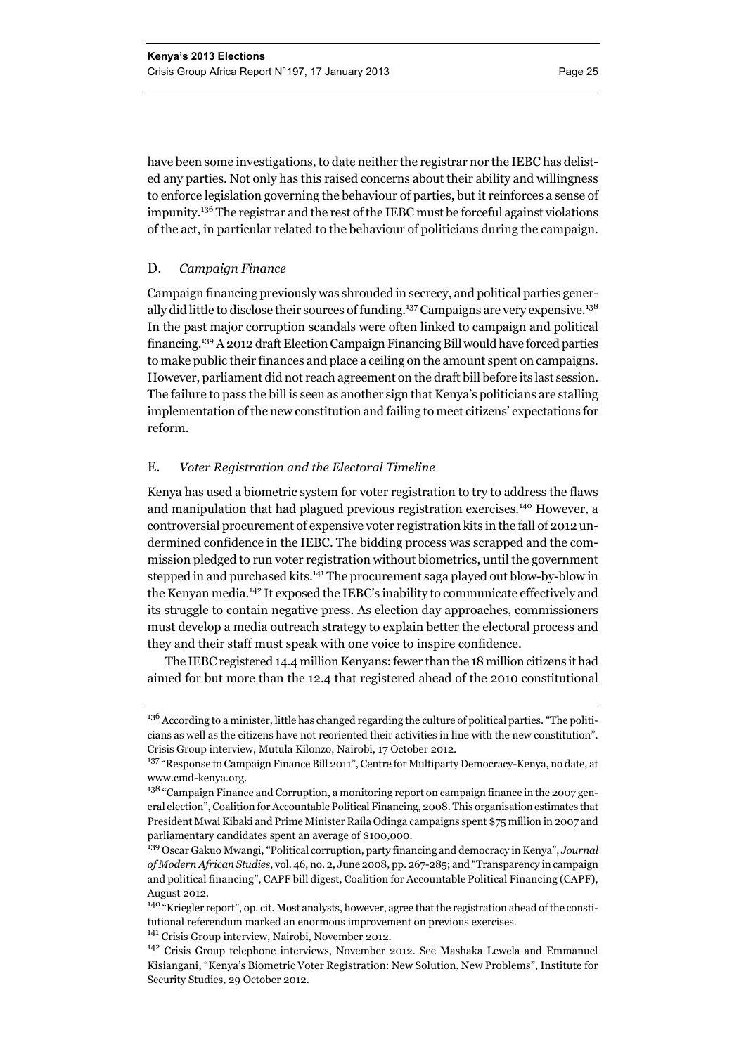have been some investigations, to date neither the registrar nor the IEBC has delisted any parties. Not only has this raised concerns about their ability and willingness to enforce legislation governing the behaviour of parties, but it reinforces a sense of impunity.[136] The registrar and the rest of the IEBC must be forceful against violations of the act, in particular related to the behaviour of politicians during the campaign.

### D. *Campaign Finance*

Campaign financing previously was shrouded in secrecy, and political parties generally did little to disclose their sources of funding.[137] Campaigns are very expensive.[138] In the past major corruption scandals were often linked to campaign and political financing.[139] A 2012 draft Election Campaign Financing Bill would have forced parties to make public their finances and place a ceiling on the amount spent on campaigns. However, parliament did not reach agreement on the draft bill before its last session. The failure to pass the bill is seen as another sign that Kenya's politicians are stalling implementation of the new constitution and failing to meet citizens' expectations for reform.

### E. *Voter Registration and the Electoral Timeline*

Kenya has used a biometric system for voter registration to try to address the flaws and manipulation that had plagued previous registration exercises.[140] However, a controversial procurement of expensive voter registration kits in the fall of 2012 undermined confidence in the IEBC. The bidding process was scrapped and the commission pledged to run voter registration without biometrics, until the government stepped in and purchased kits.[141] The procurement saga played out blow-by-blow in the Kenyan media.[142] It exposed the IEBC's inability to communicate effectively and its struggle to contain negative press. As election day approaches, commissioners must develop a media outreach strategy to explain better the electoral process and they and their staff must speak with one voice to inspire confidence.

The IEBC registered 14.4 million Kenyans: fewer than the 18 million citizens it had aimed for but more than the 12.4 that registered ahead of the 2010 constitutional

---

[136] According to a minister, little has changed regarding the culture of political parties. "The politicians as well as the citizens have not reoriented their activities in line with the new constitution". Crisis Group interview, Mutula Kilonzo, Nairobi, 17 October 2012.

[137] "Response to Campaign Finance Bill 2011", Centre for Multiparty Democracy-Kenya, no date, at www.cmd-kenya.org.

[138] "Campaign Finance and Corruption, a monitoring report on campaign finance in the 2007 general election", Coalition for Accountable Political Financing, 2008. This organisation estimates that President Mwai Kibaki and Prime Minister Raila Odinga campaigns spent $75 million in 2007 and parliamentary candidates spent an average of $100,000.

[139] Oscar Gakuo Mwangi, "Political corruption, party financing and democracy in Kenya", *Journal of Modern African Studies*, vol. 46, no. 2, June 2008, pp. 267-285; and "Transparency in campaign and political financing", CAPF bill digest, Coalition for Accountable Political Financing (CAPF), August 2012.

[140] "Kriegler report", op. cit. Most analysts, however, agree that the registration ahead of the constitutional referendum marked an enormous improvement on previous exercises.

[141] Crisis Group interview, Nairobi, November 2012.

[142] Crisis Group telephone interviews, November 2012. See Mashaka Lewela and Emmanuel Kisiangani, "Kenya's Biometric Voter Registration: New Solution, New Problems", Institute for Security Studies, 29 October 2012.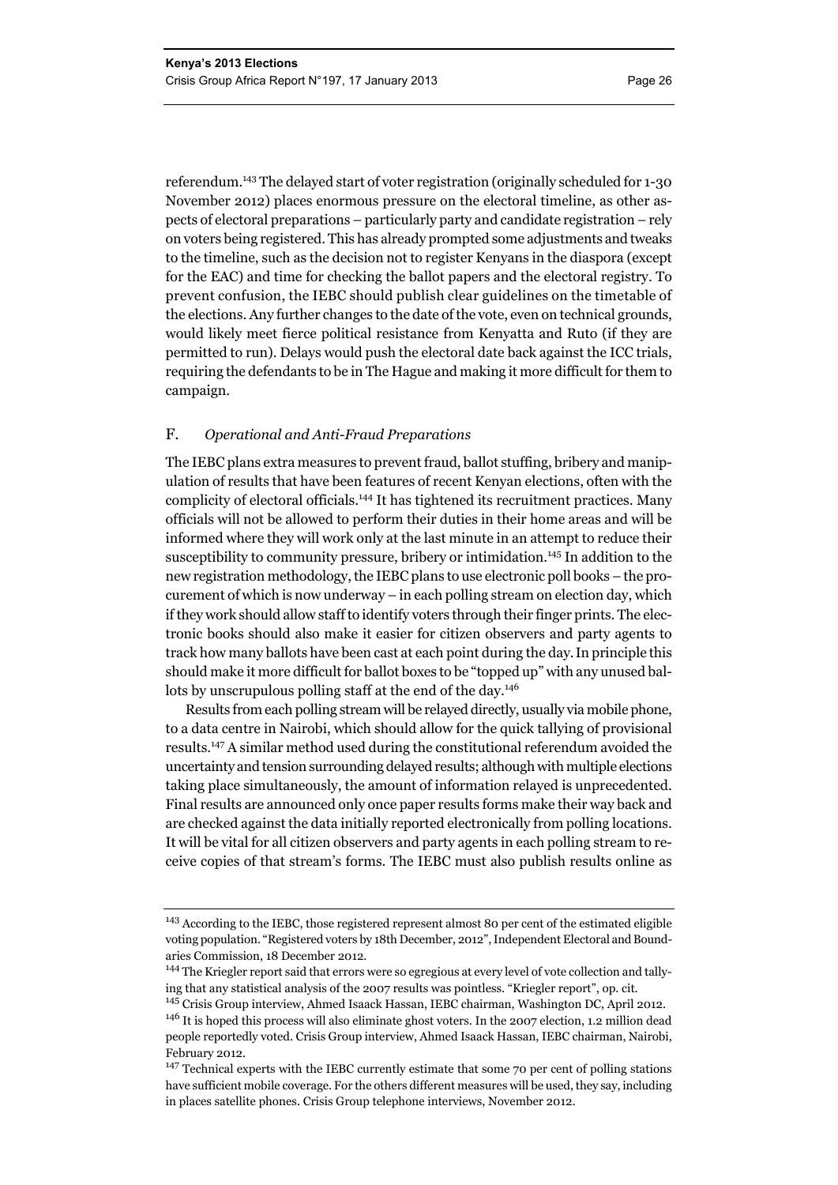referendum.[143] The delayed start of voter registration (originally scheduled for 1-30 November 2012) places enormous pressure on the electoral timeline, as other aspects of electoral preparations – particularly party and candidate registration – rely on voters being registered. This has already prompted some adjustments and tweaks to the timeline, such as the decision not to register Kenyans in the diaspora (except for the EAC) and time for checking the ballot papers and the electoral registry. To prevent confusion, the IEBC should publish clear guidelines on the timetable of the elections. Any further changes to the date of the vote, even on technical grounds, would likely meet fierce political resistance from Kenyatta and Ruto (if they are permitted to run). Delays would push the electoral date back against the ICC trials, requiring the defendants to be in The Hague and making it more difficult for them to campaign.

## F. *Operational and Anti-Fraud Preparations*

The IEBC plans extra measures to prevent fraud, ballot stuffing, bribery and manipulation of results that have been features of recent Kenyan elections, often with the complicity of electoral officials.[144] It has tightened its recruitment practices. Many officials will not be allowed to perform their duties in their home areas and will be informed where they will work only at the last minute in an attempt to reduce their susceptibility to community pressure, bribery or intimidation.[145] In addition to the new registration methodology, the IEBC plans to use electronic poll books – the procurement of which is now underway – in each polling stream on election day, which if they work should allow staff to identify voters through their finger prints. The electronic books should also make it easier for citizen observers and party agents to track how many ballots have been cast at each point during the day. In principle this should make it more difficult for ballot boxes to be "topped up" with any unused ballots by unscrupulous polling staff at the end of the day.[146]

Results from each polling stream will be relayed directly, usually via mobile phone, to a data centre in Nairobi, which should allow for the quick tallying of provisional results.[147] A similar method used during the constitutional referendum avoided the uncertainty and tension surrounding delayed results; although with multiple elections taking place simultaneously, the amount of information relayed is unprecedented. Final results are announced only once paper results forms make their way back and are checked against the data initially reported electronically from polling locations. It will be vital for all citizen observers and party agents in each polling stream to receive copies of that stream's forms. The IEBC must also publish results online as

---

[143] According to the IEBC, those registered represent almost 80 per cent of the estimated eligible voting population. "Registered voters by 18th December, 2012", Independent Electoral and Boundaries Commission, 18 December 2012.

[144] The Kriegler report said that errors were so egregious at every level of vote collection and tallying that any statistical analysis of the 2007 results was pointless. "Kriegler report", op. cit.

[145] Crisis Group interview, Ahmed Isaack Hassan, IEBC chairman, Washington DC, April 2012.

[146] It is hoped this process will also eliminate ghost voters. In the 2007 election, 1.2 million dead people reportedly voted. Crisis Group interview, Ahmed Isaack Hassan, IEBC chairman, Nairobi, February 2012.

[147] Technical experts with the IEBC currently estimate that some 70 per cent of polling stations have sufficient mobile coverage. For the others different measures will be used, they say, including in places satellite phones. Crisis Group telephone interviews, November 2012.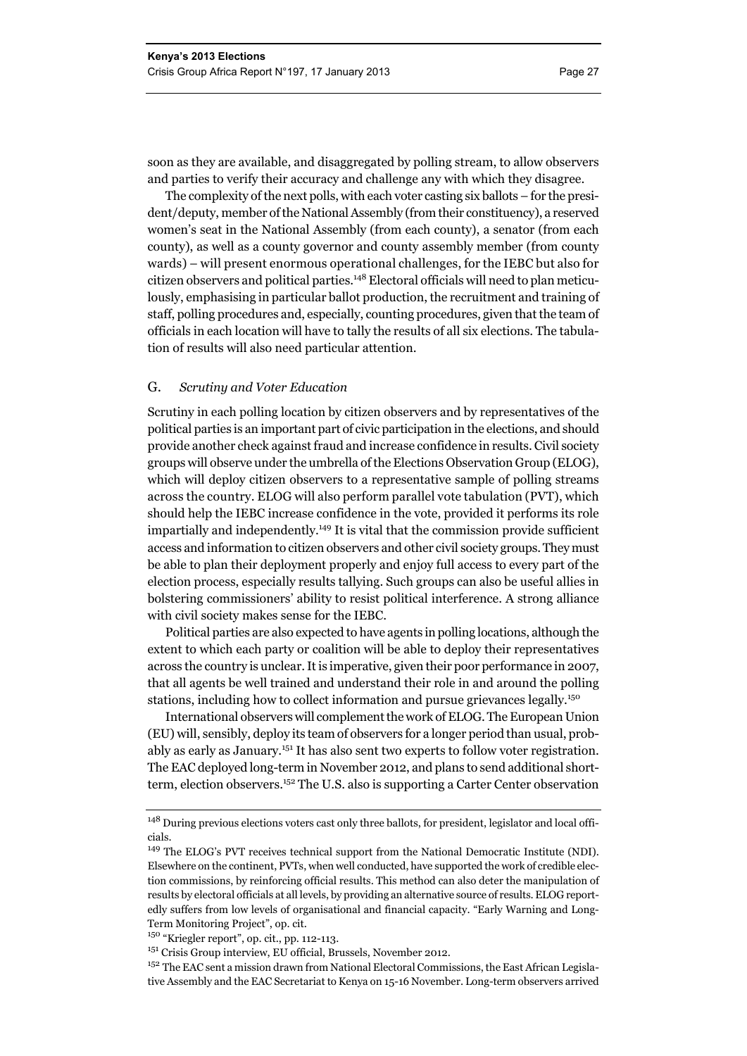soon as they are available, and disaggregated by polling stream, to allow observers and parties to verify their accuracy and challenge any with which they disagree.

The complexity of the next polls, with each voter casting six ballots – for the president/deputy, member of the National Assembly (from their constituency), a reserved women's seat in the National Assembly (from each county), a senator (from each county), as well as a county governor and county assembly member (from county wards) – will present enormous operational challenges, for the IEBC but also for citizen observers and political parties.[148] Electoral officials will need to plan meticulously, emphasising in particular ballot production, the recruitment and training of staff, polling procedures and, especially, counting procedures, given that the team of officials in each location will have to tally the results of all six elections. The tabulation of results will also need particular attention.

### G. *Scrutiny and Voter Education*

Scrutiny in each polling location by citizen observers and by representatives of the political parties is an important part of civic participation in the elections, and should provide another check against fraud and increase confidence in results. Civil society groups will observe under the umbrella of the Elections Observation Group (ELOG), which will deploy citizen observers to a representative sample of polling streams across the country. ELOG will also perform parallel vote tabulation (PVT), which should help the IEBC increase confidence in the vote, provided it performs its role impartially and independently.[149] It is vital that the commission provide sufficient access and information to citizen observers and other civil society groups. They must be able to plan their deployment properly and enjoy full access to every part of the election process, especially results tallying. Such groups can also be useful allies in bolstering commissioners' ability to resist political interference. A strong alliance with civil society makes sense for the IEBC.

Political parties are also expected to have agents in polling locations, although the extent to which each party or coalition will be able to deploy their representatives across the country is unclear. It is imperative, given their poor performance in 2007, that all agents be well trained and understand their role in and around the polling stations, including how to collect information and pursue grievances legally.[150]

International observers will complement the work of ELOG. The European Union (EU) will, sensibly, deploy its team of observers for a longer period than usual, probably as early as January.[151] It has also sent two experts to follow voter registration. The EAC deployed long-term in November 2012, and plans to send additional short-term, election observers.[152] The U.S. also is supporting a Carter Center observation

---

[148] During previous elections voters cast only three ballots, for president, legislator and local officials.

[149] The ELOG's PVT receives technical support from the National Democratic Institute (NDI). Elsewhere on the continent, PVTs, when well conducted, have supported the work of credible election commissions, by reinforcing official results. This method can also deter the manipulation of results by electoral officials at all levels, by providing an alternative source of results. ELOG reportedly suffers from low levels of organisational and financial capacity. "Early Warning and Long-Term Monitoring Project", op. cit.

[150] "Kriegler report", op. cit., pp. 112-113.

[151] Crisis Group interview, EU official, Brussels, November 2012.

[152] The EAC sent a mission drawn from National Electoral Commissions, the East African Legislative Assembly and the EAC Secretariat to Kenya on 15-16 November. Long-term observers arrived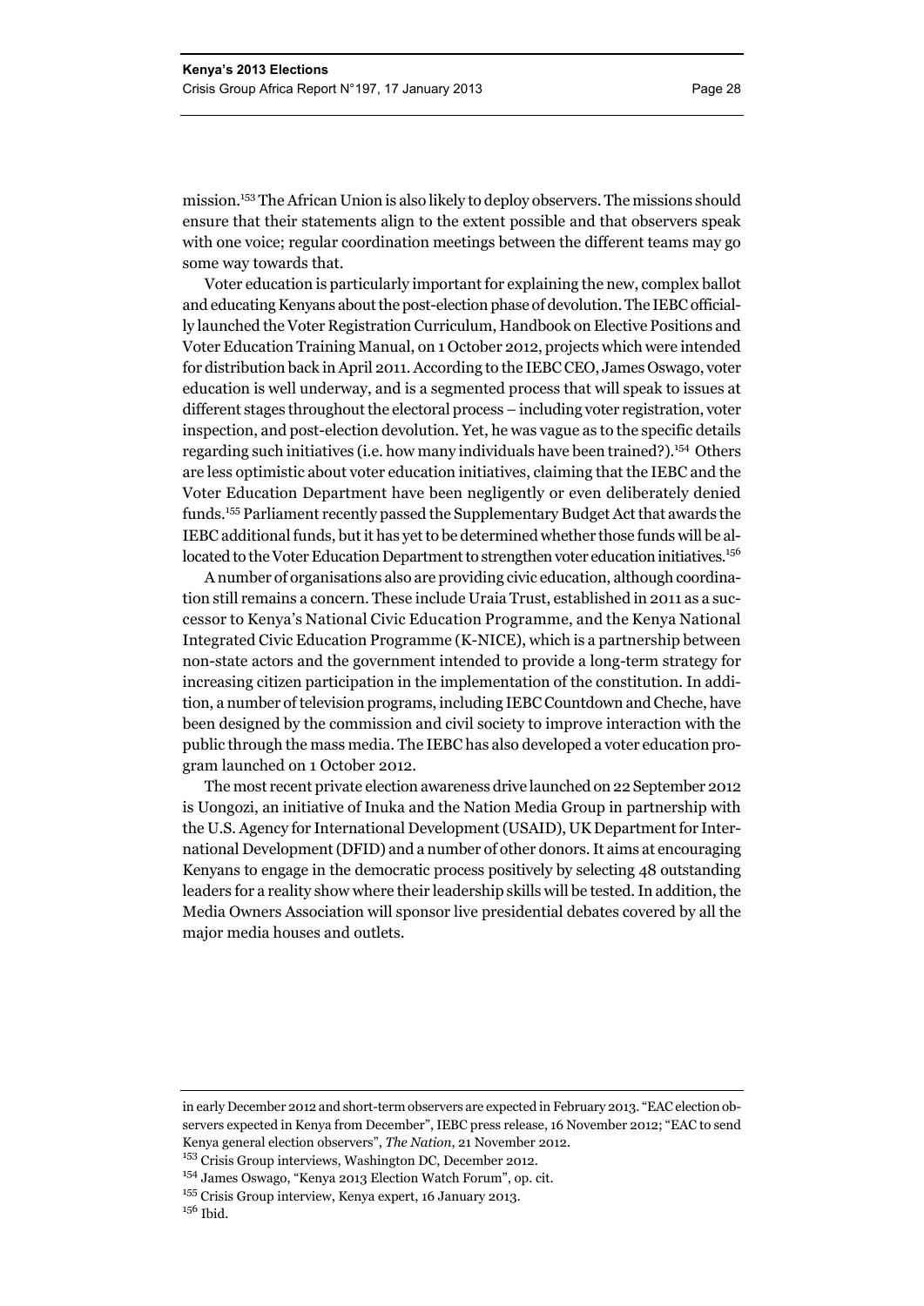mission.[153] The African Union is also likely to deploy observers. The missions should ensure that their statements align to the extent possible and that observers speak with one voice; regular coordination meetings between the different teams may go some way towards that.

Voter education is particularly important for explaining the new, complex ballot and educating Kenyans about the post-election phase of devolution. The IEBC officially launched the Voter Registration Curriculum, Handbook on Elective Positions and Voter Education Training Manual, on 1 October 2012, projects which were intended for distribution back in April 2011. According to the IEBC CEO, James Oswago, voter education is well underway, and is a segmented process that will speak to issues at different stages throughout the electoral process – including voter registration, voter inspection, and post-election devolution. Yet, he was vague as to the specific details regarding such initiatives (i.e. how many individuals have been trained?).[154] Others are less optimistic about voter education initiatives, claiming that the IEBC and the Voter Education Department have been negligently or even deliberately denied funds.[155] Parliament recently passed the Supplementary Budget Act that awards the IEBC additional funds, but it has yet to be determined whether those funds will be allocated to the Voter Education Department to strengthen voter education initiatives.[156]

A number of organisations also are providing civic education, although coordination still remains a concern. These include Uraia Trust, established in 2011 as a successor to Kenya's National Civic Education Programme, and the Kenya National Integrated Civic Education Programme (K-NICE), which is a partnership between non-state actors and the government intended to provide a long-term strategy for increasing citizen participation in the implementation of the constitution. In addition, a number of television programs, including IEBC Countdown and Cheche, have been designed by the commission and civil society to improve interaction with the public through the mass media. The IEBC has also developed a voter education program launched on 1 October 2012.

The most recent private election awareness drive launched on 22 September 2012 is Uongozi, an initiative of Inuka and the Nation Media Group in partnership with the U.S. Agency for International Development (USAID), UK Department for International Development (DFID) and a number of other donors. It aims at encouraging Kenyans to engage in the democratic process positively by selecting 48 outstanding leaders for a reality show where their leadership skills will be tested. In addition, the Media Owners Association will sponsor live presidential debates covered by all the major media houses and outlets.

---

in early December 2012 and short-term observers are expected in February 2013. "EAC election observers expected in Kenya from December", IEBC press release, 16 November 2012; "EAC to send Kenya general election observers", *The Nation*, 21 November 2012.

[153] Crisis Group interviews, Washington DC, December 2012.

[154] James Oswago, "Kenya 2013 Election Watch Forum", op. cit.

[155] Crisis Group interview, Kenya expert, 16 January 2013.

[156] Ibid.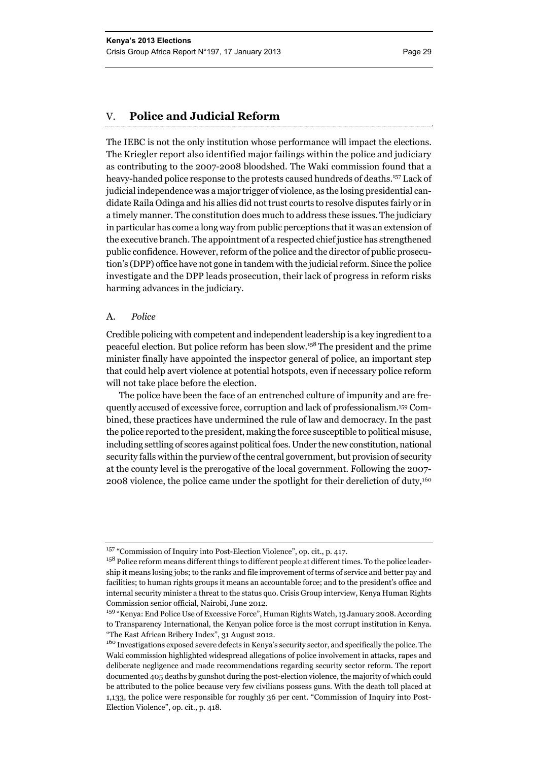## V. Police and Judicial Reform

The IEBC is not the only institution whose performance will impact the elections. The Kriegler report also identified major failings within the police and judiciary as contributing to the 2007-2008 bloodshed. The Waki commission found that a heavy-handed police response to the protests caused hundreds of deaths.[157] Lack of judicial independence was a major trigger of violence, as the losing presidential candidate Raila Odinga and his allies did not trust courts to resolve disputes fairly or in a timely manner. The constitution does much to address these issues. The judiciary in particular has come a long way from public perceptions that it was an extension of the executive branch. The appointment of a respected chief justice has strengthened public confidence. However, reform of the police and the director of public prosecution's (DPP) office have not gone in tandem with the judicial reform. Since the police investigate and the DPP leads prosecution, their lack of progress in reform risks harming advances in the judiciary.

### A. *Police*

Credible policing with competent and independent leadership is a key ingredient to a peaceful election. But police reform has been slow.[158] The president and the prime minister finally have appointed the inspector general of police, an important step that could help avert violence at potential hotspots, even if necessary police reform will not take place before the election.

The police have been the face of an entrenched culture of impunity and are frequently accused of excessive force, corruption and lack of professionalism.[159] Combined, these practices have undermined the rule of law and democracy. In the past the police reported to the president, making the force susceptible to political misuse, including settling of scores against political foes. Under the new constitution, national security falls within the purview of the central government, but provision of security at the county level is the prerogative of the local government. Following the 2007-2008 violence, the police came under the spotlight for their dereliction of duty,[160]

---

[157] "Commission of Inquiry into Post-Election Violence", op. cit., p. 417.

[158] Police reform means different things to different people at different times. To the police leadership it means losing jobs; to the ranks and file improvement of terms of service and better pay and facilities; to human rights groups it means an accountable force; and to the president's office and internal security minister a threat to the status quo. Crisis Group interview, Kenya Human Rights Commission senior official, Nairobi, June 2012.

[159] "Kenya: End Police Use of Excessive Force", Human Rights Watch, 13 January 2008. According to Transparency International, the Kenyan police force is the most corrupt institution in Kenya. "The East African Bribery Index", 31 August 2012.

[160] Investigations exposed severe defects in Kenya's security sector, and specifically the police. The Waki commission highlighted widespread allegations of police involvement in attacks, rapes and deliberate negligence and made recommendations regarding security sector reform. The report documented 405 deaths by gunshot during the post-election violence, the majority of which could be attributed to the police because very few civilians possess guns. With the death toll placed at 1,133, the police were responsible for roughly 36 per cent. "Commission of Inquiry into Post-Election Violence", op. cit., p. 418.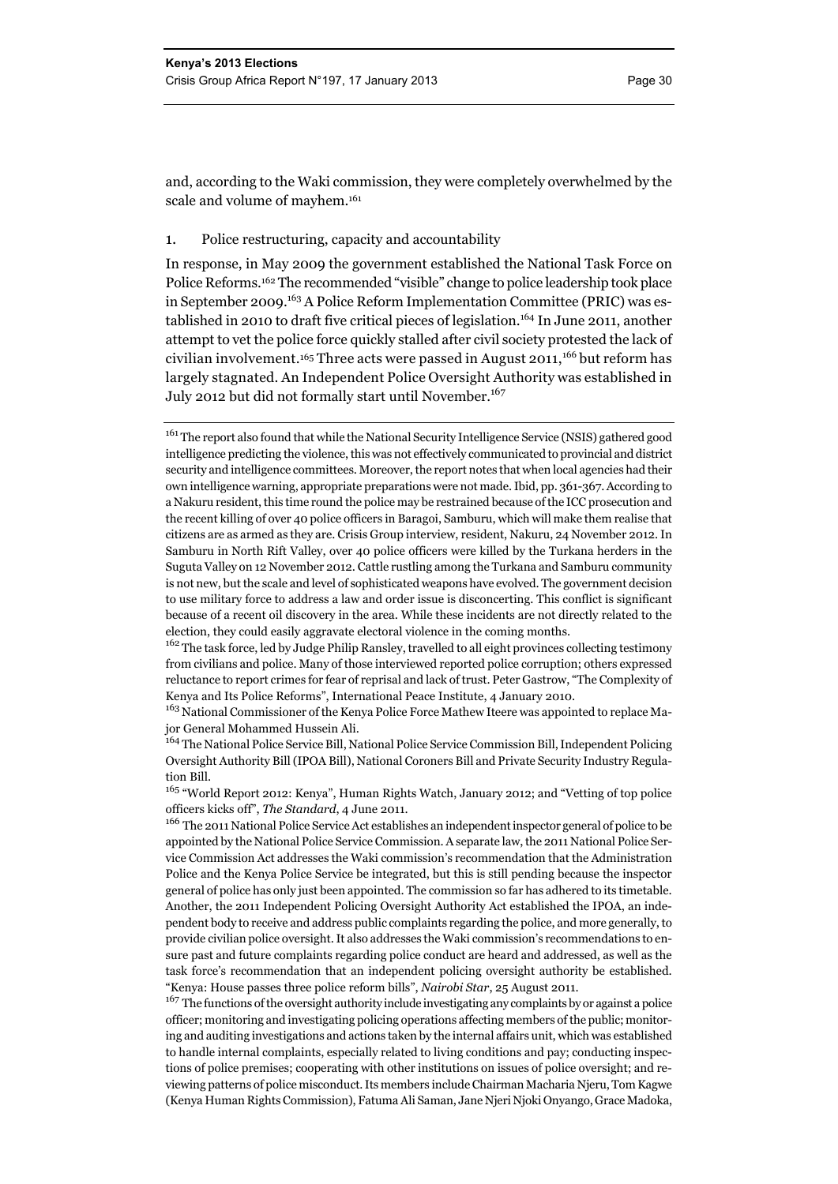and, according to the Waki commission, they were completely overwhelmed by the scale and volume of mayhem.[161]

### 1. Police restructuring, capacity and accountability

In response, in May 2009 the government established the National Task Force on Police Reforms.[162] The recommended "visible" change to police leadership took place in September 2009.[163] A Police Reform Implementation Committee (PRIC) was established in 2010 to draft five critical pieces of legislation.[164] In June 2011, another attempt to vet the police force quickly stalled after civil society protested the lack of civilian involvement.[165] Three acts were passed in August 2011,[166] but reform has largely stagnated. An Independent Police Oversight Authority was established in July 2012 but did not formally start until November.[167]

---

[161] The report also found that while the National Security Intelligence Service (NSIS) gathered good intelligence predicting the violence, this was not effectively communicated to provincial and district security and intelligence committees. Moreover, the report notes that when local agencies had their own intelligence warning, appropriate preparations were not made. Ibid, pp. 361-367. According to a Nakuru resident, this time round the police may be restrained because of the ICC prosecution and the recent killing of over 40 police officers in Baragoi, Samburu, which will make them realise that citizens are as armed as they are. Crisis Group interview, resident, Nakuru, 24 November 2012. In Samburu in North Rift Valley, over 40 police officers were killed by the Turkana herders in the Suguta Valley on 12 November 2012. Cattle rustling among the Turkana and Samburu community is not new, but the scale and level of sophisticated weapons have evolved. The government decision to use military force to address a law and order issue is disconcerting. This conflict is significant because of a recent oil discovery in the area. While these incidents are not directly related to the election, they could easily aggravate electoral violence in the coming months.

[162] The task force, led by Judge Philip Ransley, travelled to all eight provinces collecting testimony from civilians and police. Many of those interviewed reported police corruption; others expressed reluctance to report crimes for fear of reprisal and lack of trust. Peter Gastrow, "The Complexity of Kenya and Its Police Reforms", International Peace Institute, 4 January 2010.

[163] National Commissioner of the Kenya Police Force Mathew Iteere was appointed to replace Major General Mohammed Hussein Ali.

[164] The National Police Service Bill, National Police Service Commission Bill, Independent Policing Oversight Authority Bill (IPOA Bill), National Coroners Bill and Private Security Industry Regulation Bill.

[165] "World Report 2012: Kenya", Human Rights Watch, January 2012; and "Vetting of top police officers kicks off", *The Standard*, 4 June 2011.

[166] The 2011 National Police Service Act establishes an independent inspector general of police to be appointed by the National Police Service Commission. A separate law, the 2011 National Police Service Commission Act addresses the Waki commission's recommendation that the Administration Police and the Kenya Police Service be integrated, but this is still pending because the inspector general of police has only just been appointed. The commission so far has adhered to its timetable. Another, the 2011 Independent Policing Oversight Authority Act established the IPOA, an independent body to receive and address public complaints regarding the police, and more generally, to provide civilian police oversight. It also addresses the Waki commission's recommendations to ensure past and future complaints regarding police conduct are heard and addressed, as well as the task force's recommendation that an independent policing oversight authority be established. "Kenya: House passes three police reform bills", *Nairobi Star*, 25 August 2011.

[167] The functions of the oversight authority include investigating any complaints by or against a police officer; monitoring and investigating policing operations affecting members of the public; monitoring and auditing investigations and actions taken by the internal affairs unit, which was established to handle internal complaints, especially related to living conditions and pay; conducting inspections of police premises; cooperating with other institutions on issues of police oversight; and reviewing patterns of police misconduct. Its members include Chairman Macharia Njeru, Tom Kagwe (Kenya Human Rights Commission), Fatuma Ali Saman, Jane Njeri Njoki Onyango, Grace Madoka,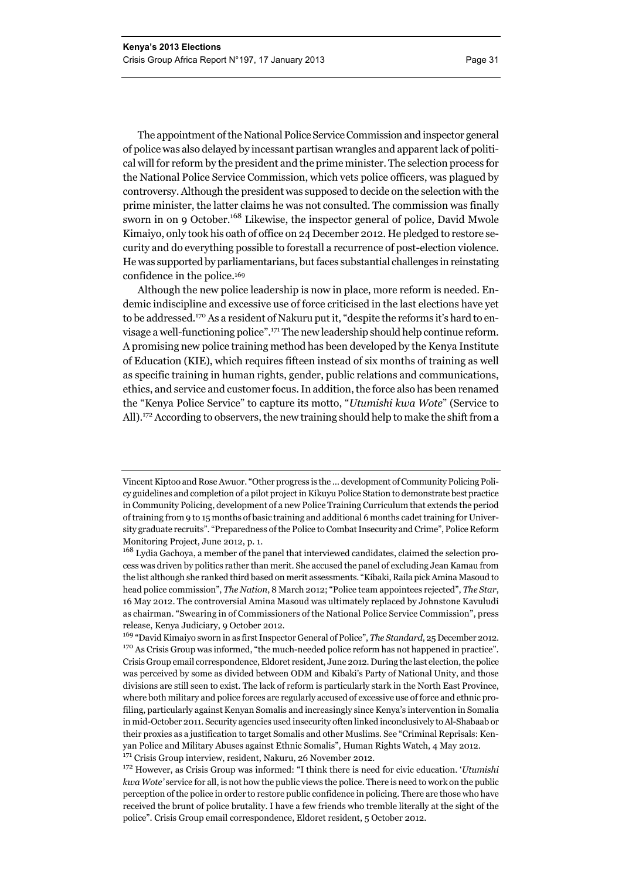The appointment of the National Police Service Commission and inspector general of police was also delayed by incessant partisan wrangles and apparent lack of political will for reform by the president and the prime minister. The selection process for the National Police Service Commission, which vets police officers, was plagued by controversy. Although the president was supposed to decide on the selection with the prime minister, the latter claims he was not consulted. The commission was finally sworn in on 9 October.[168] Likewise, the inspector general of police, David Mwole Kimaiyo, only took his oath of office on 24 December 2012. He pledged to restore security and do everything possible to forestall a recurrence of post-election violence. He was supported by parliamentarians, but faces substantial challenges in reinstating confidence in the police.[169]

Although the new police leadership is now in place, more reform is needed. Endemic indiscipline and excessive use of force criticised in the last elections have yet to be addressed.[170] As a resident of Nakuru put it, "despite the reforms it's hard to envisage a well-functioning police".[171] The new leadership should help continue reform. A promising new police training method has been developed by the Kenya Institute of Education (KIE), which requires fifteen instead of six months of training as well as specific training in human rights, gender, public relations and communications, ethics, and service and customer focus. In addition, the force also has been renamed the "Kenya Police Service" to capture its motto, "*Utumishi kwa Wote*" (Service to All).[172] According to observers, the new training should help to make the shift from a

---

Vincent Kiptoo and Rose Awuor. "Other progress is the … development of Community Policing Policy guidelines and completion of a pilot project in Kikuyu Police Station to demonstrate best practice in Community Policing, development of a new Police Training Curriculum that extends the period of training from 9 to 15 months of basic training and additional 6 months cadet training for University graduate recruits". "Preparedness of the Police to Combat Insecurity and Crime", Police Reform Monitoring Project, June 2012, p. 1.

[168] Lydia Gachoya, a member of the panel that interviewed candidates, claimed the selection process was driven by politics rather than merit. She accused the panel of excluding Jean Kamau from the list although she ranked third based on merit assessments. "Kibaki, Raila pick Amina Masoud to head police commission", *The Nation*, 8 March 2012; "Police team appointees rejected", *The Star*, 16 May 2012. The controversial Amina Masoud was ultimately replaced by Johnstone Kavuludi as chairman. "Swearing in of Commissioners of the National Police Service Commission", press release, Kenya Judiciary, 9 October 2012.

[169] "David Kimaiyo sworn in as first Inspector General of Police", *The Standard*, 25 December 2012.

[170] As Crisis Group was informed, "the much-needed police reform has not happened in practice". Crisis Group email correspondence, Eldoret resident, June 2012. During the last election, the police was perceived by some as divided between ODM and Kibaki's Party of National Unity, and those divisions are still seen to exist. The lack of reform is particularly stark in the North East Province, where both military and police forces are regularly accused of excessive use of force and ethnic profiling, particularly against Kenyan Somalis and increasingly since Kenya's intervention in Somalia in mid-October 2011. Security agencies used insecurity often linked inconclusively to Al-Shabaab or their proxies as a justification to target Somalis and other Muslims. See "Criminal Reprisals: Kenyan Police and Military Abuses against Ethnic Somalis", Human Rights Watch, 4 May 2012.

[171] Crisis Group interview, resident, Nakuru, 26 November 2012.

[172] However, as Crisis Group was informed: "I think there is need for civic education. '*Utumishi kwa Wote'* service for all, is not how the public views the police. There is need to work on the public perception of the police in order to restore public confidence in policing. There are those who have received the brunt of police brutality. I have a few friends who tremble literally at the sight of the police". Crisis Group email correspondence, Eldoret resident, 5 October 2012.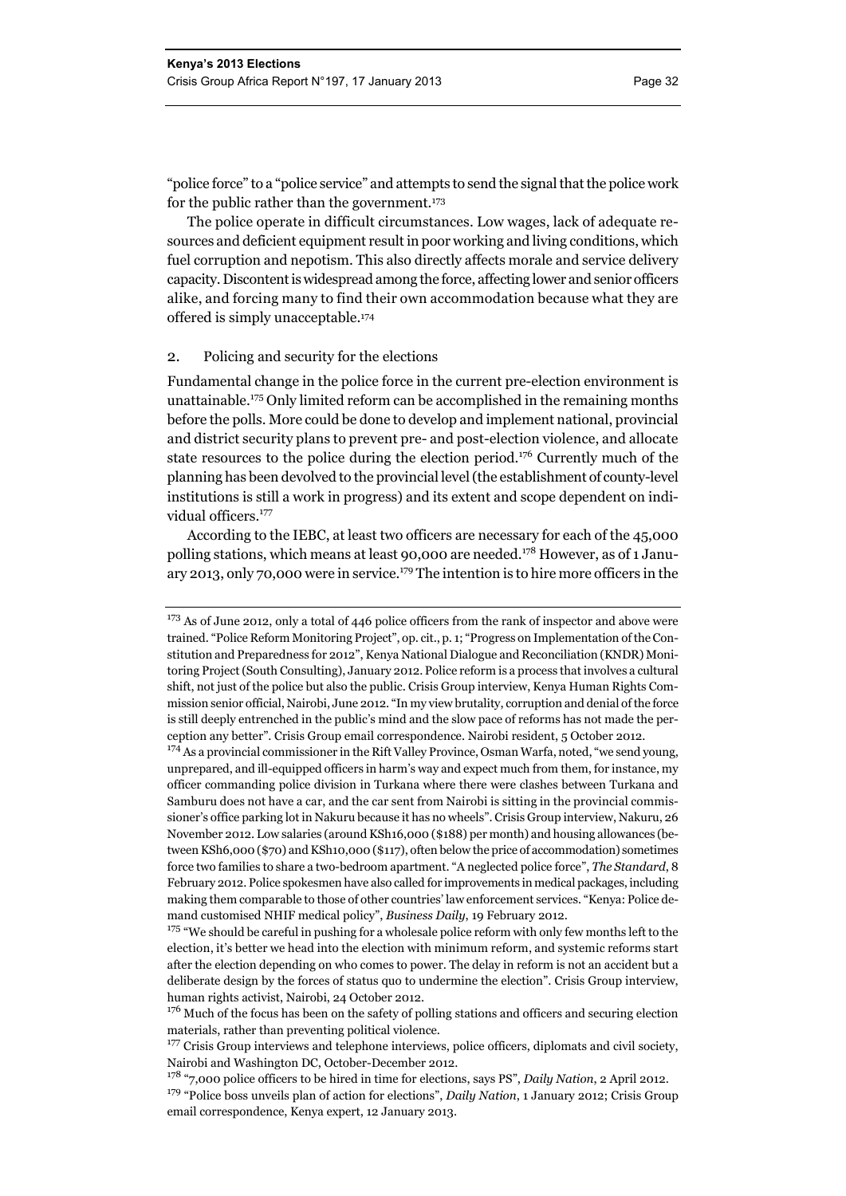"police force" to a "police service" and attempts to send the signal that the police work for the public rather than the government.[173]

The police operate in difficult circumstances. Low wages, lack of adequate resources and deficient equipment result in poor working and living conditions, which fuel corruption and nepotism. This also directly affects morale and service delivery capacity. Discontent is widespread among the force, affecting lower and senior officers alike, and forcing many to find their own accommodation because what they are offered is simply unacceptable.[174]

### 2. Policing and security for the elections

Fundamental change in the police force in the current pre-election environment is unattainable.[175] Only limited reform can be accomplished in the remaining months before the polls. More could be done to develop and implement national, provincial and district security plans to prevent pre- and post-election violence, and allocate state resources to the police during the election period.[176] Currently much of the planning has been devolved to the provincial level (the establishment of county-level institutions is still a work in progress) and its extent and scope dependent on individual officers.[177]

According to the IEBC, at least two officers are necessary for each of the 45,000 polling stations, which means at least 90,000 are needed.[178] However, as of 1 January 2013, only 70,000 were in service.[179] The intention is to hire more officers in the

---

[173] As of June 2012, only a total of 446 police officers from the rank of inspector and above were trained. "Police Reform Monitoring Project", op. cit., p. 1; "Progress on Implementation of the Constitution and Preparedness for 2012", Kenya National Dialogue and Reconciliation (KNDR) Monitoring Project (South Consulting), January 2012. Police reform is a process that involves a cultural shift, not just of the police but also the public. Crisis Group interview, Kenya Human Rights Commission senior official, Nairobi, June 2012. "In my view brutality, corruption and denial of the force is still deeply entrenched in the public's mind and the slow pace of reforms has not made the perception any better". Crisis Group email correspondence. Nairobi resident, 5 October 2012.

[174] As a provincial commissioner in the Rift Valley Province, Osman Warfa, noted, "we send young, unprepared, and ill-equipped officers in harm's way and expect much from them, for instance, my officer commanding police division in Turkana where there were clashes between Turkana and Samburu does not have a car, and the car sent from Nairobi is sitting in the provincial commissioner's office parking lot in Nakuru because it has no wheels". Crisis Group interview, Nakuru, 26 November 2012. Low salaries (around KSh16,000 ($188) per month) and housing allowances (between KSh6,000 ($70) and KSh10,000 ($117), often below the price of accommodation) sometimes force two families to share a two-bedroom apartment. "A neglected police force", *The Standard*, 8 February 2012. Police spokesmen have also called for improvements in medical packages, including making them comparable to those of other countries' law enforcement services. "Kenya: Police demand customised NHIF medical policy", *Business Daily*, 19 February 2012.

[175] "We should be careful in pushing for a wholesale police reform with only few months left to the election, it's better we head into the election with minimum reform, and systemic reforms start after the election depending on who comes to power. The delay in reform is not an accident but a deliberate design by the forces of status quo to undermine the election". Crisis Group interview, human rights activist, Nairobi, 24 October 2012.

[176] Much of the focus has been on the safety of polling stations and officers and securing election materials, rather than preventing political violence.

[177] Crisis Group interviews and telephone interviews, police officers, diplomats and civil society, Nairobi and Washington DC, October-December 2012.

[178] "7,000 police officers to be hired in time for elections, says PS", *Daily Nation*, 2 April 2012.

[179] "Police boss unveils plan of action for elections", *Daily Nation*, 1 January 2012; Crisis Group email correspondence, Kenya expert, 12 January 2013.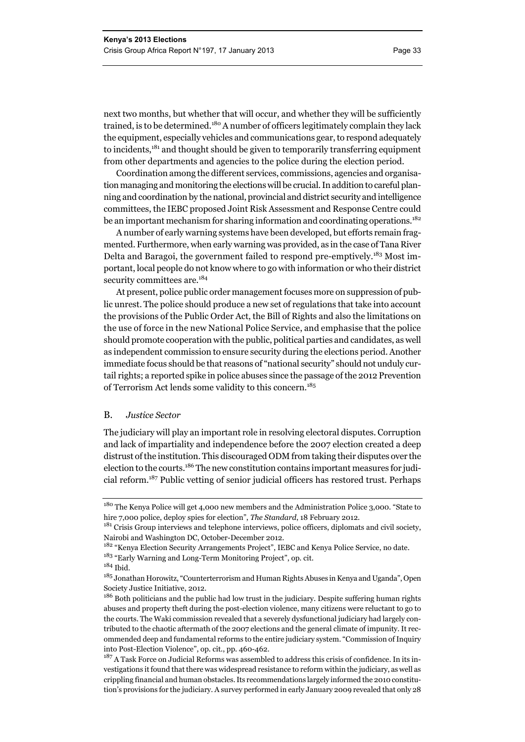next two months, but whether that will occur, and whether they will be sufficiently trained, is to be determined.[180] A number of officers legitimately complain they lack the equipment, especially vehicles and communications gear, to respond adequately to incidents,[181] and thought should be given to temporarily transferring equipment from other departments and agencies to the police during the election period.

Coordination among the different services, commissions, agencies and organisation managing and monitoring the elections will be crucial. In addition to careful planning and coordination by the national, provincial and district security and intelligence committees, the IEBC proposed Joint Risk Assessment and Response Centre could be an important mechanism for sharing information and coordinating operations.[182]

A number of early warning systems have been developed, but efforts remain fragmented. Furthermore, when early warning was provided, as in the case of Tana River Delta and Baragoi, the government failed to respond pre-emptively.[183] Most important, local people do not know where to go with information or who their district security committees are.[184]

At present, police public order management focuses more on suppression of public unrest. The police should produce a new set of regulations that take into account the provisions of the Public Order Act, the Bill of Rights and also the limitations on the use of force in the new National Police Service, and emphasise that the police should promote cooperation with the public, political parties and candidates, as well as independent commission to ensure security during the elections period. Another immediate focus should be that reasons of "national security" should not unduly curtail rights; a reported spike in police abuses since the passage of the 2012 Prevention of Terrorism Act lends some validity to this concern.[185]

## B. *Justice Sector*

The judiciary will play an important role in resolving electoral disputes. Corruption and lack of impartiality and independence before the 2007 election created a deep distrust of the institution. This discouraged ODM from taking their disputes over the election to the courts.[186] The new constitution contains important measures for judicial reform.[187] Public vetting of senior judicial officers has restored trust. Perhaps

---

[180] The Kenya Police will get 4,000 new members and the Administration Police 3,000. "State to hire 7,000 police, deploy spies for election", *The Standard*, 18 February 2012.

[181] Crisis Group interviews and telephone interviews, police officers, diplomats and civil society, Nairobi and Washington DC, October-December 2012.

[182] "Kenya Election Security Arrangements Project", IEBC and Kenya Police Service, no date.

[183] "Early Warning and Long-Term Monitoring Project", op. cit.

[184] Ibid.

[185] Jonathan Horowitz, "Counterterrorism and Human Rights Abuses in Kenya and Uganda", Open Society Justice Initiative, 2012.

[186] Both politicians and the public had low trust in the judiciary. Despite suffering human rights abuses and property theft during the post-election violence, many citizens were reluctant to go to the courts. The Waki commission revealed that a severely dysfunctional judiciary had largely contributed to the chaotic aftermath of the 2007 elections and the general climate of impunity. It recommended deep and fundamental reforms to the entire judiciary system. "Commission of Inquiry into Post-Election Violence", op. cit., pp. 460-462.

[187] A Task Force on Judicial Reforms was assembled to address this crisis of confidence. In its investigations it found that there was widespread resistance to reform within the judiciary, as well as crippling financial and human obstacles. Its recommendations largely informed the 2010 constitution's provisions for the judiciary. A survey performed in early January 2009 revealed that only 28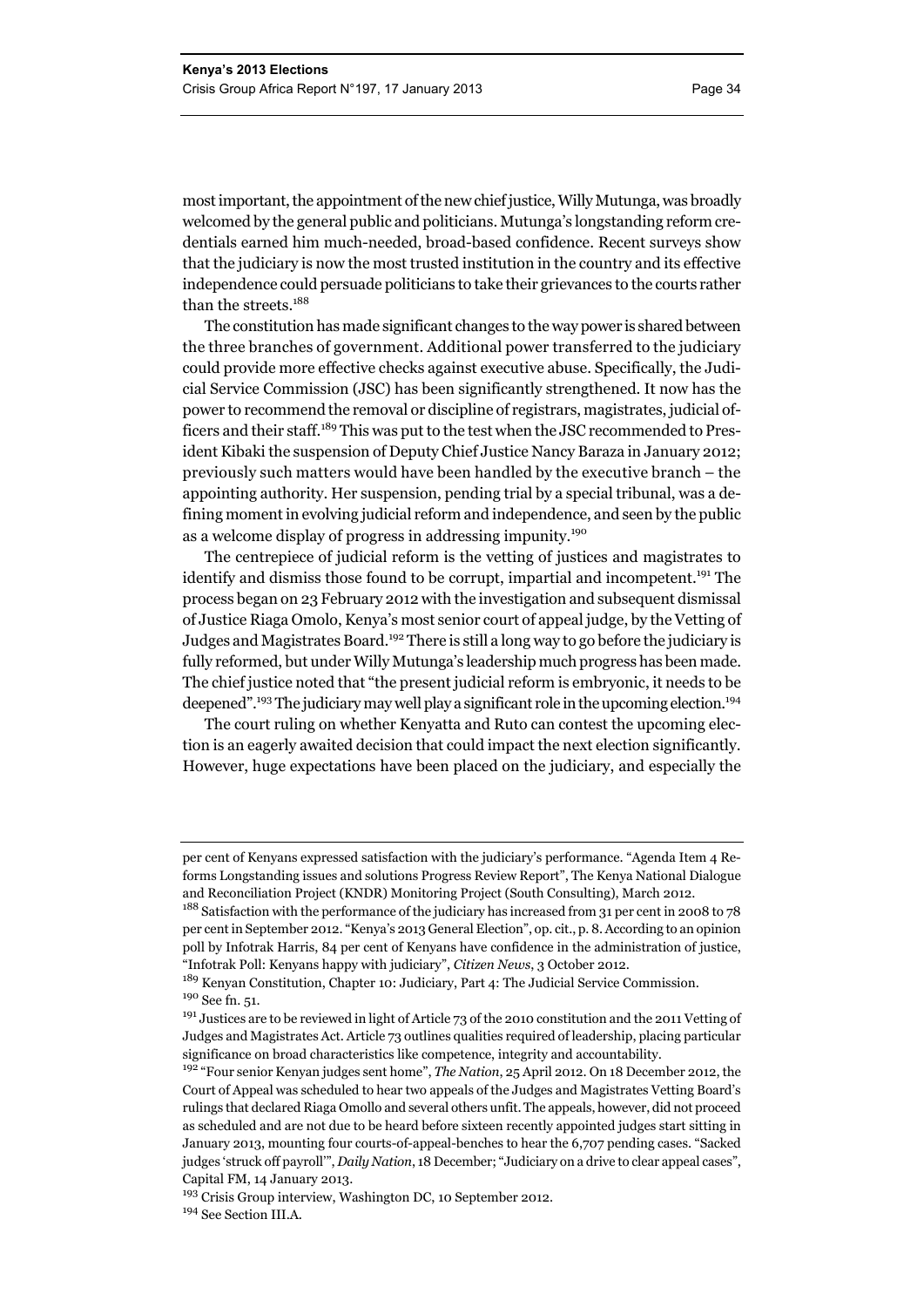most important, the appointment of the new chief justice, Willy Mutunga, was broadly welcomed by the general public and politicians. Mutunga's longstanding reform credentials earned him much-needed, broad-based confidence. Recent surveys show that the judiciary is now the most trusted institution in the country and its effective independence could persuade politicians to take their grievances to the courts rather than the streets.[188]

The constitution has made significant changes to the way power is shared between the three branches of government. Additional power transferred to the judiciary could provide more effective checks against executive abuse. Specifically, the Judicial Service Commission (JSC) has been significantly strengthened. It now has the power to recommend the removal or discipline of registrars, magistrates, judicial officers and their staff.[189] This was put to the test when the JSC recommended to President Kibaki the suspension of Deputy Chief Justice Nancy Baraza in January 2012; previously such matters would have been handled by the executive branch – the appointing authority. Her suspension, pending trial by a special tribunal, was a defining moment in evolving judicial reform and independence, and seen by the public as a welcome display of progress in addressing impunity.[190]

The centrepiece of judicial reform is the vetting of justices and magistrates to identify and dismiss those found to be corrupt, impartial and incompetent.[191] The process began on 23 February 2012 with the investigation and subsequent dismissal of Justice Riaga Omolo, Kenya's most senior court of appeal judge, by the Vetting of Judges and Magistrates Board.[192] There is still a long way to go before the judiciary is fully reformed, but under Willy Mutunga's leadership much progress has been made. The chief justice noted that "the present judicial reform is embryonic, it needs to be deepened".[193] The judiciary may well play a significant role in the upcoming election.[194]

The court ruling on whether Kenyatta and Ruto can contest the upcoming election is an eagerly awaited decision that could impact the next election significantly. However, huge expectations have been placed on the judiciary, and especially the

---

per cent of Kenyans expressed satisfaction with the judiciary's performance. "Agenda Item 4 Reforms Longstanding issues and solutions Progress Review Report", The Kenya National Dialogue and Reconciliation Project (KNDR) Monitoring Project (South Consulting), March 2012.

[188] Satisfaction with the performance of the judiciary has increased from 31 per cent in 2008 to 78 per cent in September 2012. "Kenya's 2013 General Election", op. cit., p. 8. According to an opinion poll by Infotrak Harris, 84 per cent of Kenyans have confidence in the administration of justice, "Infotrak Poll: Kenyans happy with judiciary", *Citizen News*, 3 October 2012.

[189] Kenyan Constitution, Chapter 10: Judiciary, Part 4: The Judicial Service Commission.

[190] See fn. 51.

[191] Justices are to be reviewed in light of Article 73 of the 2010 constitution and the 2011 Vetting of Judges and Magistrates Act. Article 73 outlines qualities required of leadership, placing particular significance on broad characteristics like competence, integrity and accountability.

[192] "Four senior Kenyan judges sent home", *The Nation*, 25 April 2012. On 18 December 2012, the Court of Appeal was scheduled to hear two appeals of the Judges and Magistrates Vetting Board's rulings that declared Riaga Omollo and several others unfit. The appeals, however, did not proceed as scheduled and are not due to be heard before sixteen recently appointed judges start sitting in January 2013, mounting four courts-of-appeal-benches to hear the 6,707 pending cases. "Sacked judges 'struck off payroll'", *Daily Nation*, 18 December; "Judiciary on a drive to clear appeal cases", Capital FM, 14 January 2013.

[193] Crisis Group interview, Washington DC, 10 September 2012.

[194] See Section III.A.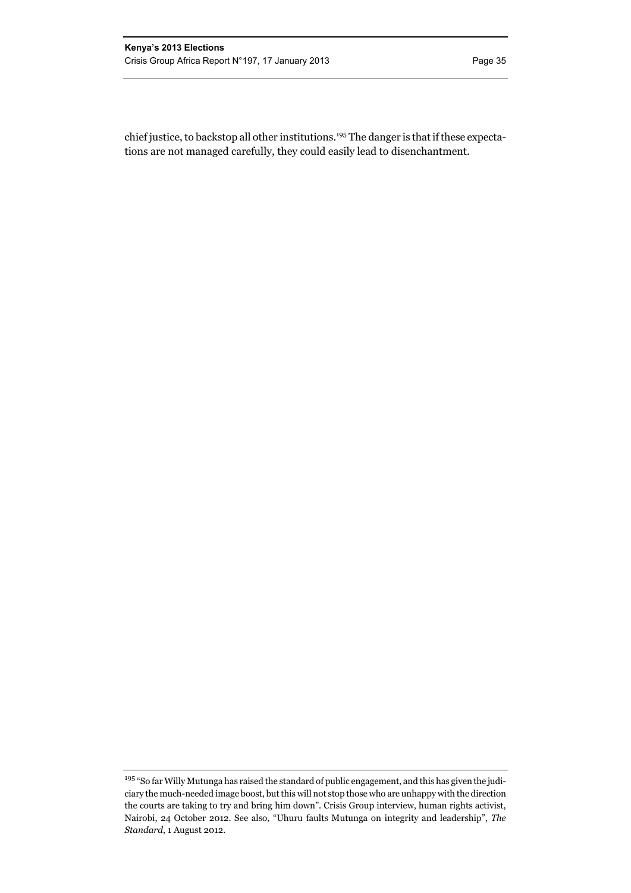chief justice, to backstop all other institutions.[195] The danger is that if these expectations are not managed carefully, they could easily lead to disenchantment.

---

[195] "So far Willy Mutunga has raised the standard of public engagement, and this has given the judiciary the much-needed image boost, but this will not stop those who are unhappy with the direction the courts are taking to try and bring him down". Crisis Group interview, human rights activist, Nairobi, 24 October 2012. See also, "Uhuru faults Mutunga on integrity and leadership", *The Standard*, 1 August 2012.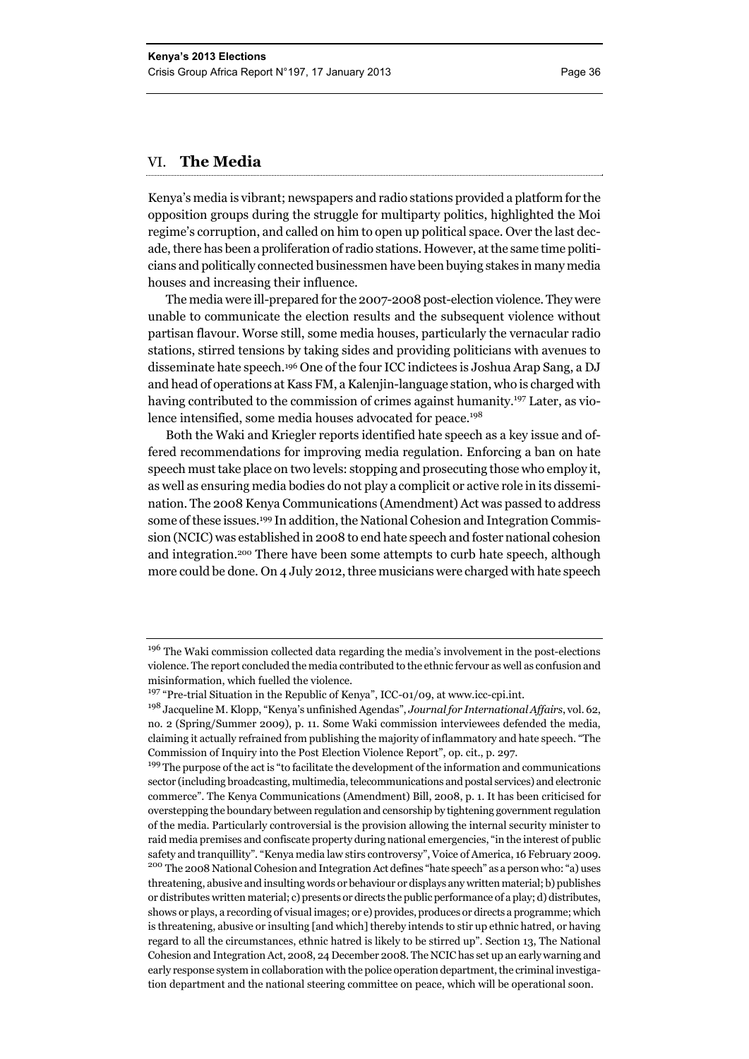## VI. The Media

Kenya's media is vibrant; newspapers and radio stations provided a platform for the opposition groups during the struggle for multiparty politics, highlighted the Moi regime's corruption, and called on him to open up political space. Over the last decade, there has been a proliferation of radio stations. However, at the same time politicians and politically connected businessmen have been buying stakes in many media houses and increasing their influence.

The media were ill-prepared for the 2007-2008 post-election violence. They were unable to communicate the election results and the subsequent violence without partisan flavour. Worse still, some media houses, particularly the vernacular radio stations, stirred tensions by taking sides and providing politicians with avenues to disseminate hate speech.[196] One of the four ICC indictees is Joshua Arap Sang, a DJ and head of operations at Kass FM, a Kalenjin-language station, who is charged with having contributed to the commission of crimes against humanity.[197] Later, as violence intensified, some media houses advocated for peace.[198]

Both the Waki and Kriegler reports identified hate speech as a key issue and offered recommendations for improving media regulation. Enforcing a ban on hate speech must take place on two levels: stopping and prosecuting those who employ it, as well as ensuring media bodies do not play a complicit or active role in its dissemination. The 2008 Kenya Communications (Amendment) Act was passed to address some of these issues.[199] In addition, the National Cohesion and Integration Commission (NCIC) was established in 2008 to end hate speech and foster national cohesion and integration.[200] There have been some attempts to curb hate speech, although more could be done. On 4 July 2012, three musicians were charged with hate speech

---

[196] The Waki commission collected data regarding the media's involvement in the post-elections violence. The report concluded the media contributed to the ethnic fervour as well as confusion and misinformation, which fuelled the violence.

[197] "Pre-trial Situation in the Republic of Kenya", ICC-01/09, at www.icc-cpi.int.

[198] Jacqueline M. Klopp, "Kenya's unfinished Agendas", *Journal for International Affairs*, vol. 62, no. 2 (Spring/Summer 2009), p. 11. Some Waki commission interviewees defended the media, claiming it actually refrained from publishing the majority of inflammatory and hate speech. "The Commission of Inquiry into the Post Election Violence Report", op. cit., p. 297.

[199] The purpose of the act is "to facilitate the development of the information and communications sector (including broadcasting, multimedia, telecommunications and postal services) and electronic commerce". The Kenya Communications (Amendment) Bill, 2008, p. 1. It has been criticised for overstepping the boundary between regulation and censorship by tightening government regulation of the media. Particularly controversial is the provision allowing the internal security minister to raid media premises and confiscate property during national emergencies, "in the interest of public safety and tranquillity". "Kenya media law stirs controversy", Voice of America, 16 February 2009.

[200] The 2008 National Cohesion and Integration Act defines "hate speech" as a person who: "a) uses threatening, abusive and insulting words or behaviour or displays any written material; b) publishes or distributes written material; c) presents or directs the public performance of a play; d) distributes, shows or plays, a recording of visual images; or e) provides, produces or directs a programme; which is threatening, abusive or insulting [and which] thereby intends to stir up ethnic hatred, or having regard to all the circumstances, ethnic hatred is likely to be stirred up". Section 13, The National Cohesion and Integration Act, 2008, 24 December 2008. The NCIC has set up an early warning and early response system in collaboration with the police operation department, the criminal investigation department and the national steering committee on peace, which will be operational soon.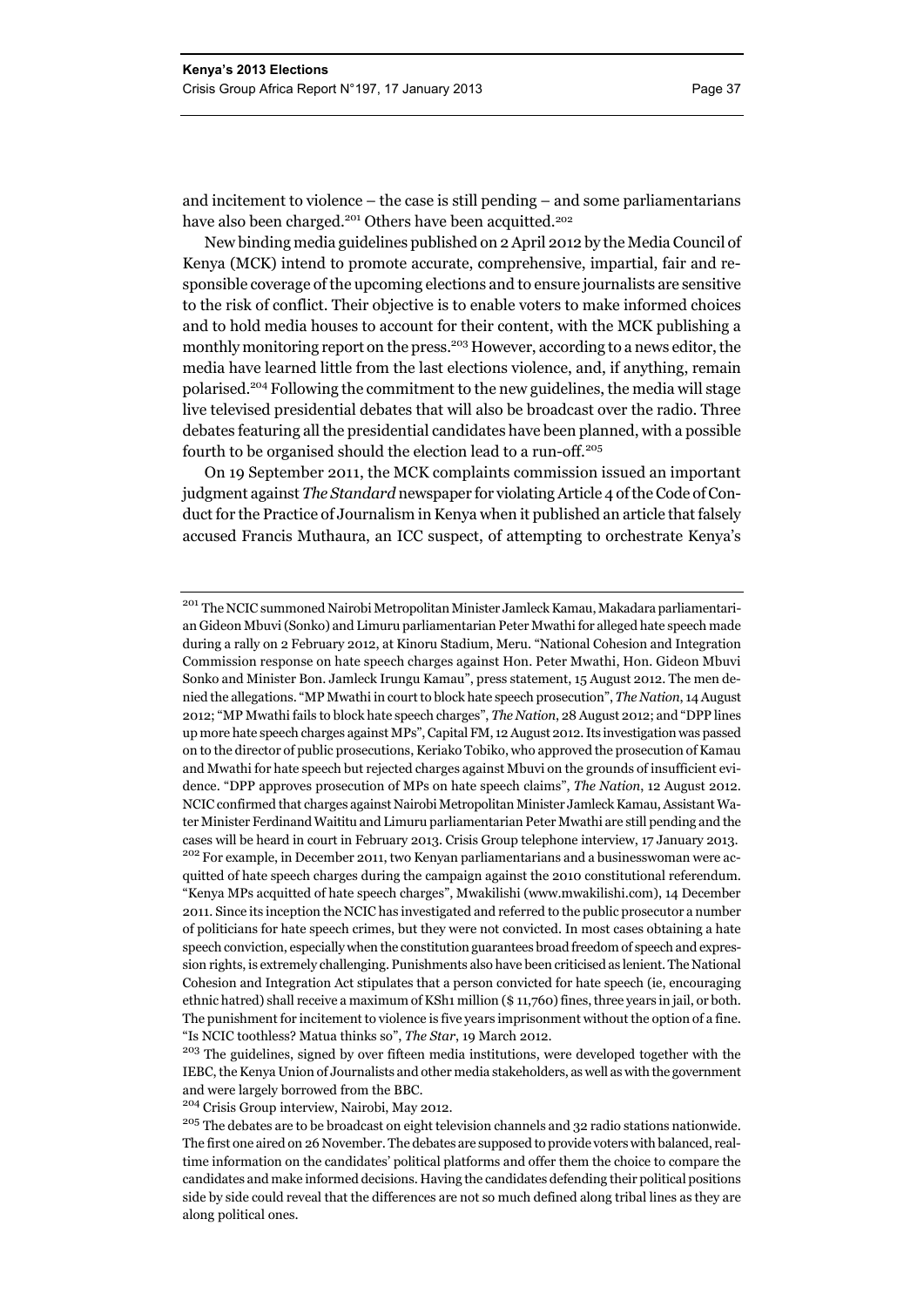and incitement to violence – the case is still pending – and some parliamentarians have also been charged.[201] Others have been acquitted.[202]

New binding media guidelines published on 2 April 2012 by the Media Council of Kenya (MCK) intend to promote accurate, comprehensive, impartial, fair and responsible coverage of the upcoming elections and to ensure journalists are sensitive to the risk of conflict. Their objective is to enable voters to make informed choices and to hold media houses to account for their content, with the MCK publishing a monthly monitoring report on the press.[203] However, according to a news editor, the media have learned little from the last elections violence, and, if anything, remain polarised.[204] Following the commitment to the new guidelines, the media will stage live televised presidential debates that will also be broadcast over the radio. Three debates featuring all the presidential candidates have been planned, with a possible fourth to be organised should the election lead to a run-off.[205]

On 19 September 2011, the MCK complaints commission issued an important judgment against *The Standard* newspaper for violating Article 4 of the Code of Conduct for the Practice of Journalism in Kenya when it published an article that falsely accused Francis Muthaura, an ICC suspect, of attempting to orchestrate Kenya's

---

[201] The NCIC summoned Nairobi Metropolitan Minister Jamleck Kamau, Makadara parliamentarian Gideon Mbuvi (Sonko) and Limuru parliamentarian Peter Mwathi for alleged hate speech made during a rally on 2 February 2012, at Kinoru Stadium, Meru. "National Cohesion and Integration Commission response on hate speech charges against Hon. Peter Mwathi, Hon. Gideon Mbuvi Sonko and Minister Bon. Jamleck Irungu Kamau", press statement, 15 August 2012. The men denied the allegations. "MP Mwathi in court to block hate speech prosecution", *The Nation*, 14 August 2012; "MP Mwathi fails to block hate speech charges", *The Nation*, 28 August 2012; and "DPP lines up more hate speech charges against MPs", Capital FM, 12 August 2012. Its investigation was passed on to the director of public prosecutions, Keriako Tobiko, who approved the prosecution of Kamau and Mwathi for hate speech but rejected charges against Mbuvi on the grounds of insufficient evidence. "DPP approves prosecution of MPs on hate speech claims", *The Nation*, 12 August 2012. NCIC confirmed that charges against Nairobi Metropolitan Minister Jamleck Kamau, Assistant Water Minister Ferdinand Waititu and Limuru parliamentarian Peter Mwathi are still pending and the cases will be heard in court in February 2013. Crisis Group telephone interview, 17 January 2013.

[202] For example, in December 2011, two Kenyan parliamentarians and a businesswoman were acquitted of hate speech charges during the campaign against the 2010 constitutional referendum. "Kenya MPs acquitted of hate speech charges", Mwakilishi (www.mwakilishi.com), 14 December 2011. Since its inception the NCIC has investigated and referred to the public prosecutor a number of politicians for hate speech crimes, but they were not convicted. In most cases obtaining a hate speech conviction, especially when the constitution guarantees broad freedom of speech and expression rights, is extremely challenging. Punishments also have been criticised as lenient. The National Cohesion and Integration Act stipulates that a person convicted for hate speech (ie, encouraging ethnic hatred) shall receive a maximum of KSh1 million ($ 11,760) fines, three years in jail, or both. The punishment for incitement to violence is five years imprisonment without the option of a fine. "Is NCIC toothless? Matua thinks so", *The Star*, 19 March 2012.

[203] The guidelines, signed by over fifteen media institutions, were developed together with the IEBC, the Kenya Union of Journalists and other media stakeholders, as well as with the government and were largely borrowed from the BBC.

[204] Crisis Group interview, Nairobi, May 2012.

[205] The debates are to be broadcast on eight television channels and 32 radio stations nationwide. The first one aired on 26 November. The debates are supposed to provide voters with balanced, real-time information on the candidates' political platforms and offer them the choice to compare the candidates and make informed decisions. Having the candidates defending their political positions side by side could reveal that the differences are not so much defined along tribal lines as they are along political ones.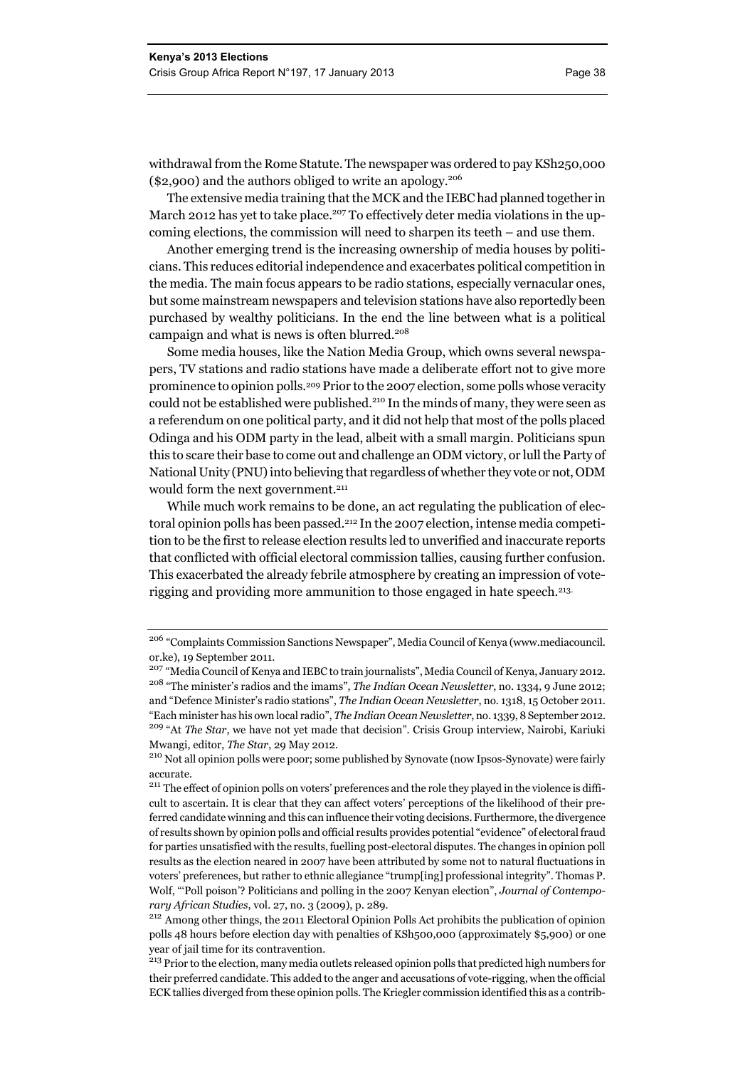withdrawal from the Rome Statute. The newspaper was ordered to pay KSh250,000 ($2,900) and the authors obliged to write an apology.[206]

The extensive media training that the MCK and the IEBC had planned together in March 2012 has yet to take place.[207] To effectively deter media violations in the upcoming elections, the commission will need to sharpen its teeth – and use them.

Another emerging trend is the increasing ownership of media houses by politicians. This reduces editorial independence and exacerbates political competition in the media. The main focus appears to be radio stations, especially vernacular ones, but some mainstream newspapers and television stations have also reportedly been purchased by wealthy politicians. In the end the line between what is a political campaign and what is news is often blurred.[208]

Some media houses, like the Nation Media Group, which owns several newspapers, TV stations and radio stations have made a deliberate effort not to give more prominence to opinion polls.[209] Prior to the 2007 election, some polls whose veracity could not be established were published.[210] In the minds of many, they were seen as a referendum on one political party, and it did not help that most of the polls placed Odinga and his ODM party in the lead, albeit with a small margin. Politicians spun this to scare their base to come out and challenge an ODM victory, or lull the Party of National Unity (PNU) into believing that regardless of whether they vote or not, ODM would form the next government.[211]

While much work remains to be done, an act regulating the publication of electoral opinion polls has been passed.[212] In the 2007 election, intense media competition to be the first to release election results led to unverified and inaccurate reports that conflicted with official electoral commission tallies, causing further confusion. This exacerbated the already febrile atmosphere by creating an impression of vote-rigging and providing more ammunition to those engaged in hate speech.[213]

---

[206] "Complaints Commission Sanctions Newspaper", Media Council of Kenya (www.mediacouncil.or.ke), 19 September 2011.

[207] "Media Council of Kenya and IEBC to train journalists", Media Council of Kenya, January 2012.

[208] "The minister's radios and the imams", *The Indian Ocean Newsletter*, no. 1334, 9 June 2012; and "Defence Minister's radio stations", *The Indian Ocean Newsletter*, no. 1318, 15 October 2011. "Each minister has his own local radio", *The Indian Ocean Newsletter*, no. 1339, 8 September 2012.

[209] "At *The Star*, we have not yet made that decision". Crisis Group interview, Nairobi, Kariuki Mwangi, editor, *The Star*, 29 May 2012.

[210] Not all opinion polls were poor; some published by Synovate (now Ipsos-Synovate) were fairly accurate.

[211] The effect of opinion polls on voters' preferences and the role they played in the violence is difficult to ascertain. It is clear that they can affect voters' perceptions of the likelihood of their preferred candidate winning and this can influence their voting decisions. Furthermore, the divergence of results shown by opinion polls and official results provides potential "evidence" of electoral fraud for parties unsatisfied with the results, fuelling post-electoral disputes. The changes in opinion poll results as the election neared in 2007 have been attributed by some not to natural fluctuations in voters' preferences, but rather to ethnic allegiance "trump[ing] professional integrity". Thomas P. Wolf, "'Poll poison'? Politicians and polling in the 2007 Kenyan election", *Journal of Contemporary African Studies*, vol. 27, no. 3 (2009), p. 289.

[212] Among other things, the 2011 Electoral Opinion Polls Act prohibits the publication of opinion polls 48 hours before election day with penalties of KSh500,000 (approximately $5,900) or one year of jail time for its contravention.

[213] Prior to the election, many media outlets released opinion polls that predicted high numbers for their preferred candidate. This added to the anger and accusations of vote-rigging, when the official ECK tallies diverged from these opinion polls. The Kriegler commission identified this as a contrib-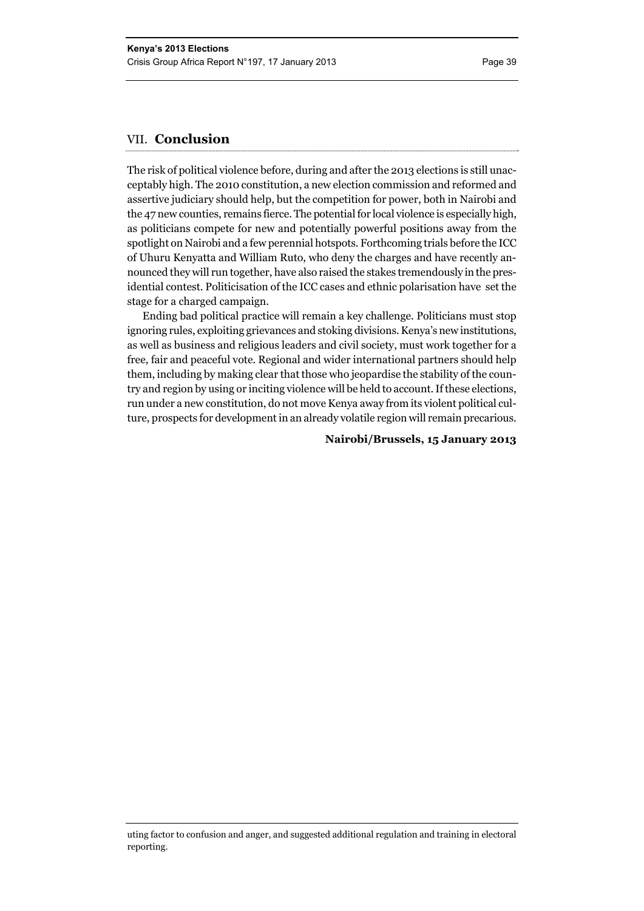## VII. Conclusion

The risk of political violence before, during and after the 2013 elections is still unacceptably high. The 2010 constitution, a new election commission and reformed and assertive judiciary should help, but the competition for power, both in Nairobi and the 47 new counties, remains fierce. The potential for local violence is especially high, as politicians compete for new and potentially powerful positions away from the spotlight on Nairobi and a few perennial hotspots. Forthcoming trials before the ICC of Uhuru Kenyatta and William Ruto, who deny the charges and have recently announced they will run together, have also raised the stakes tremendously in the presidential contest. Politicisation of the ICC cases and ethnic polarisation have set the stage for a charged campaign.

Ending bad political practice will remain a key challenge. Politicians must stop ignoring rules, exploiting grievances and stoking divisions. Kenya's new institutions, as well as business and religious leaders and civil society, must work together for a free, fair and peaceful vote. Regional and wider international partners should help them, including by making clear that those who jeopardise the stability of the country and region by using or inciting violence will be held to account. If these elections, run under a new constitution, do not move Kenya away from its violent political culture, prospects for development in an already volatile region will remain precarious.

**Nairobi/Brussels, 15 January 2013**

uting factor to confusion and anger, and suggested additional regulation and training in electoral reporting.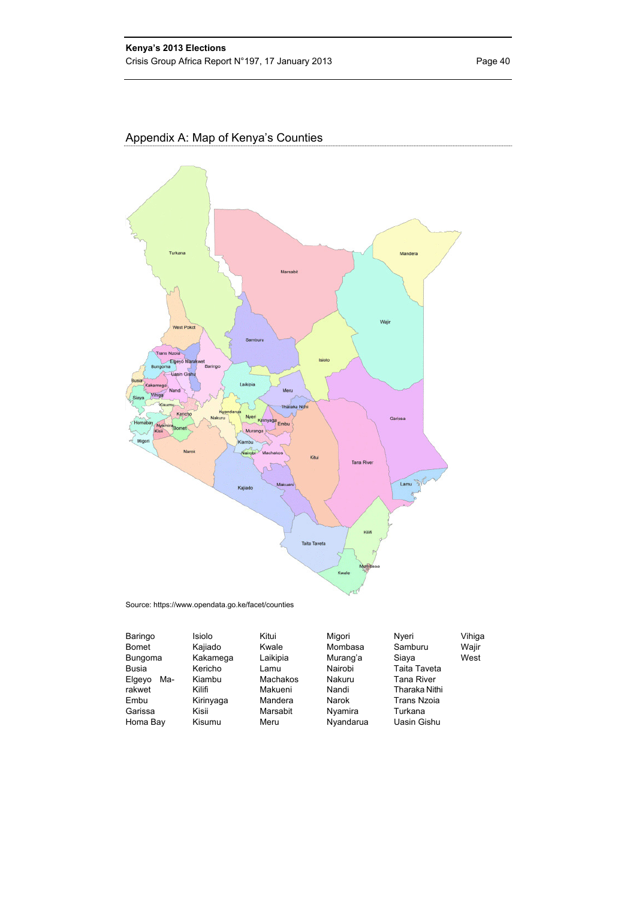## Appendix A: Map of Kenya's Counties

Source: https://www.opendata.go.ke/facet/counties

| | | | | | |
|---|---|---|---|---|---|
| Baringo | Isiolo | Kitui | Migori | Nyeri | Vihiga |
| Bomet | Kajiado | Kwale | Mombasa | Samburu | Wajir |
| Bungoma | Kakamega | Laikipia | Murang'a | Siaya | West |
| Busia | Kericho | Lamu | Nairobi | Taita Taveta | |
| Elgeyo Marakwet | Kiambu | Machakos | Nakuru | Tana River | |
| Embu | Kilifi | Makueni | Nandi | Tharaka Nithi | |
| Garissa | Kirinyaga | Mandera | Narok | Trans Nzoia | |
| Homa Bay | Kisii | Marsabit | Nyamira | Turkana | |
| | Kisumu | Meru | Nyandarua | Uasin Gishu | |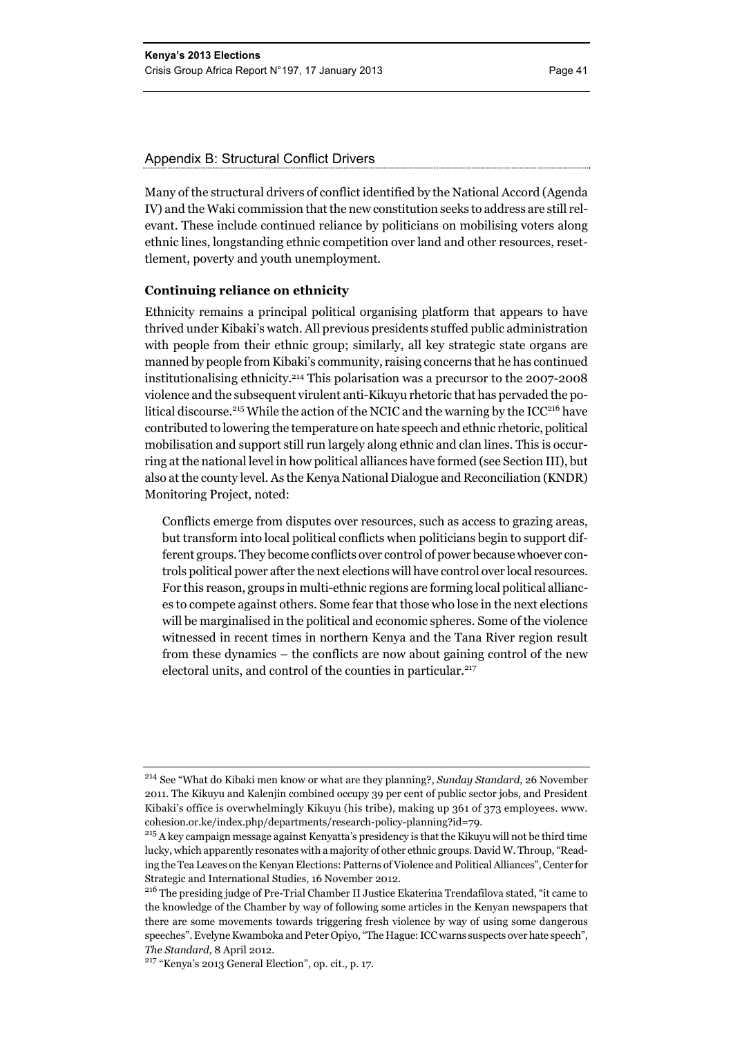## Appendix B: Structural Conflict Drivers

Many of the structural drivers of conflict identified by the National Accord (Agenda IV) and the Waki commission that the new constitution seeks to address are still relevant. These include continued reliance by politicians on mobilising voters along ethnic lines, longstanding ethnic competition over land and other resources, resettlement, poverty and youth unemployment.

**Continuing reliance on ethnicity**

Ethnicity remains a principal political organising platform that appears to have thrived under Kibaki's watch. All previous presidents stuffed public administration with people from their ethnic group; similarly, all key strategic state organs are manned by people from Kibaki's community, raising concerns that he has continued institutionalising ethnicity.[214] This polarisation was a precursor to the 2007-2008 violence and the subsequent virulent anti-Kikuyu rhetoric that has pervaded the political discourse.[215] While the action of the NCIC and the warning by the ICC[216] have contributed to lowering the temperature on hate speech and ethnic rhetoric, political mobilisation and support still run largely along ethnic and clan lines. This is occurring at the national level in how political alliances have formed (see Section III), but also at the county level. As the Kenya National Dialogue and Reconciliation (KNDR) Monitoring Project, noted:

> Conflicts emerge from disputes over resources, such as access to grazing areas, but transform into local political conflicts when politicians begin to support different groups. They become conflicts over control of power because whoever controls political power after the next elections will have control over local resources. For this reason, groups in multi-ethnic regions are forming local political alliances to compete against others. Some fear that those who lose in the next elections will be marginalised in the political and economic spheres. Some of the violence witnessed in recent times in northern Kenya and the Tana River region result from these dynamics – the conflicts are now about gaining control of the new electoral units, and control of the counties in particular.[217]

---

[214] See "What do Kibaki men know or what are they planning?, *Sunday Standard*, 26 November 2011. The Kikuyu and Kalenjin combined occupy 39 per cent of public sector jobs, and President Kibaki's office is overwhelmingly Kikuyu (his tribe), making up 361 of 373 employees. www.cohesion.or.ke/index.php/departments/research-policy-planning?id=79.

[215] A key campaign message against Kenyatta's presidency is that the Kikuyu will not be third time lucky, which apparently resonates with a majority of other ethnic groups. David W. Throup, "Reading the Tea Leaves on the Kenyan Elections: Patterns of Violence and Political Alliances", Center for Strategic and International Studies, 16 November 2012.

[216] The presiding judge of Pre-Trial Chamber II Justice Ekaterina Trendafilova stated, "it came to the knowledge of the Chamber by way of following some articles in the Kenyan newspapers that there are some movements towards triggering fresh violence by way of using some dangerous speeches". Evelyne Kwamboka and Peter Opiyo, "The Hague: ICC warns suspects over hate speech", *The Standard*, 8 April 2012.

[217] "Kenya's 2013 General Election", op. cit., p. 17.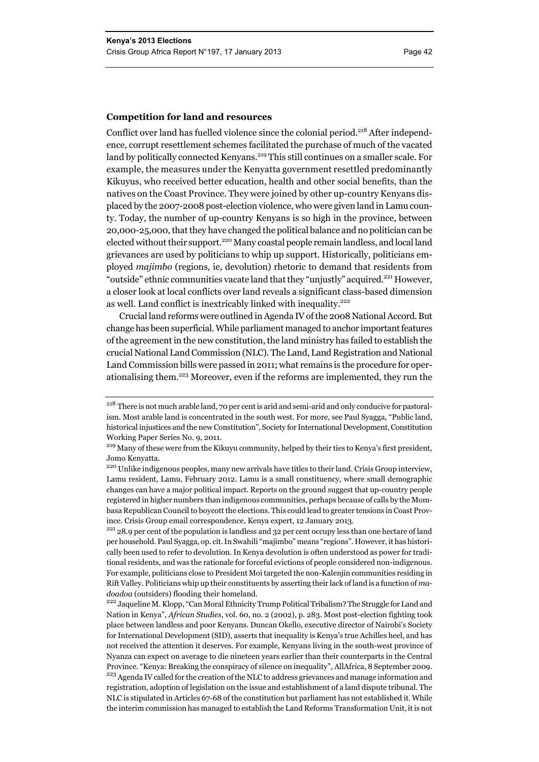**Competition for land and resources**

Conflict over land has fuelled violence since the colonial period.[218] After independence, corrupt resettlement schemes facilitated the purchase of much of the vacated land by politically connected Kenyans.[219] This still continues on a smaller scale. For example, the measures under the Kenyatta government resettled predominantly Kikuyus, who received better education, health and other social benefits, than the natives on the Coast Province. They were joined by other up-country Kenyans displaced by the 2007-2008 post-election violence, who were given land in Lamu county. Today, the number of up-country Kenyans is so high in the province, between 20,000-25,000, that they have changed the political balance and no politician can be elected without their support.[220] Many coastal people remain landless, and local land grievances are used by politicians to whip up support. Historically, politicians employed *majimbo* (regions, ie, devolution) rhetoric to demand that residents from "outside" ethnic communities vacate land that they "unjustly" acquired.[221] However, a closer look at local conflicts over land reveals a significant class-based dimension as well. Land conflict is inextricably linked with inequality.[222]

Crucial land reforms were outlined in Agenda IV of the 2008 National Accord. But change has been superficial. While parliament managed to anchor important features of the agreement in the new constitution, the land ministry has failed to establish the crucial National Land Commission (NLC). The Land, Land Registration and National Land Commission bills were passed in 2011; what remains is the procedure for operationalising them.[223] Moreover, even if the reforms are implemented, they run the

---

[218] There is not much arable land, 70 per cent is arid and semi-arid and only conducive for pastoralism. Most arable land is concentrated in the south west. For more, see Paul Syagga, "Public land, historical injustices and the new Constitution", Society for International Development, Constitution Working Paper Series No. 9, 2011.

[219] Many of these were from the Kikuyu community, helped by their ties to Kenya's first president, Jomo Kenyatta.

[220] Unlike indigenous peoples, many new arrivals have titles to their land. Crisis Group interview, Lamu resident, Lamu, February 2012. Lamu is a small constituency, where small demographic changes can have a major political impact. Reports on the ground suggest that up-country people registered in higher numbers than indigenous communities, perhaps because of calls by the Mombasa Republican Council to boycott the elections. This could lead to greater tensions in Coast Province. Crisis Group email correspondence, Kenya expert, 12 January 2013.

[221] 28.9 per cent of the population is landless and 32 per cent occupy less than one hectare of land per household. Paul Syagga, op. cit. In Swahili "majimbo" means "regions". However, it has historically been used to refer to devolution. In Kenya devolution is often understood as power for traditional residents, and was the rationale for forceful evictions of people considered non-indigenous. For example, politicians close to President Moi targeted the non-Kalenjin communities residing in Rift Valley. Politicians whip up their constituents by asserting their lack of land is a function of *madoadoa* (outsiders) flooding their homeland.

[222] Jaqueline M. Klopp, "Can Moral Ethnicity Trump Political Tribalism? The Struggle for Land and Nation in Kenya", *African Studies*, vol. 60, no. 2 (2002), p. 283. Most post-election fighting took place between landless and poor Kenyans. Duncan Okello, executive director of Nairobi's Society for International Development (SID), asserts that inequality is Kenya's true Achilles heel, and has not received the attention it deserves. For example, Kenyans living in the south-west province of Nyanza can expect on average to die nineteen years earlier than their counterparts in the Central Province. "Kenya: Breaking the conspiracy of silence on inequality", AllAfrica, 8 September 2009.

[223] Agenda IV called for the creation of the NLC to address grievances and manage information and registration, adoption of legislation on the issue and establishment of a land dispute tribunal. The NLC is stipulated in Articles 67-68 of the constitution but parliament has not established it. While the interim commission has managed to establish the Land Reforms Transformation Unit, it is not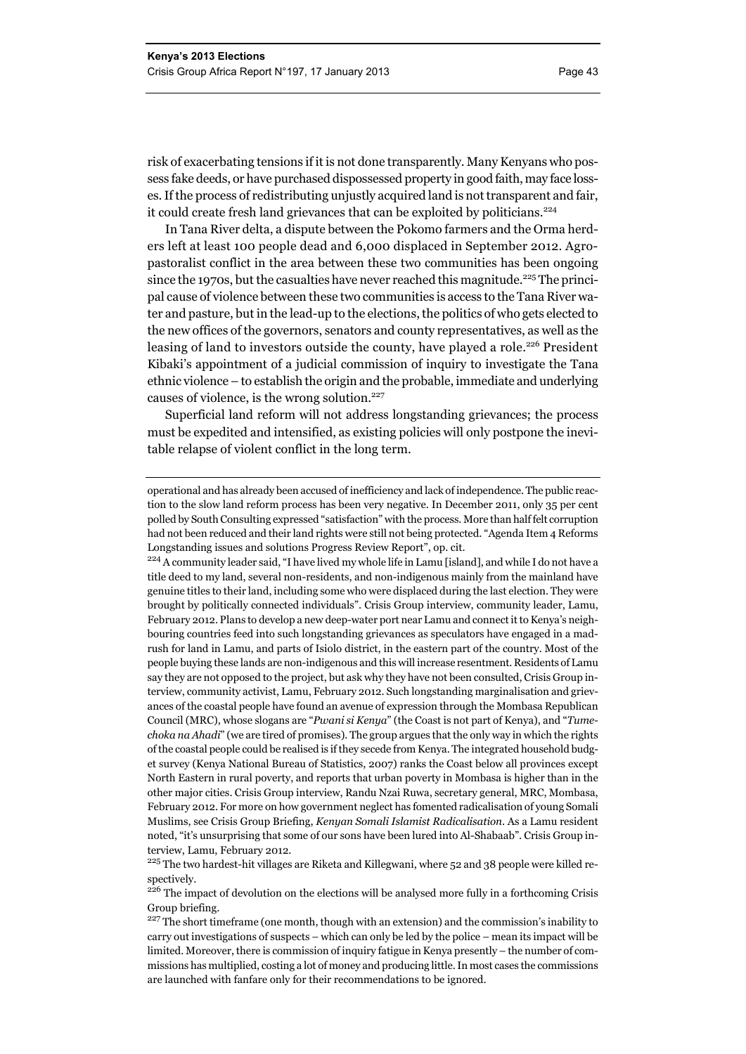risk of exacerbating tensions if it is not done transparently. Many Kenyans who possess fake deeds, or have purchased dispossessed property in good faith, may face losses. If the process of redistributing unjustly acquired land is not transparent and fair, it could create fresh land grievances that can be exploited by politicians.[224]

In Tana River delta, a dispute between the Pokomo farmers and the Orma herders left at least 100 people dead and 6,000 displaced in September 2012. Agro-pastoralist conflict in the area between these two communities has been ongoing since the 1970s, but the casualties have never reached this magnitude.[225] The principal cause of violence between these two communities is access to the Tana River water and pasture, but in the lead-up to the elections, the politics of who gets elected to the new offices of the governors, senators and county representatives, as well as the leasing of land to investors outside the county, have played a role.[226] President Kibaki's appointment of a judicial commission of inquiry to investigate the Tana ethnic violence – to establish the origin and the probable, immediate and underlying causes of violence, is the wrong solution.[227]

Superficial land reform will not address longstanding grievances; the process must be expedited and intensified, as existing policies will only postpone the inevitable relapse of violent conflict in the long term.

---

operational and has already been accused of inefficiency and lack of independence. The public reaction to the slow land reform process has been very negative. In December 2011, only 35 per cent polled by South Consulting expressed "satisfaction" with the process. More than half felt corruption had not been reduced and their land rights were still not being protected. "Agenda Item 4 Reforms Longstanding issues and solutions Progress Review Report", op. cit.

[224] A community leader said, "I have lived my whole life in Lamu [island], and while I do not have a title deed to my land, several non-residents, and non-indigenous mainly from the mainland have genuine titles to their land, including some who were displaced during the last election. They were brought by politically connected individuals". Crisis Group interview, community leader, Lamu, February 2012. Plans to develop a new deep-water port near Lamu and connect it to Kenya's neighbouring countries feed into such longstanding grievances as speculators have engaged in a mad-rush for land in Lamu, and parts of Isiolo district, in the eastern part of the country. Most of the people buying these lands are non-indigenous and this will increase resentment. Residents of Lamu say they are not opposed to the project, but ask why they have not been consulted, Crisis Group interview, community activist, Lamu, February 2012. Such longstanding marginalisation and grievances of the coastal people have found an avenue of expression through the Mombasa Republican Council (MRC), whose slogans are "*Pwani si Kenya*" (the Coast is not part of Kenya), and "*Tumechoka na Ahadi*" (we are tired of promises). The group argues that the only way in which the rights of the coastal people could be realised is if they secede from Kenya. The integrated household budget survey (Kenya National Bureau of Statistics, 2007) ranks the Coast below all provinces except North Eastern in rural poverty, and reports that urban poverty in Mombasa is higher than in the other major cities. Crisis Group interview, Randu Nzai Ruwa, secretary general, MRC, Mombasa, February 2012. For more on how government neglect has fomented radicalisation of young Somali Muslims, see Crisis Group Briefing, *Kenyan Somali Islamist Radicalisation*. As a Lamu resident noted, "it's unsurprising that some of our sons have been lured into Al-Shabaab". Crisis Group interview, Lamu, February 2012.

[225] The two hardest-hit villages are Riketa and Killegwani, where 52 and 38 people were killed respectively.

[226] The impact of devolution on the elections will be analysed more fully in a forthcoming Crisis Group briefing.

[227] The short timeframe (one month, though with an extension) and the commission's inability to carry out investigations of suspects – which can only be led by the police – mean its impact will be limited. Moreover, there is commission of inquiry fatigue in Kenya presently – the number of commissions has multiplied, costing a lot of money and producing little. In most cases the commissions are launched with fanfare only for their recommendations to be ignored.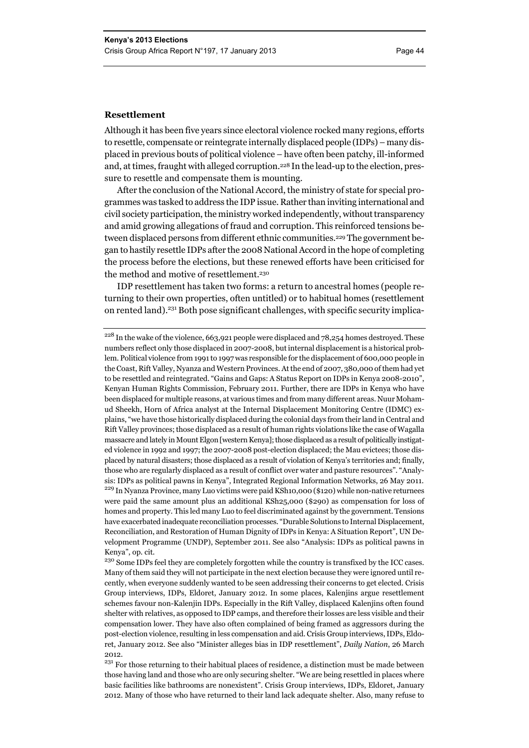**Resettlement**

Although it has been five years since electoral violence rocked many regions, efforts to resettle, compensate or reintegrate internally displaced people (IDPs) – many displaced in previous bouts of political violence – have often been patchy, ill-informed and, at times, fraught with alleged corruption.[228] In the lead-up to the election, pressure to resettle and compensate them is mounting.

After the conclusion of the National Accord, the ministry of state for special programmes was tasked to address the IDP issue. Rather than inviting international and civil society participation, the ministry worked independently, without transparency and amid growing allegations of fraud and corruption. This reinforced tensions between displaced persons from different ethnic communities.[229] The government began to hastily resettle IDPs after the 2008 National Accord in the hope of completing the process before the elections, but these renewed efforts have been criticised for the method and motive of resettlement.[230]

IDP resettlement has taken two forms: a return to ancestral homes (people returning to their own properties, often untitled) or to habitual homes (resettlement on rented land).[231] Both pose significant challenges, with specific security implica-

---

[228] In the wake of the violence, 663,921 people were displaced and 78,254 homes destroyed. These numbers reflect only those displaced in 2007-2008, but internal displacement is a historical problem. Political violence from 1991 to 1997 was responsible for the displacement of 600,000 people in the Coast, Rift Valley, Nyanza and Western Provinces. At the end of 2007, 380,000 of them had yet to be resettled and reintegrated. "Gains and Gaps: A Status Report on IDPs in Kenya 2008-2010", Kenyan Human Rights Commission, February 2011. Further, there are IDPs in Kenya who have been displaced for multiple reasons, at various times and from many different areas. Nuur Mohamud Sheekh, Horn of Africa analyst at the Internal Displacement Monitoring Centre (IDMC) explains, "we have those historically displaced during the colonial days from their land in Central and Rift Valley provinces; those displaced as a result of human rights violations like the case of Wagalla massacre and lately in Mount Elgon [western Kenya]; those displaced as a result of politically instigated violence in 1992 and 1997; the 2007-2008 post-election displaced; the Mau evictees; those displaced by natural disasters; those displaced as a result of violation of Kenya's territories and; finally, those who are regularly displaced as a result of conflict over water and pasture resources". "Analysis: IDPs as political pawns in Kenya", Integrated Regional Information Networks, 26 May 2011.

[229] In Nyanza Province, many Luo victims were paid KSh10,000 ($120) while non-native returnees were paid the same amount plus an additional KSh25,000 ($290) as compensation for loss of homes and property. This led many Luo to feel discriminated against by the government. Tensions have exacerbated inadequate reconciliation processes. "Durable Solutions to Internal Displacement, Reconciliation, and Restoration of Human Dignity of IDPs in Kenya: A Situation Report", UN Development Programme (UNDP), September 2011. See also "Analysis: IDPs as political pawns in Kenya", op. cit.

[230] Some IDPs feel they are completely forgotten while the country is transfixed by the ICC cases. Many of them said they will not participate in the next election because they were ignored until recently, when everyone suddenly wanted to be seen addressing their concerns to get elected. Crisis Group interviews, IDPs, Eldoret, January 2012. In some places, Kalenjins argue resettlement schemes favour non-Kalenjin IDPs. Especially in the Rift Valley, displaced Kalenjins often found shelter with relatives, as opposed to IDP camps, and therefore their losses are less visible and their compensation lower. They have also often complained of being framed as aggressors during the post-election violence, resulting in less compensation and aid. Crisis Group interviews, IDPs, Eldoret, January 2012. See also "Minister alleges bias in IDP resettlement", *Daily Nation*, 26 March 2012.

[231] For those returning to their habitual places of residence, a distinction must be made between those having land and those who are only securing shelter. "We are being resettled in places where basic facilities like bathrooms are nonexistent". Crisis Group interviews, IDPs, Eldoret, January 2012. Many of those who have returned to their land lack adequate shelter. Also, many refuse to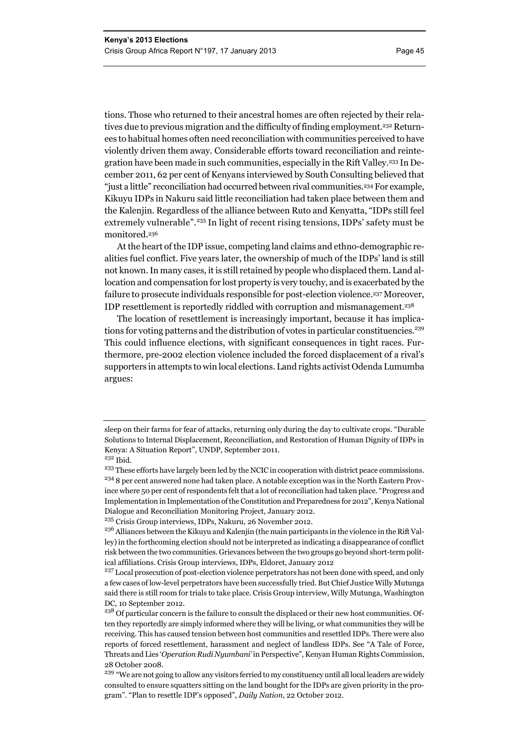tions. Those who returned to their ancestral homes are often rejected by their relatives due to previous migration and the difficulty of finding employment.[232] Returnees to habitual homes often need reconciliation with communities perceived to have violently driven them away. Considerable efforts toward reconciliation and reintegration have been made in such communities, especially in the Rift Valley.[233] In December 2011, 62 per cent of Kenyans interviewed by South Consulting believed that "just a little" reconciliation had occurred between rival communities.[234] For example, Kikuyu IDPs in Nakuru said little reconciliation had taken place between them and the Kalenjin. Regardless of the alliance between Ruto and Kenyatta, "IDPs still feel extremely vulnerable".[235] In light of recent rising tensions, IDPs' safety must be monitored.[236]

At the heart of the IDP issue, competing land claims and ethno-demographic realities fuel conflict. Five years later, the ownership of much of the IDPs' land is still not known. In many cases, it is still retained by people who displaced them. Land allocation and compensation for lost property is very touchy, and is exacerbated by the failure to prosecute individuals responsible for post-election violence.[237] Moreover, IDP resettlement is reportedly riddled with corruption and mismanagement.[238]

The location of resettlement is increasingly important, because it has implications for voting patterns and the distribution of votes in particular constituencies.[239] This could influence elections, with significant consequences in tight races. Furthermore, pre-2002 election violence included the forced displacement of a rival's supporters in attempts to win local elections. Land rights activist Odenda Lumumba argues:

---

sleep on their farms for fear of attacks, returning only during the day to cultivate crops. "Durable Solutions to Internal Displacement, Reconciliation, and Restoration of Human Dignity of IDPs in Kenya: A Situation Report", UNDP, September 2011.

[232] Ibid.

[233] These efforts have largely been led by the NCIC in cooperation with district peace commissions.

[234] 8 per cent answered none had taken place. A notable exception was in the North Eastern Province where 50 per cent of respondents felt that a lot of reconciliation had taken place. "Progress and Implementation in Implementation of the Constitution and Preparedness for 2012", Kenya National Dialogue and Reconciliation Monitoring Project, January 2012.

[235] Crisis Group interviews, IDPs, Nakuru, 26 November 2012.

[236] Alliances between the Kikuyu and Kalenjin (the main participants in the violence in the Rift Valley) in the forthcoming election should not be interpreted as indicating a disappearance of conflict risk between the two communities. Grievances between the two groups go beyond short-term political affiliations. Crisis Group interviews, IDPs, Eldoret, January 2012

[237] Local prosecution of post-election violence perpetrators has not been done with speed, and only a few cases of low-level perpetrators have been successfully tried. But Chief Justice Willy Mutunga said there is still room for trials to take place. Crisis Group interview, Willy Mutunga, Washington DC, 10 September 2012.

[238] Of particular concern is the failure to consult the displaced or their new host communities. Often they reportedly are simply informed where they will be living, or what communities they will be receiving. This has caused tension between host communities and resettled IDPs. There were also reports of forced resettlement, harassment and neglect of landless IDPs. See "A Tale of Force, Threats and Lies '*Operation Rudi Nyumbani*' in Perspective", Kenyan Human Rights Commission, 28 October 2008.

[239] "We are not going to allow any visitors ferried to my constituency until all local leaders are widely consulted to ensure squatters sitting on the land bought for the IDPs are given priority in the program". "Plan to resettle IDP's opposed", *Daily Nation*, 22 October 2012.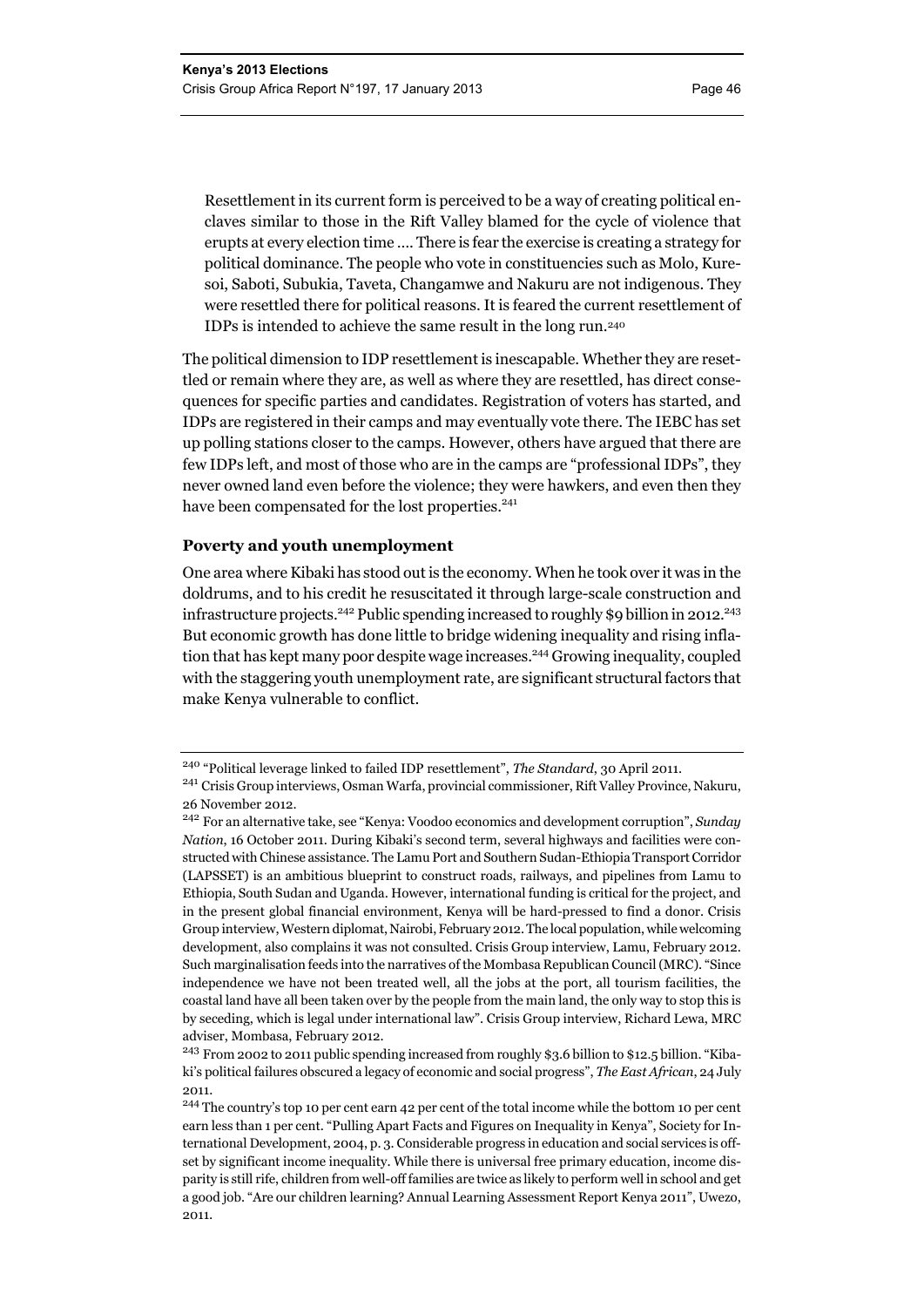> Resettlement in its current form is perceived to be a way of creating political enclaves similar to those in the Rift Valley blamed for the cycle of violence that erupts at every election time .... There is fear the exercise is creating a strategy for political dominance. The people who vote in constituencies such as Molo, Kuresoi, Saboti, Subukia, Taveta, Changamwe and Nakuru are not indigenous. They were resettled there for political reasons. It is feared the current resettlement of IDPs is intended to achieve the same result in the long run.[240]

The political dimension to IDP resettlement is inescapable. Whether they are resettled or remain where they are, as well as where they are resettled, has direct consequences for specific parties and candidates. Registration of voters has started, and IDPs are registered in their camps and may eventually vote there. The IEBC has set up polling stations closer to the camps. However, others have argued that there are few IDPs left, and most of those who are in the camps are "professional IDPs", they never owned land even before the violence; they were hawkers, and even then they have been compensated for the lost properties.[241]

### Poverty and youth unemployment

One area where Kibaki has stood out is the economy. When he took over it was in the doldrums, and to his credit he resuscitated it through large-scale construction and infrastructure projects.[242] Public spending increased to roughly $9 billion in 2012.[243] But economic growth has done little to bridge widening inequality and rising inflation that has kept many poor despite wage increases.[244] Growing inequality, coupled with the staggering youth unemployment rate, are significant structural factors that make Kenya vulnerable to conflict.

---

[240] "Political leverage linked to failed IDP resettlement", *The Standard*, 30 April 2011.

[241] Crisis Group interviews, Osman Warfa, provincial commissioner, Rift Valley Province, Nakuru, 26 November 2012.

[242] For an alternative take, see "Kenya: Voodoo economics and development corruption", *Sunday Nation*, 16 October 2011. During Kibaki's second term, several highways and facilities were constructed with Chinese assistance. The Lamu Port and Southern Sudan-Ethiopia Transport Corridor (LAPSSET) is an ambitious blueprint to construct roads, railways, and pipelines from Lamu to Ethiopia, South Sudan and Uganda. However, international funding is critical for the project, and in the present global financial environment, Kenya will be hard-pressed to find a donor. Crisis Group interview, Western diplomat, Nairobi, February 2012. The local population, while welcoming development, also complains it was not consulted. Crisis Group interview, Lamu, February 2012. Such marginalisation feeds into the narratives of the Mombasa Republican Council (MRC). "Since independence we have not been treated well, all the jobs at the port, all tourism facilities, the coastal land have all been taken over by the people from the main land, the only way to stop this is by seceding, which is legal under international law". Crisis Group interview, Richard Lewa, MRC adviser, Mombasa, February 2012.

[243] From 2002 to 2011 public spending increased from roughly $3.6 billion to $12.5 billion. "Kibaki's political failures obscured a legacy of economic and social progress", *The East African*, 24 July 2011.

[244] The country's top 10 per cent earn 42 per cent of the total income while the bottom 10 per cent earn less than 1 per cent. "Pulling Apart Facts and Figures on Inequality in Kenya", Society for International Development, 2004, p. 3. Considerable progress in education and social services is offset by significant income inequality. While there is universal free primary education, income disparity is still rife, children from well-off families are twice as likely to perform well in school and get a good job. "Are our children learning? Annual Learning Assessment Report Kenya 2011", Uwezo, 2011.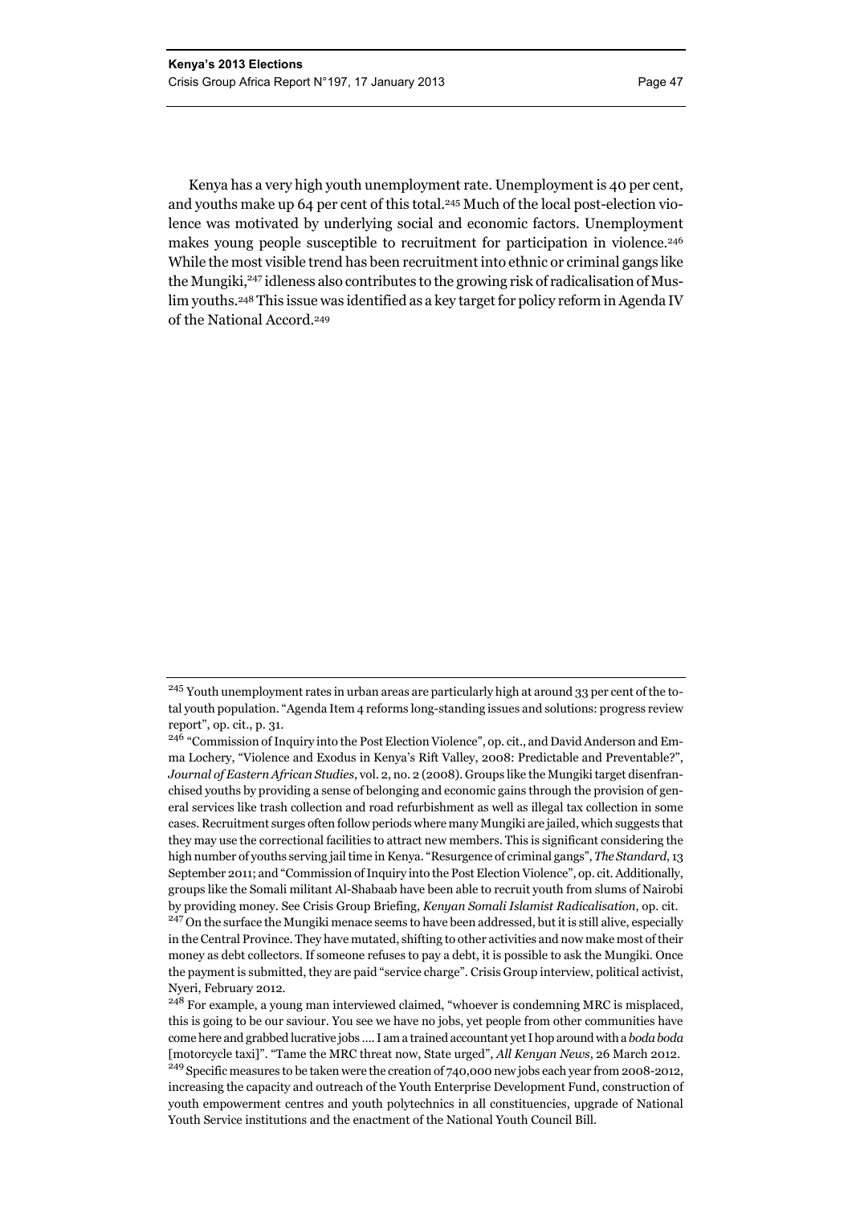Kenya has a very high youth unemployment rate. Unemployment is 40 per cent, and youths make up 64 per cent of this total.[245] Much of the local post-election violence was motivated by underlying social and economic factors. Unemployment makes young people susceptible to recruitment for participation in violence.[246] While the most visible trend has been recruitment into ethnic or criminal gangs like the Mungiki,[247] idleness also contributes to the growing risk of radicalisation of Muslim youths.[248] This issue was identified as a key target for policy reform in Agenda IV of the National Accord.[249]

---

[245] Youth unemployment rates in urban areas are particularly high at around 33 per cent of the total youth population. "Agenda Item 4 reforms long-standing issues and solutions: progress review report", op. cit., p. 31.

[246] "Commission of Inquiry into the Post Election Violence", op. cit., and David Anderson and Emma Lochery, "Violence and Exodus in Kenya's Rift Valley, 2008: Predictable and Preventable?", *Journal of Eastern African Studies*, vol. 2, no. 2 (2008). Groups like the Mungiki target disenfranchised youths by providing a sense of belonging and economic gains through the provision of general services like trash collection and road refurbishment as well as illegal tax collection in some cases. Recruitment surges often follow periods where many Mungiki are jailed, which suggests that they may use the correctional facilities to attract new members. This is significant considering the high number of youths serving jail time in Kenya. "Resurgence of criminal gangs", *The Standard*, 13 September 2011; and "Commission of Inquiry into the Post Election Violence", op. cit. Additionally, groups like the Somali militant Al-Shabaab have been able to recruit youth from slums of Nairobi by providing money. See Crisis Group Briefing, *Kenyan Somali Islamist Radicalisation*, op. cit.

[247] On the surface the Mungiki menace seems to have been addressed, but it is still alive, especially in the Central Province. They have mutated, shifting to other activities and now make most of their money as debt collectors. If someone refuses to pay a debt, it is possible to ask the Mungiki. Once the payment is submitted, they are paid "service charge". Crisis Group interview, political activist, Nyeri, February 2012.

[248] For example, a young man interviewed claimed, "whoever is condemning MRC is misplaced, this is going to be our saviour. You see we have no jobs, yet people from other communities have come here and grabbed lucrative jobs …. I am a trained accountant yet I hop around with a *boda boda* [motorcycle taxi]". "Tame the MRC threat now, State urged", *All Kenyan News*, 26 March 2012.

[249] Specific measures to be taken were the creation of 740,000 new jobs each year from 2008-2012, increasing the capacity and outreach of the Youth Enterprise Development Fund, construction of youth empowerment centres and youth polytechnics in all constituencies, upgrade of National Youth Service institutions and the enactment of the National Youth Council Bill.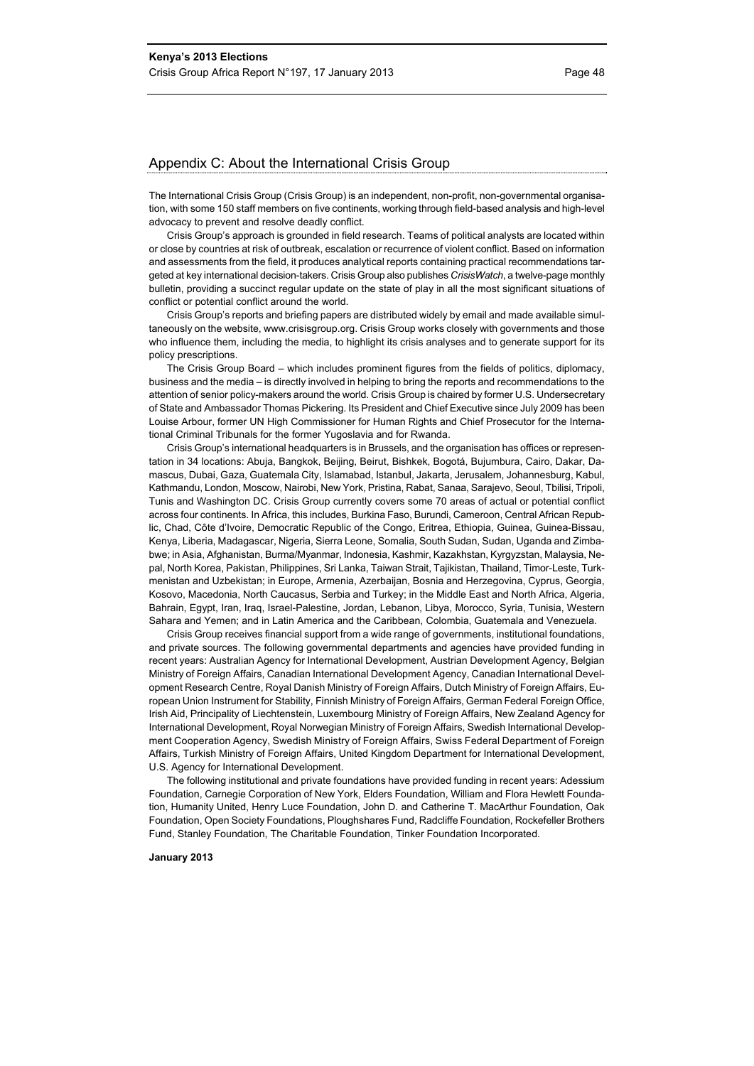## Appendix C: About the International Crisis Group

The International Crisis Group (Crisis Group) is an independent, non-profit, non-governmental organisation, with some 150 staff members on five continents, working through field-based analysis and high-level advocacy to prevent and resolve deadly conflict.

Crisis Group's approach is grounded in field research. Teams of political analysts are located within or close by countries at risk of outbreak, escalation or recurrence of violent conflict. Based on information and assessments from the field, it produces analytical reports containing practical recommendations targeted at key international decision-takers. Crisis Group also publishes *CrisisWatch*, a twelve-page monthly bulletin, providing a succinct regular update on the state of play in all the most significant situations of conflict or potential conflict around the world.

Crisis Group's reports and briefing papers are distributed widely by email and made available simultaneously on the website, www.crisisgroup.org. Crisis Group works closely with governments and those who influence them, including the media, to highlight its crisis analyses and to generate support for its policy prescriptions.

The Crisis Group Board – which includes prominent figures from the fields of politics, diplomacy, business and the media – is directly involved in helping to bring the reports and recommendations to the attention of senior policy-makers around the world. Crisis Group is chaired by former U.S. Undersecretary of State and Ambassador Thomas Pickering. Its President and Chief Executive since July 2009 has been Louise Arbour, former UN High Commissioner for Human Rights and Chief Prosecutor for the International Criminal Tribunals for the former Yugoslavia and for Rwanda.

Crisis Group's international headquarters is in Brussels, and the organisation has offices or representation in 34 locations: Abuja, Bangkok, Beijing, Beirut, Bishkek, Bogotá, Bujumbura, Cairo, Dakar, Damascus, Dubai, Gaza, Guatemala City, Islamabad, Istanbul, Jakarta, Jerusalem, Johannesburg, Kabul, Kathmandu, London, Moscow, Nairobi, New York, Pristina, Rabat, Sanaa, Sarajevo, Seoul, Tbilisi, Tripoli, Tunis and Washington DC. Crisis Group currently covers some 70 areas of actual or potential conflict across four continents. In Africa, this includes, Burkina Faso, Burundi, Cameroon, Central African Republic, Chad, Côte d'Ivoire, Democratic Republic of the Congo, Eritrea, Ethiopia, Guinea, Guinea-Bissau, Kenya, Liberia, Madagascar, Nigeria, Sierra Leone, Somalia, South Sudan, Sudan, Uganda and Zimbabwe; in Asia, Afghanistan, Burma/Myanmar, Indonesia, Kashmir, Kazakhstan, Kyrgyzstan, Malaysia, Nepal, North Korea, Pakistan, Philippines, Sri Lanka, Taiwan Strait, Tajikistan, Thailand, Timor-Leste, Turkmenistan and Uzbekistan; in Europe, Armenia, Azerbaijan, Bosnia and Herzegovina, Cyprus, Georgia, Kosovo, Macedonia, North Caucasus, Serbia and Turkey; in the Middle East and North Africa, Algeria, Bahrain, Egypt, Iran, Iraq, Israel-Palestine, Jordan, Lebanon, Libya, Morocco, Syria, Tunisia, Western Sahara and Yemen; and in Latin America and the Caribbean, Colombia, Guatemala and Venezuela.

Crisis Group receives financial support from a wide range of governments, institutional foundations, and private sources. The following governmental departments and agencies have provided funding in recent years: Australian Agency for International Development, Austrian Development Agency, Belgian Ministry of Foreign Affairs, Canadian International Development Agency, Canadian International Development Research Centre, Royal Danish Ministry of Foreign Affairs, Dutch Ministry of Foreign Affairs, European Union Instrument for Stability, Finnish Ministry of Foreign Affairs, German Federal Foreign Office, Irish Aid, Principality of Liechtenstein, Luxembourg Ministry of Foreign Affairs, New Zealand Agency for International Development, Royal Norwegian Ministry of Foreign Affairs, Swedish International Development Cooperation Agency, Swedish Ministry of Foreign Affairs, Swiss Federal Department of Foreign Affairs, Turkish Ministry of Foreign Affairs, United Kingdom Department for International Development, U.S. Agency for International Development.

The following institutional and private foundations have provided funding in recent years: Adessium Foundation, Carnegie Corporation of New York, Elders Foundation, William and Flora Hewlett Foundation, Humanity United, Henry Luce Foundation, John D. and Catherine T. MacArthur Foundation, Oak Foundation, Open Society Foundations, Ploughshares Fund, Radcliffe Foundation, Rockefeller Brothers Fund, Stanley Foundation, The Charitable Foundation, Tinker Foundation Incorporated.

**January 2013**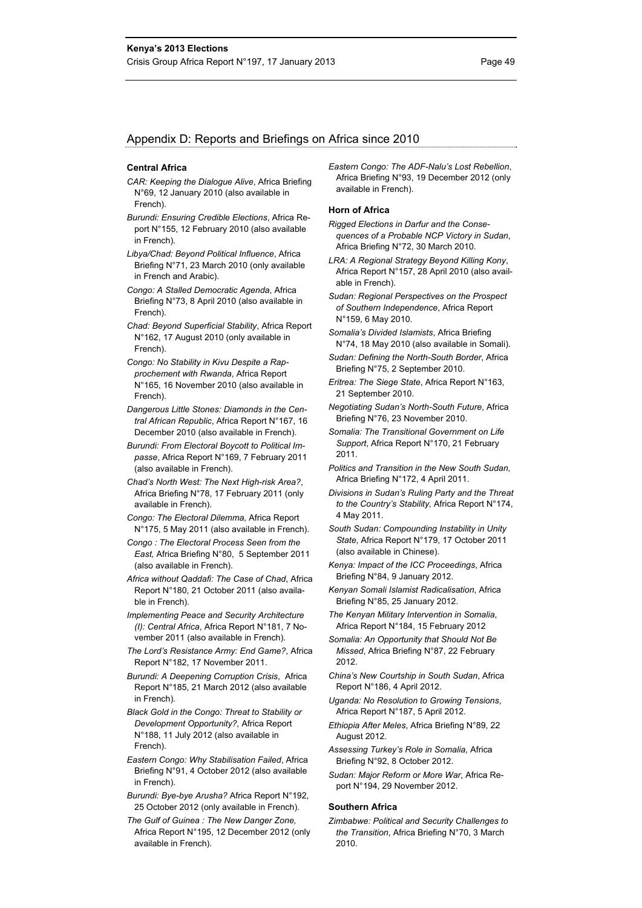## Appendix D: Reports and Briefings on Africa since 2010

### Central Africa

*CAR: Keeping the Dialogue Alive*, Africa Briefing N°69, 12 January 2010 (also available in French).

*Burundi: Ensuring Credible Elections*, Africa Report N°155, 12 February 2010 (also available in French).

*Libya/Chad: Beyond Political Influence*, Africa Briefing N°71, 23 March 2010 (only available in French and Arabic).

*Congo: A Stalled Democratic Agenda*, Africa Briefing N°73, 8 April 2010 (also available in French).

*Chad: Beyond Superficial Stability*, Africa Report N°162, 17 August 2010 (only available in French).

*Congo: No Stability in Kivu Despite a Rapprochement with Rwanda*, Africa Report N°165, 16 November 2010 (also available in French).

*Dangerous Little Stones: Diamonds in the Central African Republic*, Africa Report N°167, 16 December 2010 (also available in French).

*Burundi: From Electoral Boycott to Political Impasse*, Africa Report N°169, 7 February 2011 (also available in French).

*Chad's North West: The Next High-risk Area?*, Africa Briefing N°78, 17 February 2011 (only available in French).

*Congo: The Electoral Dilemma,* Africa Report N°175, 5 May 2011 (also available in French).

*Congo : The Electoral Process Seen from the East,* Africa Briefing N°80, 5 September 2011 (also available in French).

*Africa without Qaddafi: The Case of Chad*, Africa Report N°180, 21 October 2011 (also available in French).

*Implementing Peace and Security Architecture (I): Central Africa*, Africa Report N°181, 7 November 2011 (also available in French).

*The Lord's Resistance Army: End Game?*, Africa Report N°182, 17 November 2011.

*Burundi: A Deepening Corruption Crisis*, Africa Report N°185, 21 March 2012 (also available in French).

*Black Gold in the Congo: Threat to Stability or Development Opportunity?,* Africa Report N°188, 11 July 2012 (also available in French).

*Eastern Congo: Why Stabilisation Failed*, Africa Briefing N°91, 4 October 2012 (also available in French).

*Burundi: Bye-bye Arusha?* Africa Report N°192, 25 October 2012 (only available in French).

*The Gulf of Guinea : The New Danger Zone,* Africa Report N°195, 12 December 2012 (only available in French).

*Eastern Congo: The ADF-Nalu's Lost Rebellion*, Africa Briefing N°93, 19 December 2012 (only available in French).

### Horn of Africa

*Rigged Elections in Darfur and the Consequences of a Probable NCP Victory in Sudan*, Africa Briefing N°72, 30 March 2010.

*LRA: A Regional Strategy Beyond Killing Kony*, Africa Report N°157, 28 April 2010 (also available in French).

*Sudan: Regional Perspectives on the Prospect of Southern Independence*, Africa Report N°159, 6 May 2010.

*Somalia's Divided Islamists*, Africa Briefing N°74, 18 May 2010 (also available in Somali).

*Sudan: Defining the North-South Border*, Africa Briefing N°75, 2 September 2010.

*Eritrea: The Siege State*, Africa Report N°163, 21 September 2010.

*Negotiating Sudan's North-South Future*, Africa Briefing N°76, 23 November 2010.

*Somalia: The Transitional Government on Life Support*, Africa Report N°170, 21 February 2011.

*Politics and Transition in the New South Sudan,* Africa Briefing N°172, 4 April 2011.

*Divisions in Sudan's Ruling Party and the Threat to the Country's Stability,* Africa Report N°174, 4 May 2011.

*South Sudan: Compounding Instability in Unity State*, Africa Report N°179, 17 October 2011 (also available in Chinese).

*Kenya: Impact of the ICC Proceedings*, Africa Briefing N°84, 9 January 2012.

*Kenyan Somali Islamist Radicalisation*, Africa Briefing N°85, 25 January 2012.

*The Kenyan Military Intervention in Somalia*, Africa Report N°184, 15 February 2012

*Somalia: An Opportunity that Should Not Be Missed*, Africa Briefing N°87, 22 February 2012.

*China's New Courtship in South Sudan*, Africa Report N°186, 4 April 2012.

*Uganda: No Resolution to Growing Tensions*, Africa Report N°187, 5 April 2012.

*Ethiopia After Meles*, Africa Briefing N°89, 22 August 2012.

*Assessing Turkey's Role in Somalia,* Africa Briefing N°92, 8 October 2012.

*Sudan: Major Reform or More War*, Africa Report N°194, 29 November 2012.

### Southern Africa

*Zimbabwe: Political and Security Challenges to the Transition*, Africa Briefing N°70, 3 March 2010.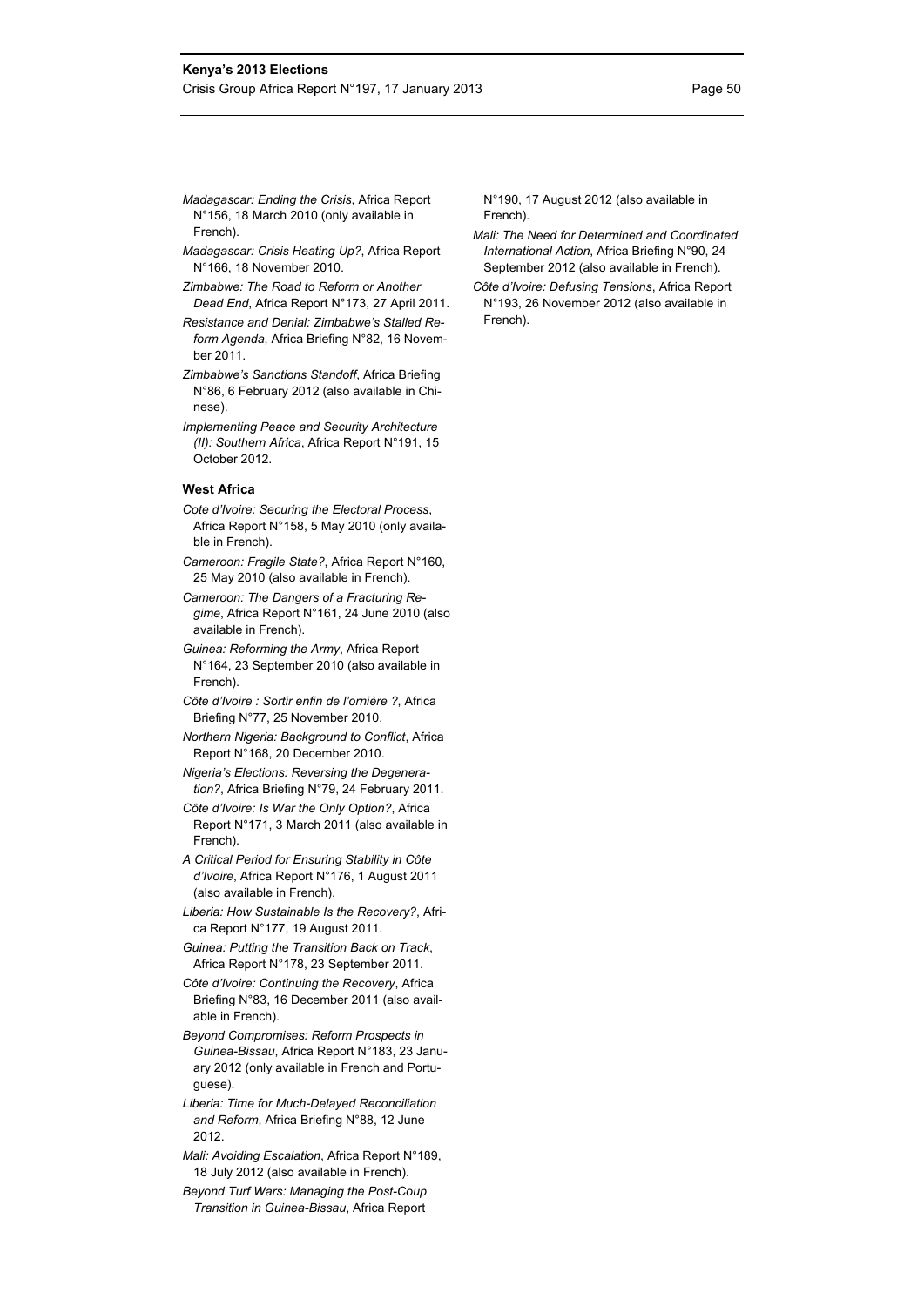*Madagascar: Ending the Crisis*, Africa Report N°156, 18 March 2010 (only available in French).

*Madagascar: Crisis Heating Up?*, Africa Report N°166, 18 November 2010.

*Zimbabwe: The Road to Reform or Another Dead End*, Africa Report N°173, 27 April 2011.

*Resistance and Denial: Zimbabwe's Stalled Reform Agenda*, Africa Briefing N°82, 16 November 2011.

*Zimbabwe's Sanctions Standoff*, Africa Briefing N°86, 6 February 2012 (also available in Chinese).

*Implementing Peace and Security Architecture (II): Southern Africa*, Africa Report N°191, 15 October 2012.

### West Africa

*Cote d'Ivoire: Securing the Electoral Process*, Africa Report N°158, 5 May 2010 (only available in French).

*Cameroon: Fragile State?*, Africa Report N°160, 25 May 2010 (also available in French).

*Cameroon: The Dangers of a Fracturing Regime*, Africa Report N°161, 24 June 2010 (also available in French).

*Guinea: Reforming the Army*, Africa Report N°164, 23 September 2010 (also available in French).

*Côte d'Ivoire : Sortir enfin de l'ornière ?*, Africa Briefing N°77, 25 November 2010.

*Northern Nigeria: Background to Conflict*, Africa Report N°168, 20 December 2010.

*Nigeria's Elections: Reversing the Degeneration?*, Africa Briefing N°79, 24 February 2011.

*Côte d'Ivoire: Is War the Only Option?*, Africa Report N°171, 3 March 2011 (also available in French).

*A Critical Period for Ensuring Stability in Côte d'Ivoire*, Africa Report N°176, 1 August 2011 (also available in French).

*Liberia: How Sustainable Is the Recovery?*, Africa Report N°177, 19 August 2011.

*Guinea: Putting the Transition Back on Track*, Africa Report N°178, 23 September 2011.

*Côte d'Ivoire: Continuing the Recovery*, Africa Briefing N°83, 16 December 2011 (also available in French).

*Beyond Compromises: Reform Prospects in Guinea-Bissau*, Africa Report N°183, 23 January 2012 (only available in French and Portuguese).

*Liberia: Time for Much-Delayed Reconciliation and Reform*, Africa Briefing N°88, 12 June 2012.

*Mali: Avoiding Escalation*, Africa Report N°189, 18 July 2012 (also available in French).

*Beyond Turf Wars: Managing the Post-Coup Transition in Guinea-Bissau*, Africa Report N°190, 17 August 2012 (also available in French).

*Mali: The Need for Determined and Coordinated International Action*, Africa Briefing N°90, 24 September 2012 (also available in French).

*Côte d'Ivoire: Defusing Tensions*, Africa Report N°193, 26 November 2012 (also available in French).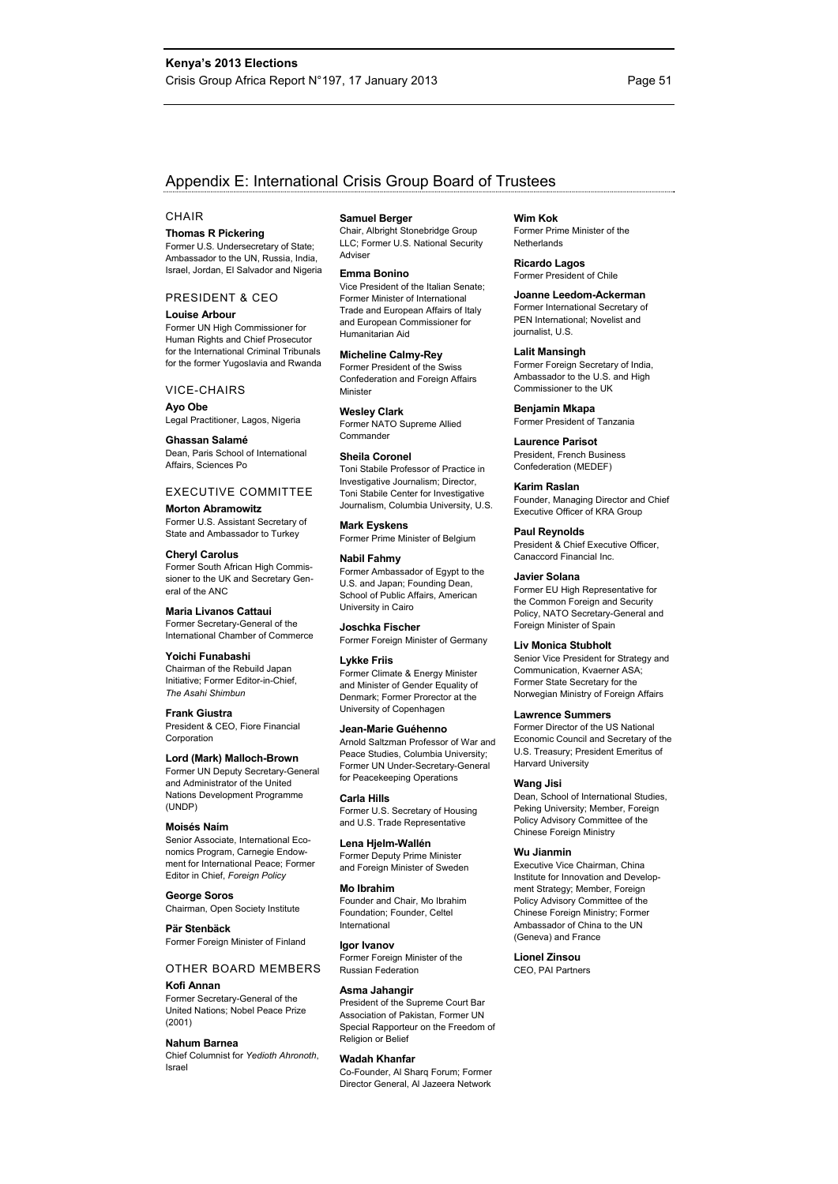# Appendix E: International Crisis Group Board of Trustees

## CHAIR

**Thomas R Pickering**
Former U.S. Undersecretary of State; Ambassador to the UN, Russia, India, Israel, Jordan, El Salvador and Nigeria

## PRESIDENT & CEO

**Louise Arbour**
Former UN High Commissioner for Human Rights and Chief Prosecutor for the International Criminal Tribunals for the former Yugoslavia and Rwanda

## VICE-CHAIRS

**Ayo Obe**
Legal Practitioner, Lagos, Nigeria

**Ghassan Salamé**
Dean, Paris School of International Affairs, Sciences Po

## EXECUTIVE COMMITTEE

**Morton Abramowitz**
Former U.S. Assistant Secretary of State and Ambassador to Turkey

**Cheryl Carolus**
Former South African High Commissioner to the UK and Secretary General of the ANC

**Maria Livanos Cattaui**
Former Secretary-General of the International Chamber of Commerce

**Yoichi Funabashi**
Chairman of the Rebuild Japan Initiative; Former Editor-in-Chief, *The Asahi Shimbun*

**Frank Giustra**
President & CEO, Fiore Financial Corporation

**Lord (Mark) Malloch-Brown**
Former UN Deputy Secretary-General and Administrator of the United Nations Development Programme (UNDP)

**Moisés Naím**
Senior Associate, International Economics Program, Carnegie Endowment for International Peace; Former Editor in Chief, *Foreign Policy*

**George Soros**
Chairman, Open Society Institute

**Pär Stenbäck**
Former Foreign Minister of Finland

## OTHER BOARD MEMBERS

**Kofi Annan**
Former Secretary-General of the United Nations; Nobel Peace Prize (2001)

**Nahum Barnea**
Chief Columnist for *Yedioth Ahronoth*, Israel

**Samuel Berger**
Chair, Albright Stonebridge Group LLC; Former U.S. National Security Adviser

**Emma Bonino**
Vice President of the Italian Senate; Former Minister of International Trade and European Affairs of Italy and European Commissioner for Humanitarian Aid

**Micheline Calmy-Rey**
Former President of the Swiss Confederation and Foreign Affairs Minister

**Wesley Clark**
Former NATO Supreme Allied Commander

**Sheila Coronel**
Toni Stabile Professor of Practice in Investigative Journalism; Director, Toni Stabile Center for Investigative Journalism, Columbia University, U.S.

**Mark Eyskens**
Former Prime Minister of Belgium

**Nabil Fahmy**
Former Ambassador of Egypt to the U.S. and Japan; Founding Dean, School of Public Affairs, American University in Cairo

**Joschka Fischer**
Former Foreign Minister of Germany

**Lykke Friis**
Former Climate & Energy Minister and Minister of Gender Equality of Denmark; Former Prorector at the University of Copenhagen

**Jean-Marie Guéhenno**
Arnold Saltzman Professor of War and Peace Studies, Columbia University; Former UN Under-Secretary-General for Peacekeeping Operations

**Carla Hills**
Former U.S. Secretary of Housing and U.S. Trade Representative

**Lena Hjelm-Wallén**
Former Deputy Prime Minister and Foreign Minister of Sweden

**Mo Ibrahim**
Founder and Chair, Mo Ibrahim Foundation; Founder, Celtel International

**Igor Ivanov**
Former Foreign Minister of the Russian Federation

**Asma Jahangir**
President of the Supreme Court Bar Association of Pakistan, Former UN Special Rapporteur on the Freedom of Religion or Belief

**Wadah Khanfar**
Co-Founder, Al Sharq Forum; Former Director General, Al Jazeera Network

**Wim Kok**
Former Prime Minister of the Netherlands

**Ricardo Lagos**
Former President of Chile

**Joanne Leedom-Ackerman**
Former International Secretary of PEN International; Novelist and journalist, U.S.

**Lalit Mansingh**
Former Foreign Secretary of India, Ambassador to the U.S. and High Commissioner to the UK

**Benjamin Mkapa**
Former President of Tanzania

**Laurence Parisot**
President, French Business Confederation (MEDEF)

**Karim Raslan**
Founder, Managing Director and Chief Executive Officer of KRA Group

**Paul Reynolds**
President & Chief Executive Officer, Canaccord Financial Inc.

**Javier Solana**
Former EU High Representative for the Common Foreign and Security Policy, NATO Secretary-General and Foreign Minister of Spain

**Liv Monica Stubholt**
Senior Vice President for Strategy and Communication, Kvaerner ASA; Former State Secretary for the Norwegian Ministry of Foreign Affairs

**Lawrence Summers**
Former Director of the US National Economic Council and Secretary of the U.S. Treasury; President Emeritus of Harvard University

**Wang Jisi**
Dean, School of International Studies, Peking University; Member, Foreign Policy Advisory Committee of the Chinese Foreign Ministry

**Wu Jianmin**
Executive Vice Chairman, China Institute for Innovation and Development Strategy; Member, Foreign Policy Advisory Committee of the Chinese Foreign Ministry; Former Ambassador of China to the UN (Geneva) and France

**Lionel Zinsou**
CEO, PAI Partners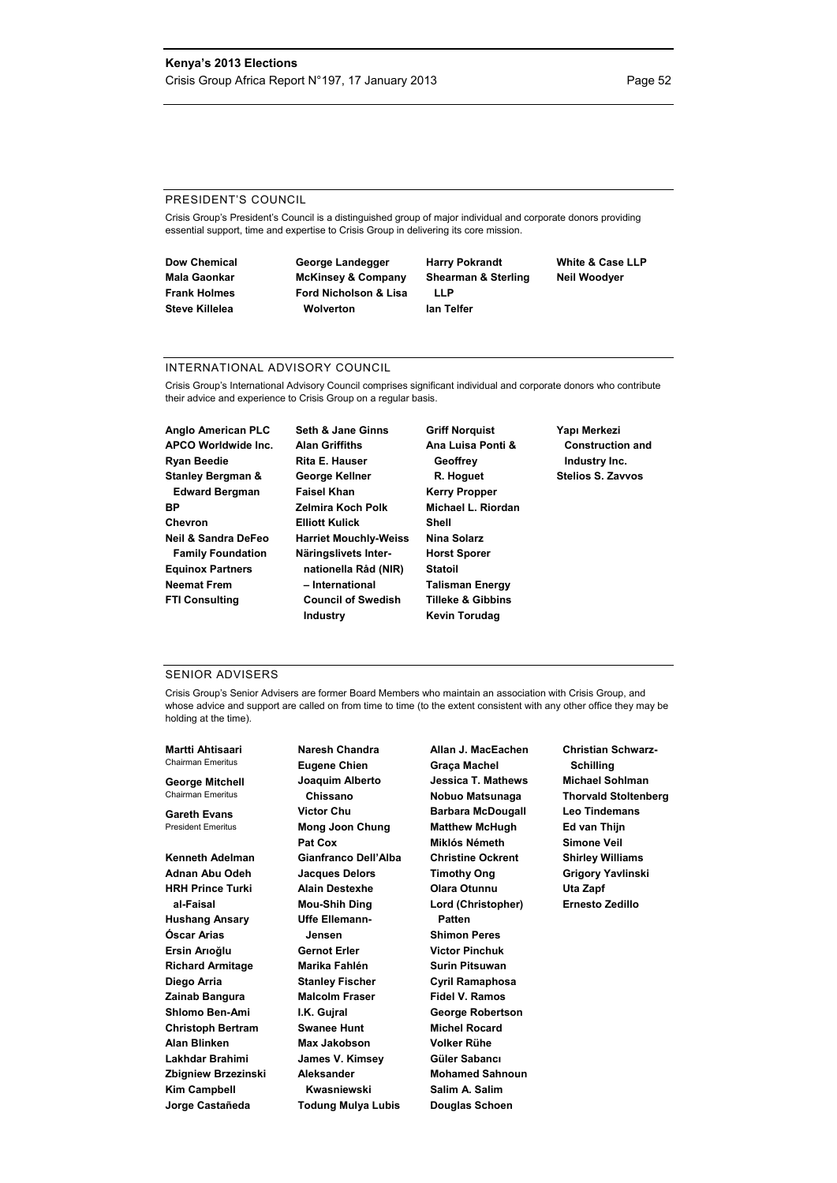## PRESIDENT'S COUNCIL

Crisis Group's President's Council is a distinguished group of major individual and corporate donors providing essential support, time and expertise to Crisis Group in delivering its core mission.

**Dow Chemical**
**Mala Gaonkar**
**Frank Holmes**
**Steve Killelea**
**George Landegger**
**McKinsey & Company**
**Ford Nicholson & Lisa Wolverton**
**Harry Pokrandt**
**Shearman & Sterling LLP**
**Ian Telfer**
**White & Case LLP**
**Neil Woodyer**

## INTERNATIONAL ADVISORY COUNCIL

Crisis Group's International Advisory Council comprises significant individual and corporate donors who contribute their advice and experience to Crisis Group on a regular basis.

**Anglo American PLC**
**APCO Worldwide Inc.**
**Ryan Beedie**
**Stanley Bergman & Edward Bergman**
**BP**
**Chevron**
**Neil & Sandra DeFeo Family Foundation**
**Equinox Partners**
**Neemat Frem**
**FTI Consulting**
**Seth & Jane Ginns**
**Alan Griffiths**
**Rita E. Hauser**
**George Kellner**
**Faisel Khan**
**Zelmira Koch Polk**
**Elliott Kulick**
**Harriet Mouchly-Weiss**
**Näringslivets Internationella Råd (NIR) – International Council of Swedish Industry**
**Griff Norquist**
**Ana Luisa Ponti & Geoffrey R. Hoguet**
**Kerry Propper**
**Michael L. Riordan**
**Shell**
**Nina Solarz**
**Horst Sporer**
**Statoil**
**Talisman Energy**
**Tilleke & Gibbins**
**Kevin Torudag**
**Yapı Merkezi Construction and Industry Inc.**
**Stelios S. Zavvos**

## SENIOR ADVISERS

Crisis Group's Senior Advisers are former Board Members who maintain an association with Crisis Group, and whose advice and support are called on from time to time (to the extent consistent with any other office they may be holding at the time).

**Martti Ahtisaari**
Chairman Emeritus

**George Mitchell**
Chairman Emeritus

**Gareth Evans**
President Emeritus

**Kenneth Adelman**
**Adnan Abu Odeh**
**HRH Prince Turki al-Faisal**
**Hushang Ansary**
**Óscar Arias**
**Ersin Arıoğlu**
**Richard Armitage**
**Diego Arria**
**Zainab Bangura**
**Shlomo Ben-Ami**
**Christoph Bertram**
**Alan Blinken**
**Lakhdar Brahimi**
**Zbigniew Brzezinski**
**Kim Campbell**
**Jorge Castañeda**
**Naresh Chandra**
**Eugene Chien**
**Joaquim Alberto Chissano**
**Victor Chu**
**Mong Joon Chung**
**Pat Cox**
**Gianfranco Dell'Alba**
**Jacques Delors**
**Alain Destexhe**
**Mou-Shih Ding**
**Uffe Ellemann-Jensen**
**Gernot Erler**
**Marika Fahlén**
**Stanley Fischer**
**Malcolm Fraser**
**I.K. Gujral**
**Swanee Hunt**
**Max Jakobson**
**James V. Kimsey**
**Aleksander Kwasniewski**
**Todung Mulya Lubis**
**Allan J. MacEachen**
**Graça Machel**
**Jessica T. Mathews**
**Nobuo Matsunaga**
**Barbara McDougall**
**Matthew McHugh**
**Miklós Németh**
**Christine Ockrent**
**Timothy Ong**
**Olara Otunnu**
**Lord (Christopher) Patten**
**Shimon Peres**
**Victor Pinchuk**
**Surin Pitsuwan**
**Cyril Ramaphosa**
**Fidel V. Ramos**
**George Robertson**
**Michel Rocard**
**Volker Rühe**
**Güler Sabancı**
**Mohamed Sahnoun**
**Salim A. Salim**
**Douglas Schoen**
**Christian Schwarz-Schilling**
**Michael Sohlman**
**Thorvald Stoltenberg**
**Leo Tindemans**
**Ed van Thijn**
**Simone Veil**
**Shirley Williams**
**Grigory Yavlinski**
**Uta Zapf**
**Ernesto Zedillo**